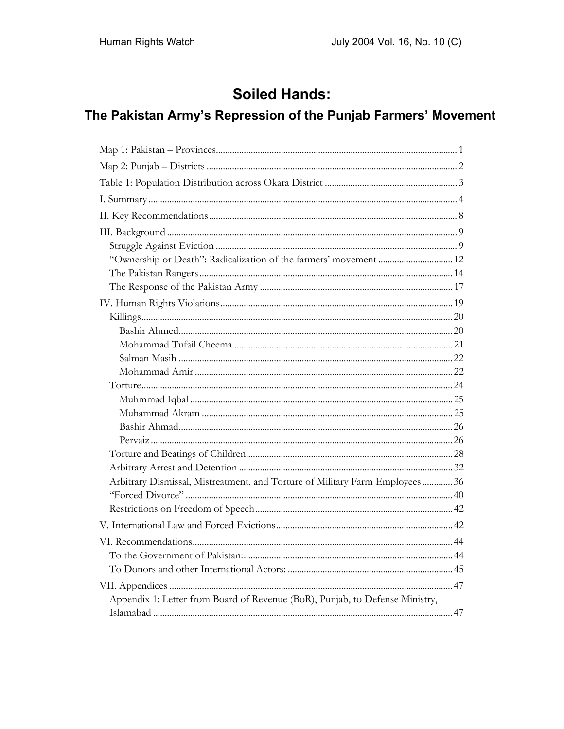# Soiled Hands:

## The Pakistan Army's Repression of the Punjab Farmers' Movement

Map 1: Pakistan – Provinces ........................................................ 1
Map 2: Punjab – Districts ........................................................ 2
Table 1: Population Distribution across Okara District ........................................................ 3
I. Summary ........................................................ 4
II. Key Recommendations ........................................................ 8
III. Background ........................................................ 9
- Struggle Against Eviction ........................................................ 9
- "Ownership or Death": Radicalization of the farmers' movement ........................................................ 12
- The Pakistan Rangers ........................................................ 14
- The Response of the Pakistan Army ........................................................ 17

IV. Human Rights Violations ........................................................ 19
- Killings ........................................................ 20
  - Bashir Ahmed ........................................................ 20
  - Mohammad Tufail Cheema ........................................................ 21
  - Salman Masih ........................................................ 22
  - Mohammad Amir ........................................................ 22
- Torture ........................................................ 24
  - Muhmmad Iqbal ........................................................ 25
  - Muhammad Akram ........................................................ 25
  - Bashir Ahmad ........................................................ 26
  - Pervaiz ........................................................ 26
- Torture and Beatings of Children ........................................................ 28
- Arbitrary Arrest and Detention ........................................................ 32
- Arbitrary Dismissal, Mistreatment, and Torture of Military Farm Employees ........................................................ 36
- "Forced Divorce" ........................................................ 40
- Restrictions on Freedom of Speech ........................................................ 42

V. International Law and Forced Evictions ........................................................ 42
VI. Recommendations ........................................................ 44
- To the Government of Pakistan: ........................................................ 44
- To Donors and other International Actors: ........................................................ 45

VII. Appendices ........................................................ 47
- Appendix 1: Letter from Board of Revenue (BoR), Punjab, to Defense Ministry, Islamabad ........................................................ 47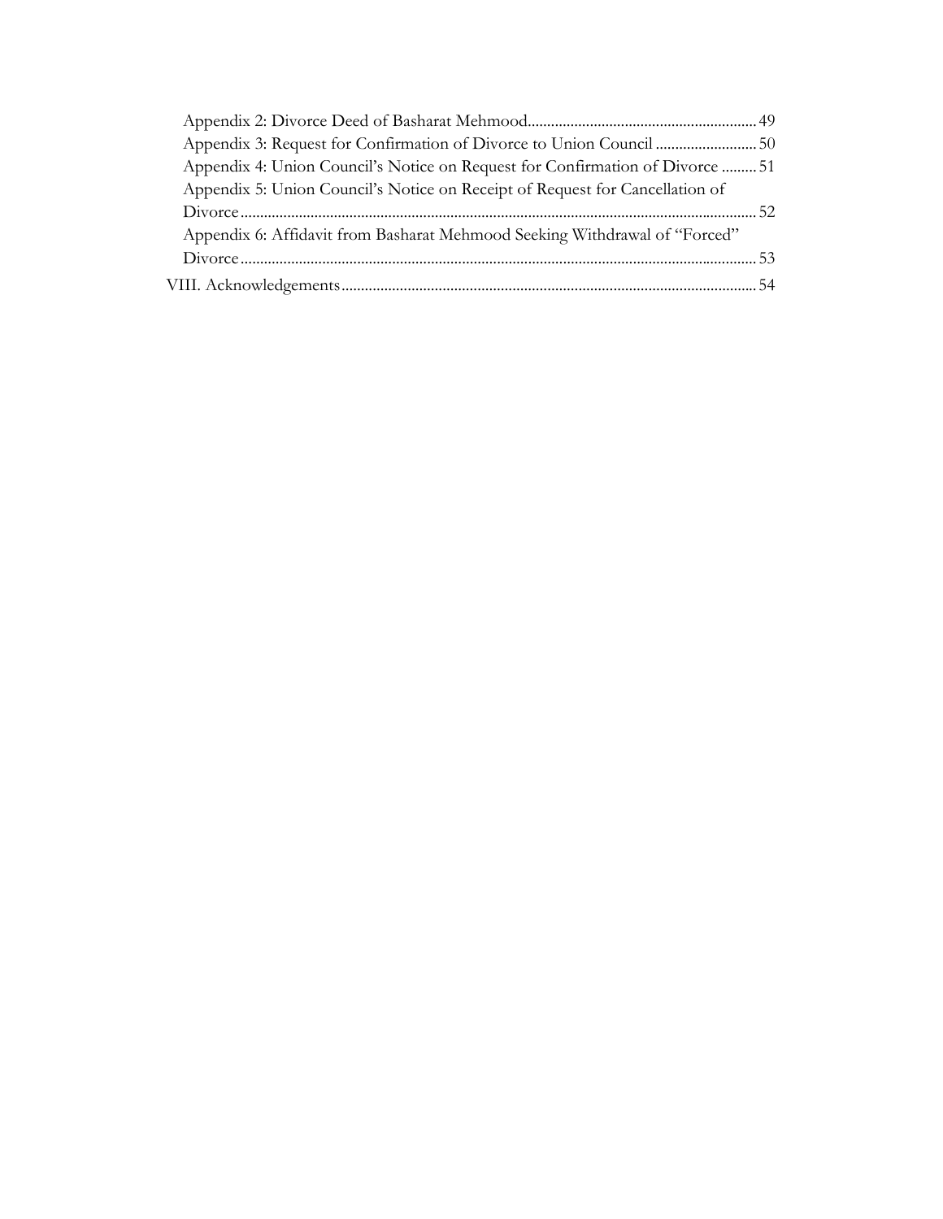Appendix 2: Divorce Deed of Basharat Mehmood .......... 49

Appendix 3: Request for Confirmation of Divorce to Union Council .......... 50

Appendix 4: Union Council's Notice on Request for Confirmation of Divorce .......... 51

Appendix 5: Union Council's Notice on Receipt of Request for Cancellation of Divorce .......... 52

Appendix 6: Affidavit from Basharat Mehmood Seeking Withdrawal of "Forced" Divorce .......... 53

VIII. Acknowledgements .......... 54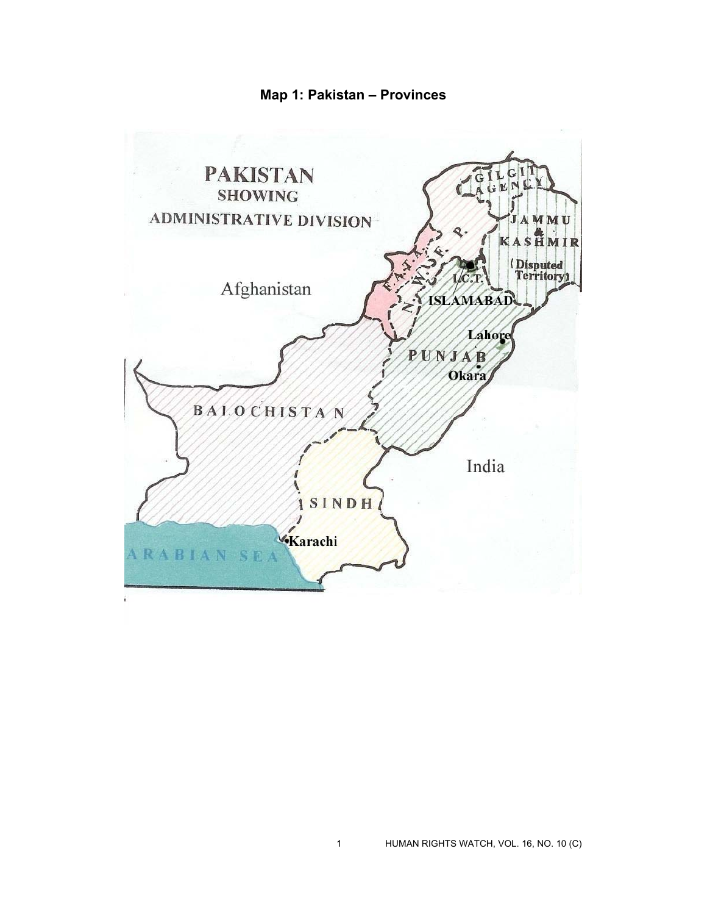**Map 1: Pakistan – Provinces**

PAKISTAN SHOWING ADMINISTRATIVE DIVISION

GILGIT AGENCY

JAMMU & KASHMIR (Disputed Territory)

F.A.T.A.

N.W.F.P.

I.C.T.

ISLAMABAD

Afghanistan

Lahore

PUNJAB

Okara

BALOCHISTAN

India

SINDH

Karachi

ARABIAN SEA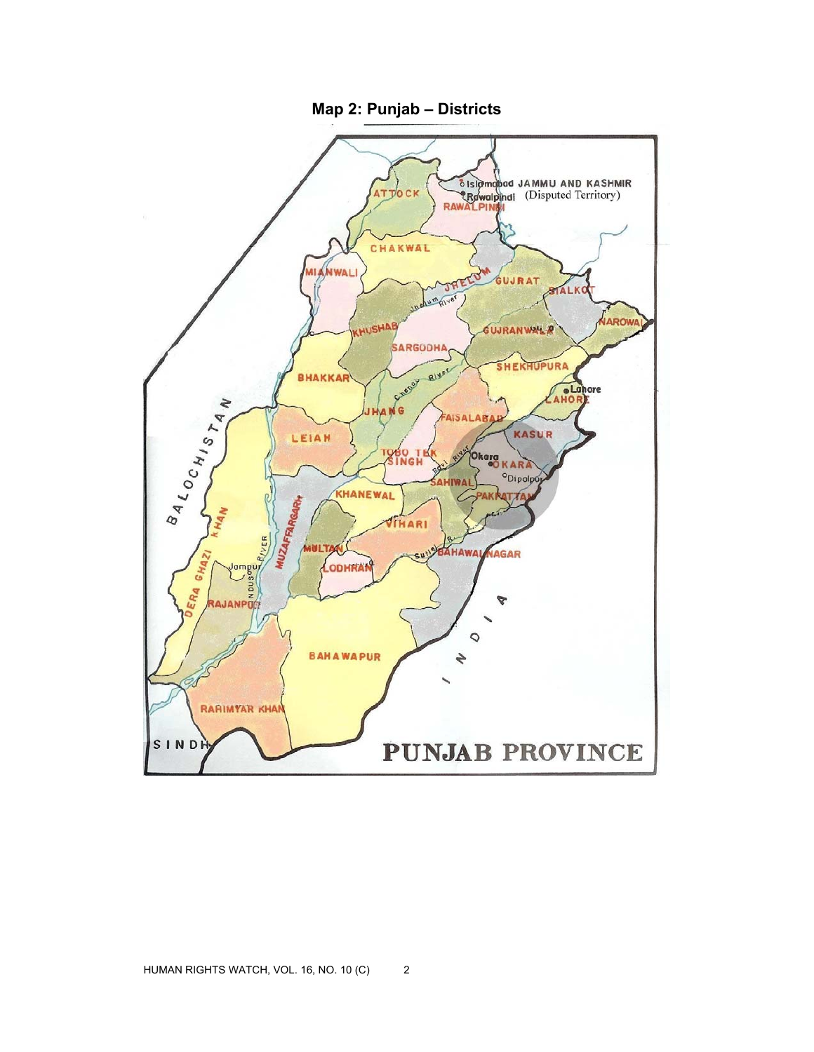**Map 2: Punjab – Districts**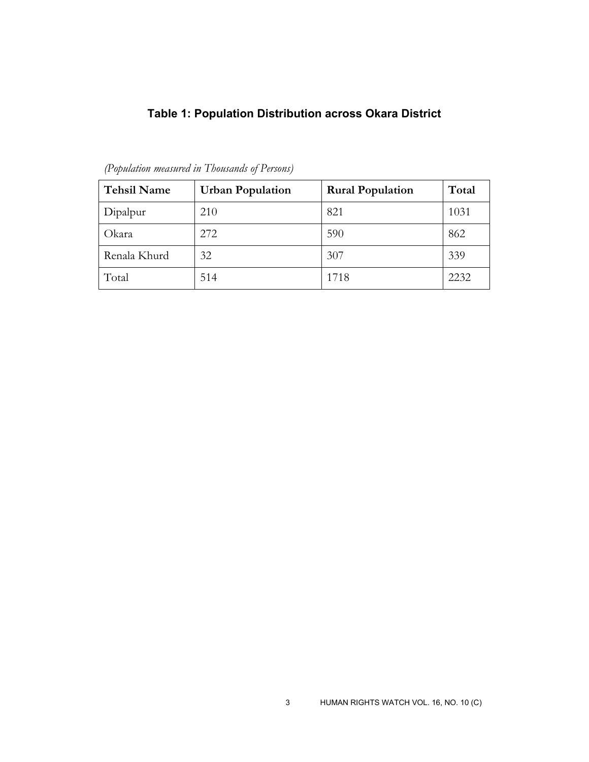**Table 1: Population Distribution across Okara District**

*(Population measured in Thousands of Persons)*

| Tehsil Name | Urban Population | Rural Population | Total |
|---|---|---|---|
| Dipalpur | 210 | 821 | 1031 |
| Okara | 272 | 590 | 862 |
| Renala Khurd | 32 | 307 | 339 |
| Total | 514 | 1718 | 2232 |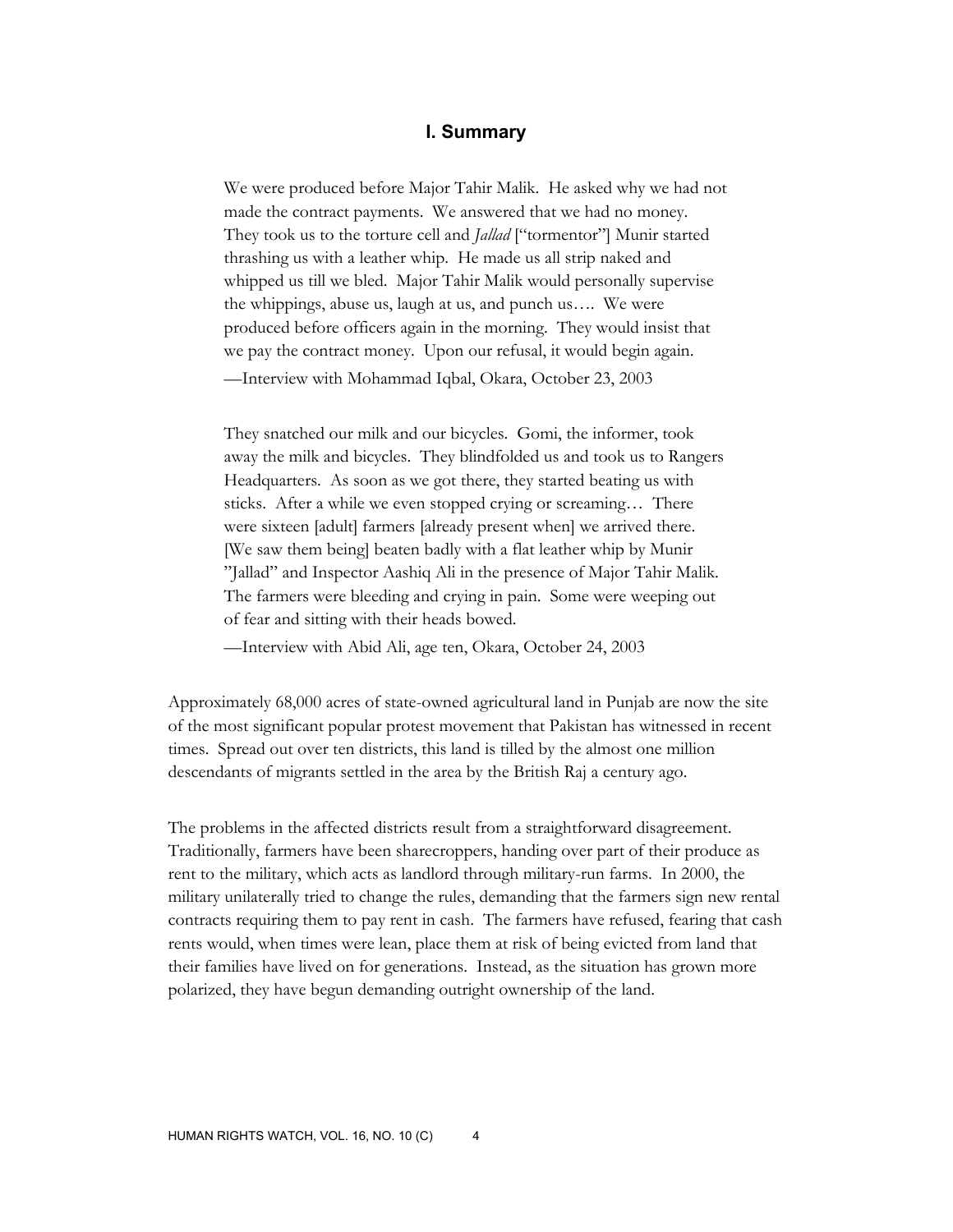## I. Summary

> We were produced before Major Tahir Malik. He asked why we had not made the contract payments. We answered that we had no money. They took us to the torture cell and *Jallad* ["tormentor"] Munir started thrashing us with a leather whip. He made us all strip naked and whipped us till we bled. Major Tahir Malik would personally supervise the whippings, abuse us, laugh at us, and punch us…. We were produced before officers again in the morning. They would insist that we pay the contract money. Upon our refusal, it would begin again.
>
> —Interview with Mohammad Iqbal, Okara, October 23, 2003

> They snatched our milk and our bicycles. Gomi, the informer, took away the milk and bicycles. They blindfolded us and took us to Rangers Headquarters. As soon as we got there, they started beating us with sticks. After a while we even stopped crying or screaming… There were sixteen [adult] farmers [already present when] we arrived there. [We saw them being] beaten badly with a flat leather whip by Munir "Jallad" and Inspector Aashiq Ali in the presence of Major Tahir Malik. The farmers were bleeding and crying in pain. Some were weeping out of fear and sitting with their heads bowed.
>
> —Interview with Abid Ali, age ten, Okara, October 24, 2003

Approximately 68,000 acres of state-owned agricultural land in Punjab are now the site of the most significant popular protest movement that Pakistan has witnessed in recent times. Spread out over ten districts, this land is tilled by the almost one million descendants of migrants settled in the area by the British Raj a century ago.

The problems in the affected districts result from a straightforward disagreement. Traditionally, farmers have been sharecroppers, handing over part of their produce as rent to the military, which acts as landlord through military-run farms. In 2000, the military unilaterally tried to change the rules, demanding that the farmers sign new rental contracts requiring them to pay rent in cash. The farmers have refused, fearing that cash rents would, when times were lean, place them at risk of being evicted from land that their families have lived on for generations. Instead, as the situation has grown more polarized, they have begun demanding outright ownership of the land.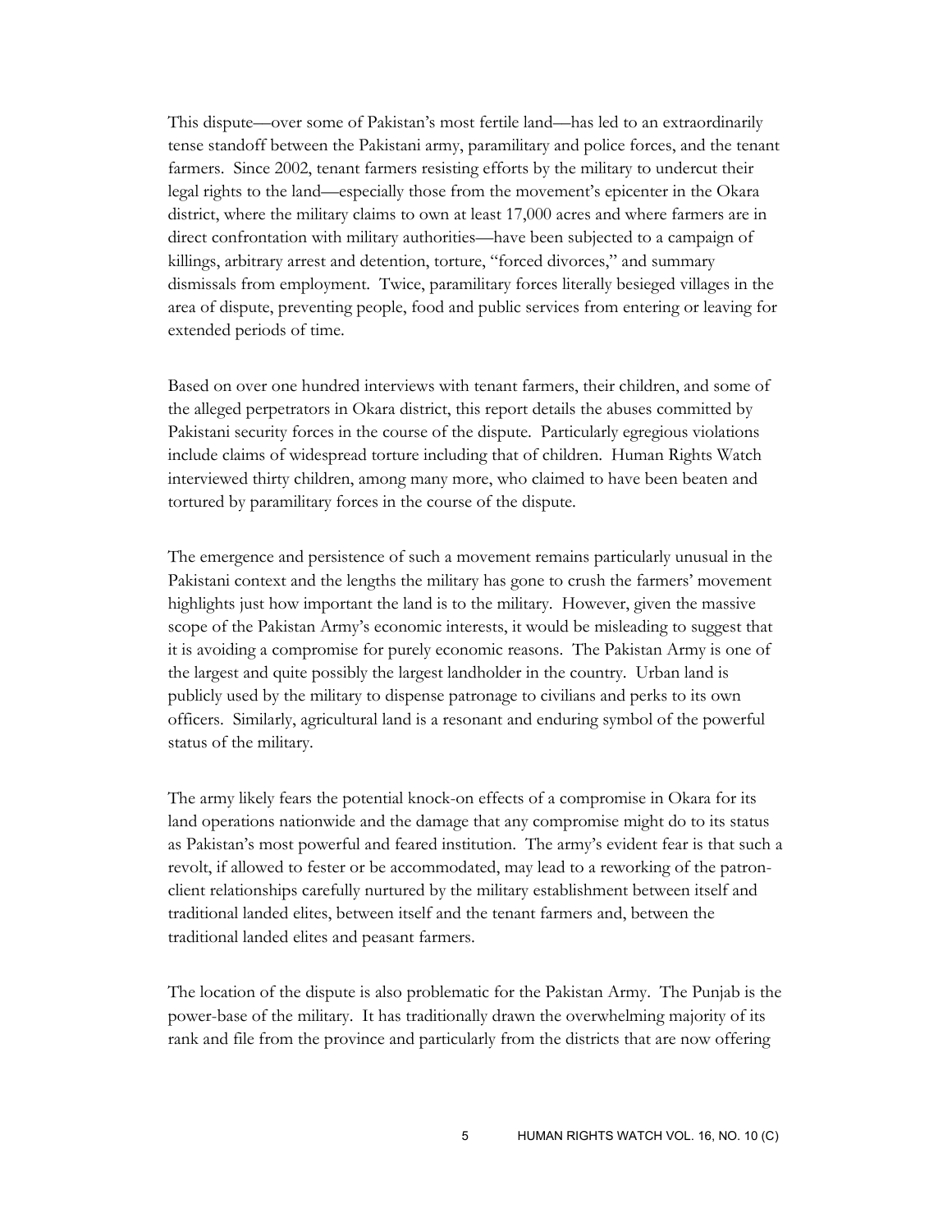This dispute—over some of Pakistan's most fertile land—has led to an extraordinarily tense standoff between the Pakistani army, paramilitary and police forces, and the tenant farmers. Since 2002, tenant farmers resisting efforts by the military to undercut their legal rights to the land—especially those from the movement's epicenter in the Okara district, where the military claims to own at least 17,000 acres and where farmers are in direct confrontation with military authorities—have been subjected to a campaign of killings, arbitrary arrest and detention, torture, "forced divorces," and summary dismissals from employment. Twice, paramilitary forces literally besieged villages in the area of dispute, preventing people, food and public services from entering or leaving for extended periods of time.

Based on over one hundred interviews with tenant farmers, their children, and some of the alleged perpetrators in Okara district, this report details the abuses committed by Pakistani security forces in the course of the dispute. Particularly egregious violations include claims of widespread torture including that of children. Human Rights Watch interviewed thirty children, among many more, who claimed to have been beaten and tortured by paramilitary forces in the course of the dispute.

The emergence and persistence of such a movement remains particularly unusual in the Pakistani context and the lengths the military has gone to crush the farmers' movement highlights just how important the land is to the military. However, given the massive scope of the Pakistan Army's economic interests, it would be misleading to suggest that it is avoiding a compromise for purely economic reasons. The Pakistan Army is one of the largest and quite possibly the largest landholder in the country. Urban land is publicly used by the military to dispense patronage to civilians and perks to its own officers. Similarly, agricultural land is a resonant and enduring symbol of the powerful status of the military.

The army likely fears the potential knock-on effects of a compromise in Okara for its land operations nationwide and the damage that any compromise might do to its status as Pakistan's most powerful and feared institution. The army's evident fear is that such a revolt, if allowed to fester or be accommodated, may lead to a reworking of the patron-client relationships carefully nurtured by the military establishment between itself and traditional landed elites, between itself and the tenant farmers and, between the traditional landed elites and peasant farmers.

The location of the dispute is also problematic for the Pakistan Army. The Punjab is the power-base of the military. It has traditionally drawn the overwhelming majority of its rank and file from the province and particularly from the districts that are now offering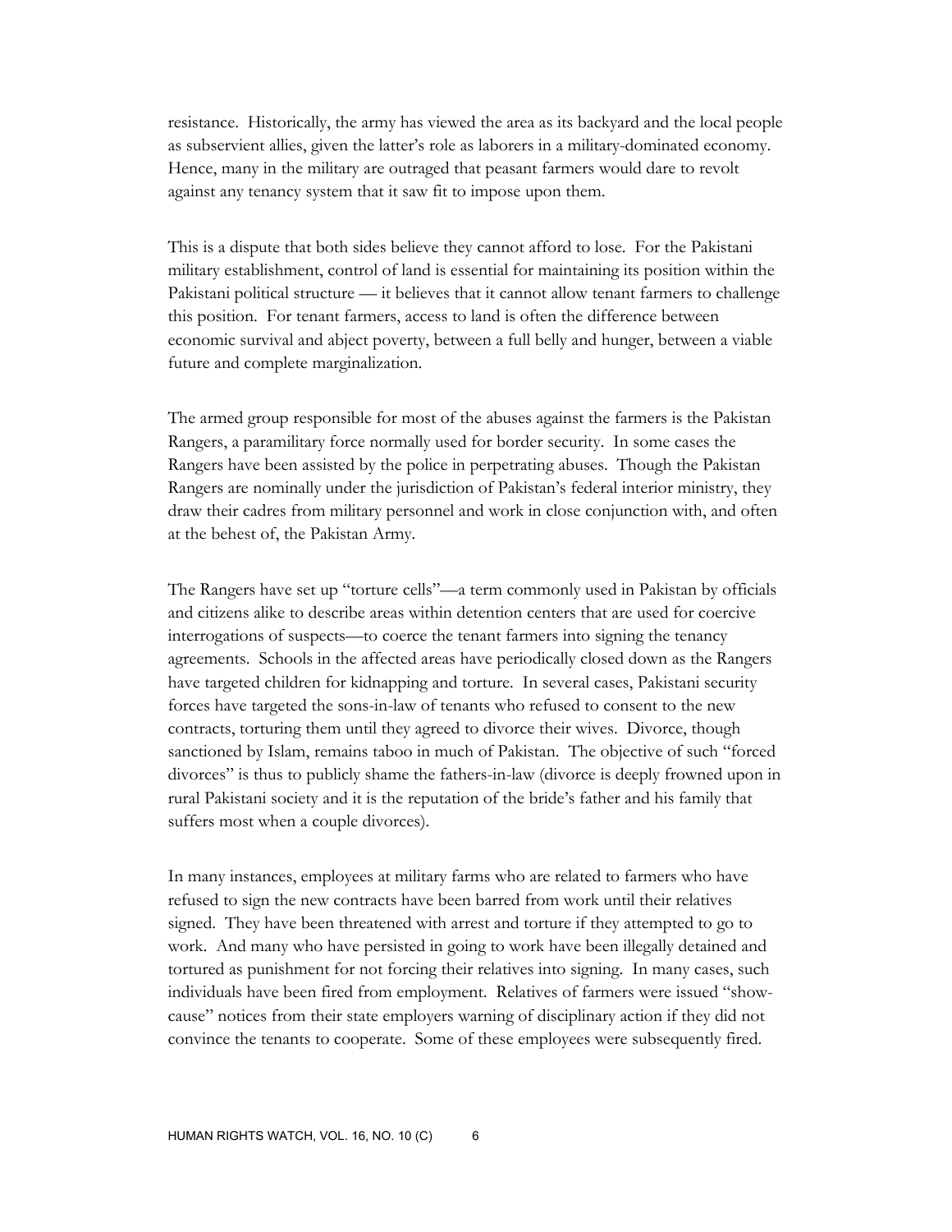resistance. Historically, the army has viewed the area as its backyard and the local people as subservient allies, given the latter's role as laborers in a military-dominated economy. Hence, many in the military are outraged that peasant farmers would dare to revolt against any tenancy system that it saw fit to impose upon them.

This is a dispute that both sides believe they cannot afford to lose. For the Pakistani military establishment, control of land is essential for maintaining its position within the Pakistani political structure — it believes that it cannot allow tenant farmers to challenge this position. For tenant farmers, access to land is often the difference between economic survival and abject poverty, between a full belly and hunger, between a viable future and complete marginalization.

The armed group responsible for most of the abuses against the farmers is the Pakistan Rangers, a paramilitary force normally used for border security. In some cases the Rangers have been assisted by the police in perpetrating abuses. Though the Pakistan Rangers are nominally under the jurisdiction of Pakistan's federal interior ministry, they draw their cadres from military personnel and work in close conjunction with, and often at the behest of, the Pakistan Army.

The Rangers have set up "torture cells"—a term commonly used in Pakistan by officials and citizens alike to describe areas within detention centers that are used for coercive interrogations of suspects—to coerce the tenant farmers into signing the tenancy agreements. Schools in the affected areas have periodically closed down as the Rangers have targeted children for kidnapping and torture. In several cases, Pakistani security forces have targeted the sons-in-law of tenants who refused to consent to the new contracts, torturing them until they agreed to divorce their wives. Divorce, though sanctioned by Islam, remains taboo in much of Pakistan. The objective of such "forced divorces" is thus to publicly shame the fathers-in-law (divorce is deeply frowned upon in rural Pakistani society and it is the reputation of the bride's father and his family that suffers most when a couple divorces).

In many instances, employees at military farms who are related to farmers who have refused to sign the new contracts have been barred from work until their relatives signed. They have been threatened with arrest and torture if they attempted to go to work. And many who have persisted in going to work have been illegally detained and tortured as punishment for not forcing their relatives into signing. In many cases, such individuals have been fired from employment. Relatives of farmers were issued "show-cause" notices from their state employers warning of disciplinary action if they did not convince the tenants to cooperate. Some of these employees were subsequently fired.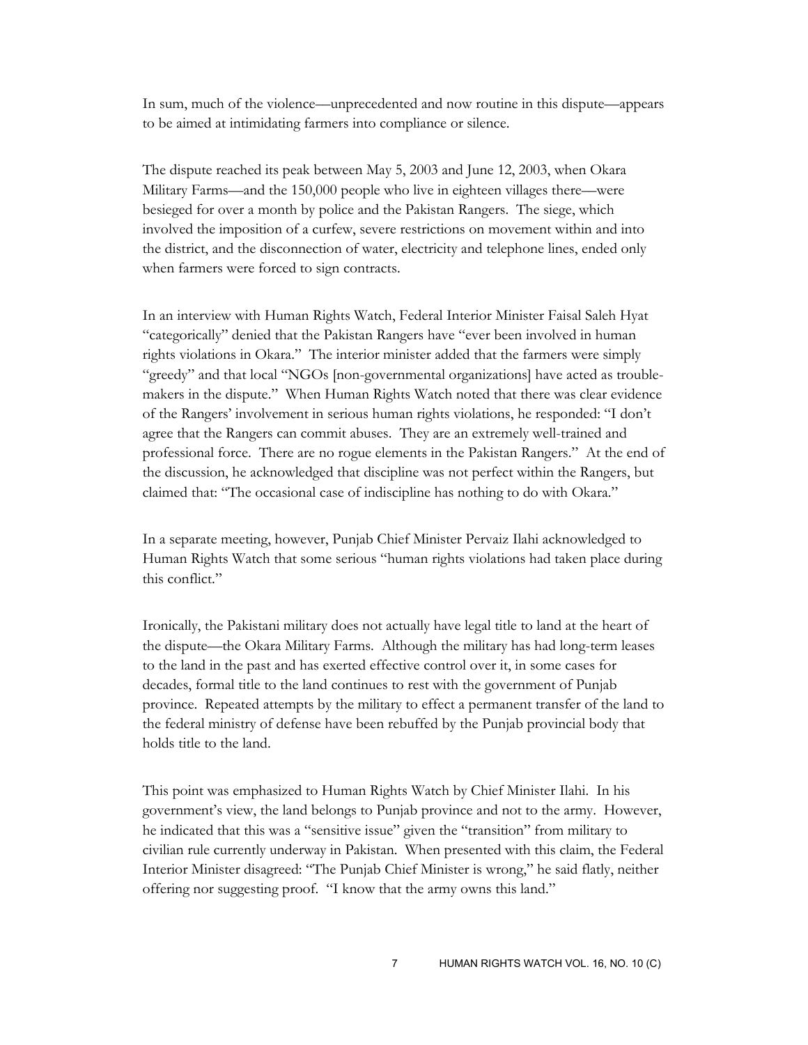In sum, much of the violence—unprecedented and now routine in this dispute—appears to be aimed at intimidating farmers into compliance or silence.

The dispute reached its peak between May 5, 2003 and June 12, 2003, when Okara Military Farms—and the 150,000 people who live in eighteen villages there—were besieged for over a month by police and the Pakistan Rangers. The siege, which involved the imposition of a curfew, severe restrictions on movement within and into the district, and the disconnection of water, electricity and telephone lines, ended only when farmers were forced to sign contracts.

In an interview with Human Rights Watch, Federal Interior Minister Faisal Saleh Hyat "categorically" denied that the Pakistan Rangers have "ever been involved in human rights violations in Okara." The interior minister added that the farmers were simply "greedy" and that local "NGOs [non-governmental organizations] have acted as trouble-makers in the dispute." When Human Rights Watch noted that there was clear evidence of the Rangers' involvement in serious human rights violations, he responded: "I don't agree that the Rangers can commit abuses. They are an extremely well-trained and professional force. There are no rogue elements in the Pakistan Rangers." At the end of the discussion, he acknowledged that discipline was not perfect within the Rangers, but claimed that: "The occasional case of indiscipline has nothing to do with Okara."

In a separate meeting, however, Punjab Chief Minister Pervaiz Ilahi acknowledged to Human Rights Watch that some serious "human rights violations had taken place during this conflict."

Ironically, the Pakistani military does not actually have legal title to land at the heart of the dispute—the Okara Military Farms. Although the military has had long-term leases to the land in the past and has exerted effective control over it, in some cases for decades, formal title to the land continues to rest with the government of Punjab province. Repeated attempts by the military to effect a permanent transfer of the land to the federal ministry of defense have been rebuffed by the Punjab provincial body that holds title to the land.

This point was emphasized to Human Rights Watch by Chief Minister Ilahi. In his government's view, the land belongs to Punjab province and not to the army. However, he indicated that this was a "sensitive issue" given the "transition" from military to civilian rule currently underway in Pakistan. When presented with this claim, the Federal Interior Minister disagreed: "The Punjab Chief Minister is wrong," he said flatly, neither offering nor suggesting proof. "I know that the army owns this land."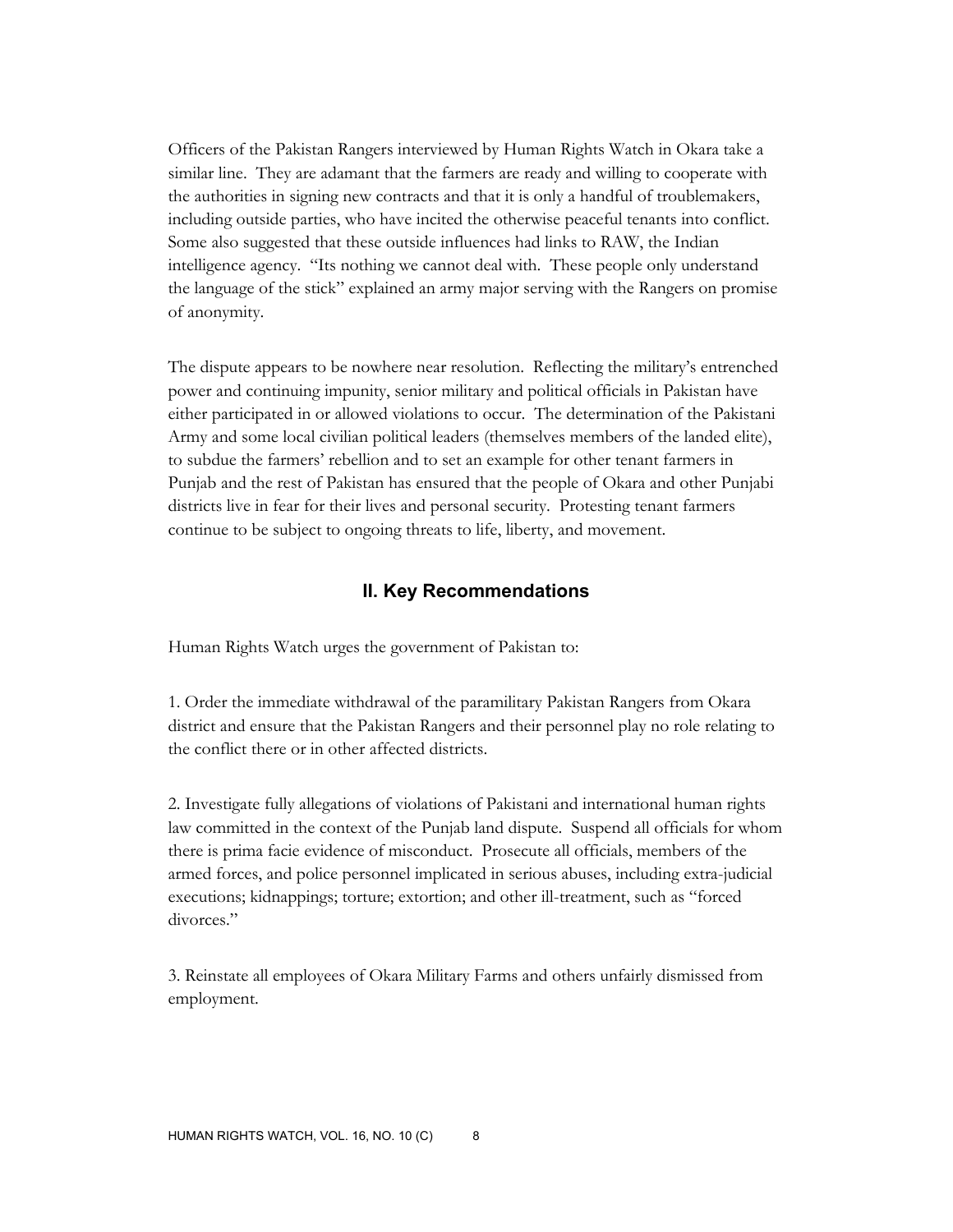Officers of the Pakistan Rangers interviewed by Human Rights Watch in Okara take a similar line. They are adamant that the farmers are ready and willing to cooperate with the authorities in signing new contracts and that it is only a handful of troublemakers, including outside parties, who have incited the otherwise peaceful tenants into conflict. Some also suggested that these outside influences had links to RAW, the Indian intelligence agency. "Its nothing we cannot deal with. These people only understand the language of the stick" explained an army major serving with the Rangers on promise of anonymity.

The dispute appears to be nowhere near resolution. Reflecting the military's entrenched power and continuing impunity, senior military and political officials in Pakistan have either participated in or allowed violations to occur. The determination of the Pakistani Army and some local civilian political leaders (themselves members of the landed elite), to subdue the farmers' rebellion and to set an example for other tenant farmers in Punjab and the rest of Pakistan has ensured that the people of Okara and other Punjabi districts live in fear for their lives and personal security. Protesting tenant farmers continue to be subject to ongoing threats to life, liberty, and movement.

## II. Key Recommendations

Human Rights Watch urges the government of Pakistan to:

1. Order the immediate withdrawal of the paramilitary Pakistan Rangers from Okara district and ensure that the Pakistan Rangers and their personnel play no role relating to the conflict there or in other affected districts.

2. Investigate fully allegations of violations of Pakistani and international human rights law committed in the context of the Punjab land dispute. Suspend all officials for whom there is prima facie evidence of misconduct. Prosecute all officials, members of the armed forces, and police personnel implicated in serious abuses, including extra-judicial executions; kidnappings; torture; extortion; and other ill-treatment, such as "forced divorces."

3. Reinstate all employees of Okara Military Farms and others unfairly dismissed from employment.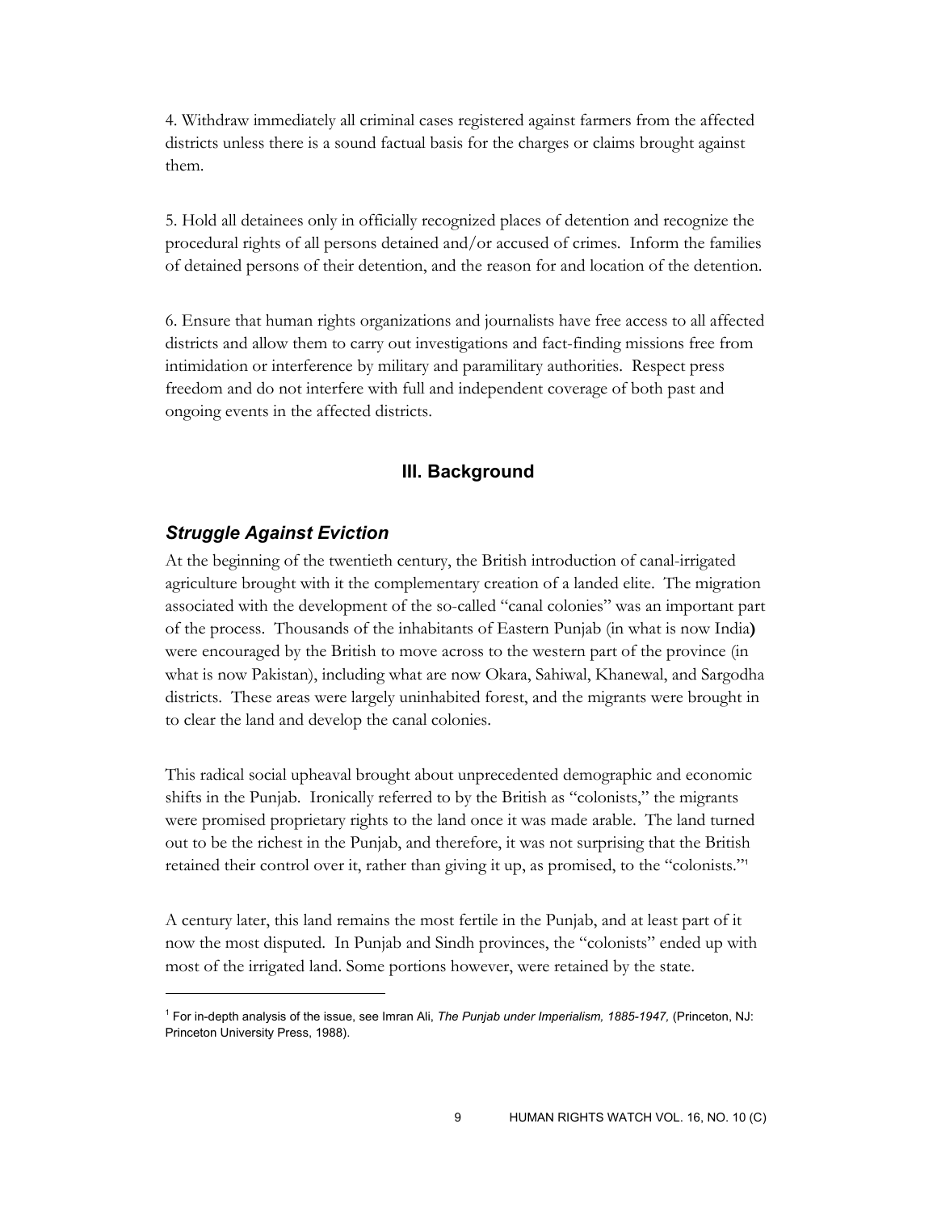4. Withdraw immediately all criminal cases registered against farmers from the affected districts unless there is a sound factual basis for the charges or claims brought against them.

5. Hold all detainees only in officially recognized places of detention and recognize the procedural rights of all persons detained and/or accused of crimes. Inform the families of detained persons of their detention, and the reason for and location of the detention.

6. Ensure that human rights organizations and journalists have free access to all affected districts and allow them to carry out investigations and fact-finding missions free from intimidation or interference by military and paramilitary authorities. Respect press freedom and do not interfere with full and independent coverage of both past and ongoing events in the affected districts.

## III. Background

### *Struggle Against Eviction*

At the beginning of the twentieth century, the British introduction of canal-irrigated agriculture brought with it the complementary creation of a landed elite. The migration associated with the development of the so-called "canal colonies" was an important part of the process. Thousands of the inhabitants of Eastern Punjab (in what is now India**)** were encouraged by the British to move across to the western part of the province (in what is now Pakistan), including what are now Okara, Sahiwal, Khanewal, and Sargodha districts. These areas were largely uninhabited forest, and the migrants were brought in to clear the land and develop the canal colonies.

This radical social upheaval brought about unprecedented demographic and economic shifts in the Punjab. Ironically referred to by the British as "colonists," the migrants were promised proprietary rights to the land once it was made arable. The land turned out to be the richest in the Punjab, and therefore, it was not surprising that the British retained their control over it, rather than giving it up, as promised, to the "colonists."[1]

A century later, this land remains the most fertile in the Punjab, and at least part of it now the most disputed. In Punjab and Sindh provinces, the "colonists" ended up with most of the irrigated land. Some portions however, were retained by the state.

---

[1] For in-depth analysis of the issue, see Imran Ali, *The Punjab under Imperialism, 1885-1947,* (Princeton, NJ: Princeton University Press, 1988).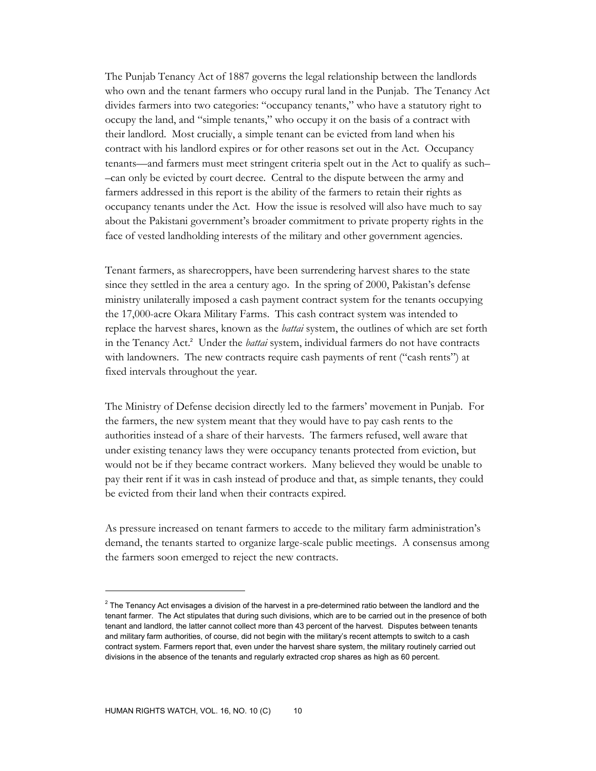The Punjab Tenancy Act of 1887 governs the legal relationship between the landlords who own and the tenant farmers who occupy rural land in the Punjab. The Tenancy Act divides farmers into two categories: "occupancy tenants," who have a statutory right to occupy the land, and "simple tenants," who occupy it on the basis of a contract with their landlord. Most crucially, a simple tenant can be evicted from land when his contract with his landlord expires or for other reasons set out in the Act. Occupancy tenants—and farmers must meet stringent criteria spelt out in the Act to qualify as such––can only be evicted by court decree. Central to the dispute between the army and farmers addressed in this report is the ability of the farmers to retain their rights as occupancy tenants under the Act. How the issue is resolved will also have much to say about the Pakistani government's broader commitment to private property rights in the face of vested landholding interests of the military and other government agencies.

Tenant farmers, as sharecroppers, have been surrendering harvest shares to the state since they settled in the area a century ago. In the spring of 2000, Pakistan's defense ministry unilaterally imposed a cash payment contract system for the tenants occupying the 17,000-acre Okara Military Farms. This cash contract system was intended to replace the harvest shares, known as the *battai* system, the outlines of which are set forth in the Tenancy Act.[2] Under the *battai* system, individual farmers do not have contracts with landowners. The new contracts require cash payments of rent ("cash rents") at fixed intervals throughout the year.

The Ministry of Defense decision directly led to the farmers' movement in Punjab. For the farmers, the new system meant that they would have to pay cash rents to the authorities instead of a share of their harvests. The farmers refused, well aware that under existing tenancy laws they were occupancy tenants protected from eviction, but would not be if they became contract workers. Many believed they would be unable to pay their rent if it was in cash instead of produce and that, as simple tenants, they could be evicted from their land when their contracts expired.

As pressure increased on tenant farmers to accede to the military farm administration's demand, the tenants started to organize large-scale public meetings. A consensus among the farmers soon emerged to reject the new contracts.

---

[2] The Tenancy Act envisages a division of the harvest in a pre-determined ratio between the landlord and the tenant farmer. The Act stipulates that during such divisions, which are to be carried out in the presence of both tenant and landlord, the latter cannot collect more than 43 percent of the harvest. Disputes between tenants and military farm authorities, of course, did not begin with the military's recent attempts to switch to a cash contract system. Farmers report that, even under the harvest share system, the military routinely carried out divisions in the absence of the tenants and regularly extracted crop shares as high as 60 percent.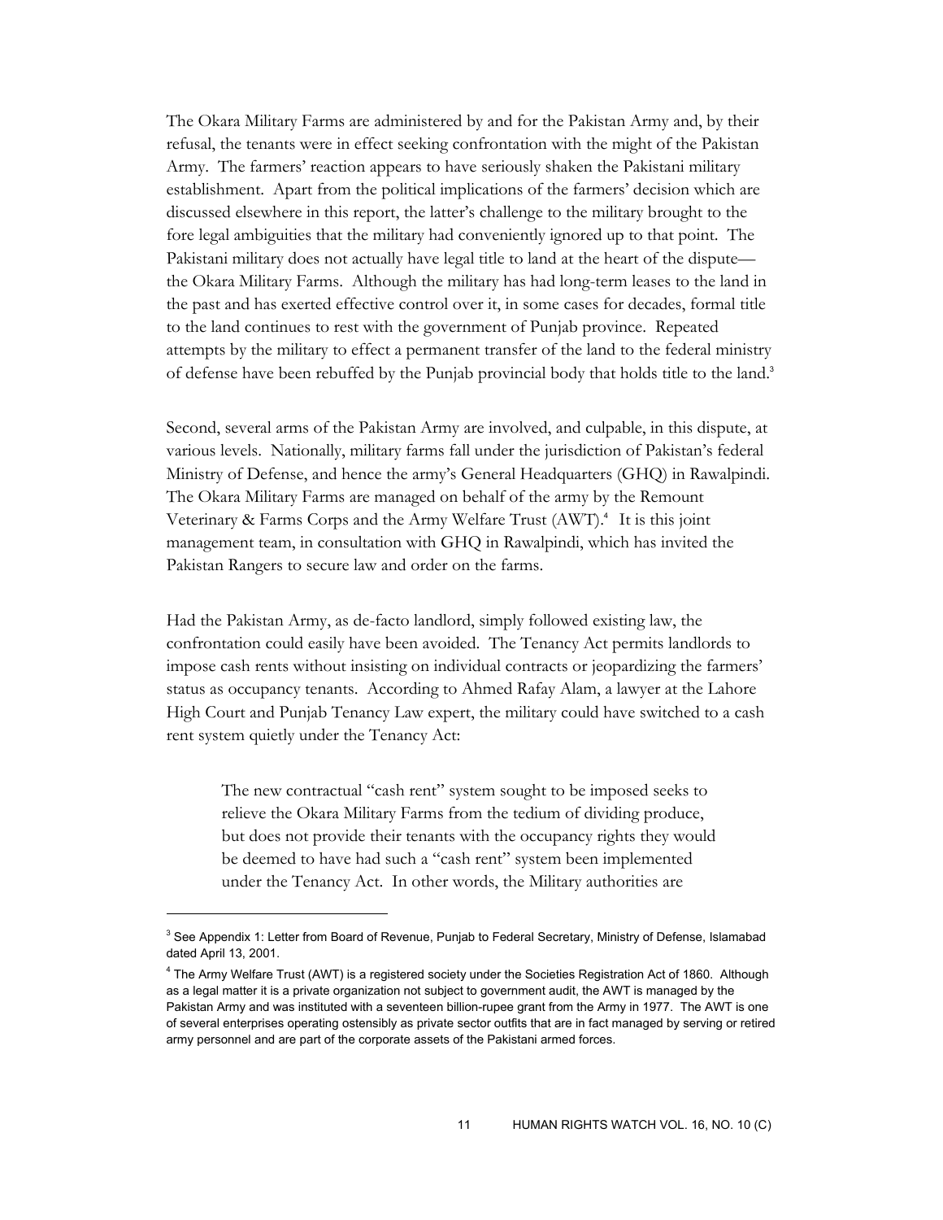The Okara Military Farms are administered by and for the Pakistan Army and, by their refusal, the tenants were in effect seeking confrontation with the might of the Pakistan Army. The farmers' reaction appears to have seriously shaken the Pakistani military establishment. Apart from the political implications of the farmers' decision which are discussed elsewhere in this report, the latter's challenge to the military brought to the fore legal ambiguities that the military had conveniently ignored up to that point. The Pakistani military does not actually have legal title to land at the heart of the dispute—the Okara Military Farms. Although the military has had long-term leases to the land in the past and has exerted effective control over it, in some cases for decades, formal title to the land continues to rest with the government of Punjab province. Repeated attempts by the military to effect a permanent transfer of the land to the federal ministry of defense have been rebuffed by the Punjab provincial body that holds title to the land.[3]

Second, several arms of the Pakistan Army are involved, and culpable, in this dispute, at various levels. Nationally, military farms fall under the jurisdiction of Pakistan's federal Ministry of Defense, and hence the army's General Headquarters (GHQ) in Rawalpindi. The Okara Military Farms are managed on behalf of the army by the Remount Veterinary & Farms Corps and the Army Welfare Trust (AWT).[4] It is this joint management team, in consultation with GHQ in Rawalpindi, which has invited the Pakistan Rangers to secure law and order on the farms.

Had the Pakistan Army, as de-facto landlord, simply followed existing law, the confrontation could easily have been avoided. The Tenancy Act permits landlords to impose cash rents without insisting on individual contracts or jeopardizing the farmers' status as occupancy tenants. According to Ahmed Rafay Alam, a lawyer at the Lahore High Court and Punjab Tenancy Law expert, the military could have switched to a cash rent system quietly under the Tenancy Act:

> The new contractual "cash rent" system sought to be imposed seeks to relieve the Okara Military Farms from the tedium of dividing produce, but does not provide their tenants with the occupancy rights they would be deemed to have had such a "cash rent" system been implemented under the Tenancy Act. In other words, the Military authorities are

---

[3] See Appendix 1: Letter from Board of Revenue, Punjab to Federal Secretary, Ministry of Defense, Islamabad dated April 13, 2001.

[4] The Army Welfare Trust (AWT) is a registered society under the Societies Registration Act of 1860. Although as a legal matter it is a private organization not subject to government audit, the AWT is managed by the Pakistan Army and was instituted with a seventeen billion-rupee grant from the Army in 1977. The AWT is one of several enterprises operating ostensibly as private sector outfits that are in fact managed by serving or retired army personnel and are part of the corporate assets of the Pakistani armed forces.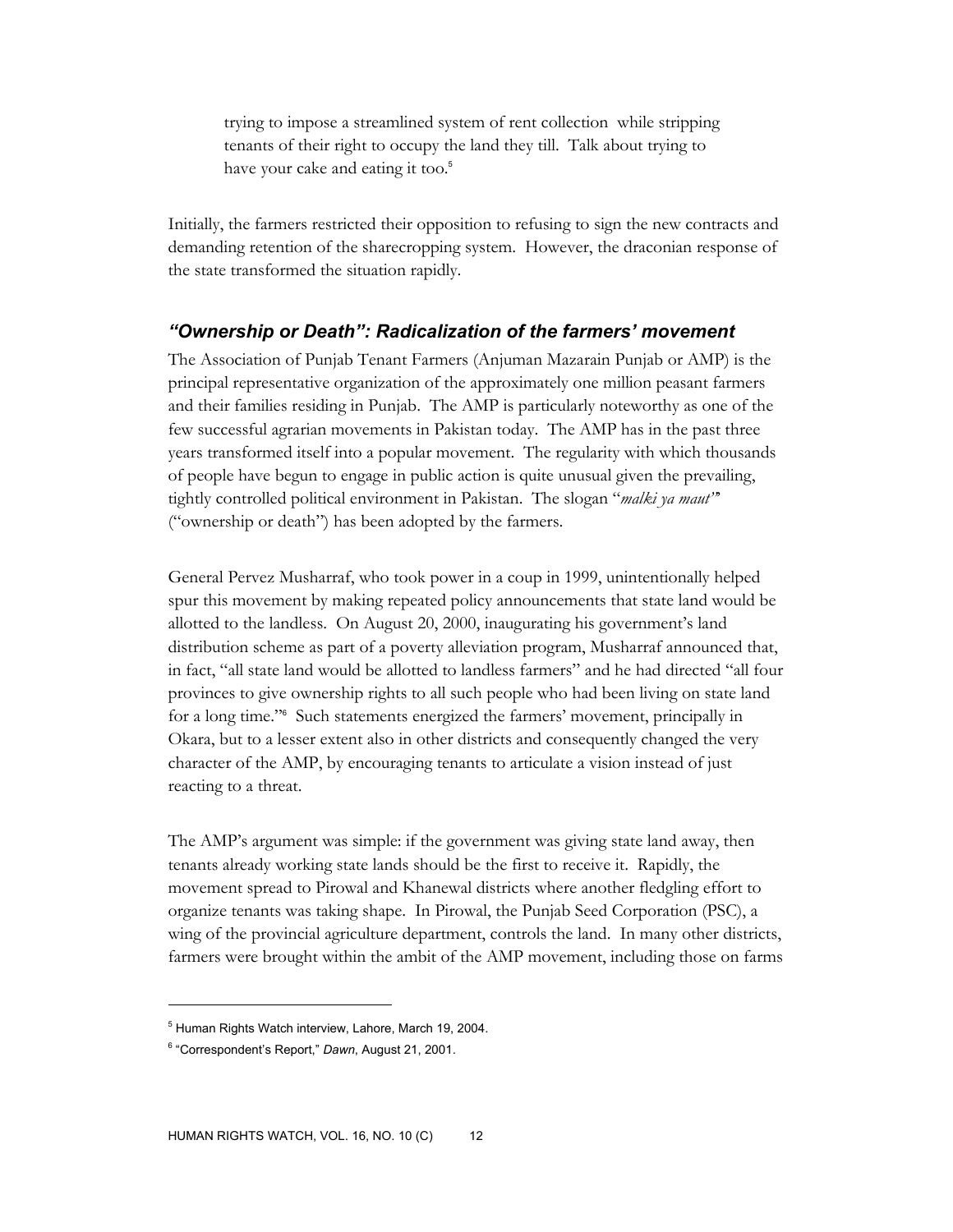> trying to impose a streamlined system of rent collection while stripping tenants of their right to occupy the land they till. Talk about trying to have your cake and eating it too.[5]

Initially, the farmers restricted their opposition to refusing to sign the new contracts and demanding retention of the sharecropping system. However, the draconian response of the state transformed the situation rapidly.

### *"Ownership or Death": Radicalization of the farmers' movement*

The Association of Punjab Tenant Farmers (Anjuman Mazarain Punjab or AMP) is the principal representative organization of the approximately one million peasant farmers and their families residing in Punjab. The AMP is particularly noteworthy as one of the few successful agrarian movements in Pakistan today. The AMP has in the past three years transformed itself into a popular movement. The regularity with which thousands of people have begun to engage in public action is quite unusual given the prevailing, tightly controlled political environment in Pakistan. The slogan "*malki ya maut"*" ("ownership or death") has been adopted by the farmers.

General Pervez Musharraf, who took power in a coup in 1999, unintentionally helped spur this movement by making repeated policy announcements that state land would be allotted to the landless. On August 20, 2000, inaugurating his government's land distribution scheme as part of a poverty alleviation program, Musharraf announced that, in fact, "all state land would be allotted to landless farmers" and he had directed "all four provinces to give ownership rights to all such people who had been living on state land for a long time."[6] Such statements energized the farmers' movement, principally in Okara, but to a lesser extent also in other districts and consequently changed the very character of the AMP, by encouraging tenants to articulate a vision instead of just reacting to a threat.

The AMP's argument was simple: if the government was giving state land away, then tenants already working state lands should be the first to receive it. Rapidly, the movement spread to Pirowal and Khanewal districts where another fledgling effort to organize tenants was taking shape. In Pirowal, the Punjab Seed Corporation (PSC), a wing of the provincial agriculture department, controls the land. In many other districts, farmers were brought within the ambit of the AMP movement, including those on farms

---

[5] Human Rights Watch interview, Lahore, March 19, 2004.

[6] "Correspondent's Report," *Dawn*, August 21, 2001.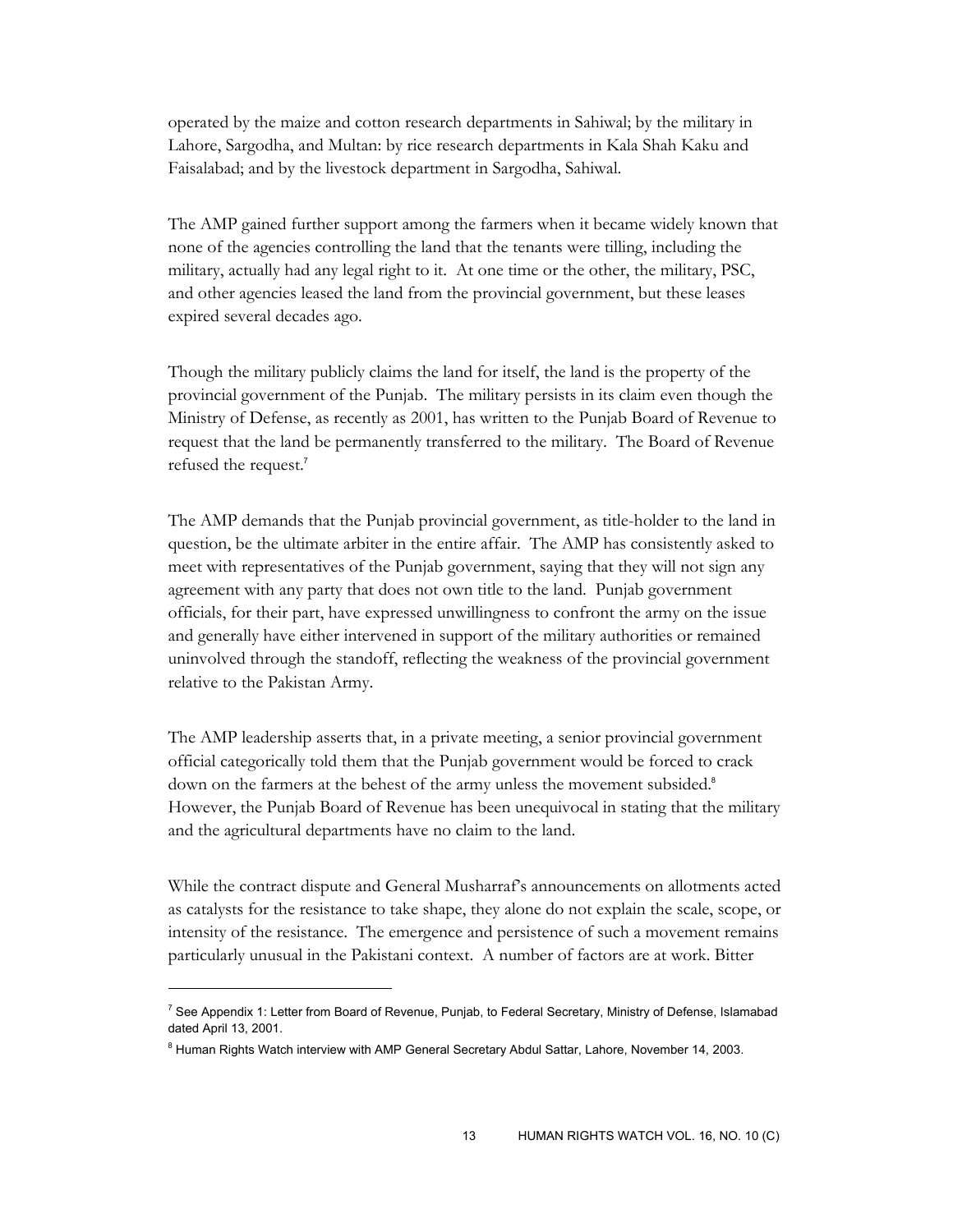operated by the maize and cotton research departments in Sahiwal; by the military in Lahore, Sargodha, and Multan: by rice research departments in Kala Shah Kaku and Faisalabad; and by the livestock department in Sargodha, Sahiwal.

The AMP gained further support among the farmers when it became widely known that none of the agencies controlling the land that the tenants were tilling, including the military, actually had any legal right to it. At one time or the other, the military, PSC, and other agencies leased the land from the provincial government, but these leases expired several decades ago.

Though the military publicly claims the land for itself, the land is the property of the provincial government of the Punjab. The military persists in its claim even though the Ministry of Defense, as recently as 2001, has written to the Punjab Board of Revenue to request that the land be permanently transferred to the military. The Board of Revenue refused the request.[7]

The AMP demands that the Punjab provincial government, as title-holder to the land in question, be the ultimate arbiter in the entire affair. The AMP has consistently asked to meet with representatives of the Punjab government, saying that they will not sign any agreement with any party that does not own title to the land. Punjab government officials, for their part, have expressed unwillingness to confront the army on the issue and generally have either intervened in support of the military authorities or remained uninvolved through the standoff, reflecting the weakness of the provincial government relative to the Pakistan Army.

The AMP leadership asserts that, in a private meeting, a senior provincial government official categorically told them that the Punjab government would be forced to crack down on the farmers at the behest of the army unless the movement subsided.[8] However, the Punjab Board of Revenue has been unequivocal in stating that the military and the agricultural departments have no claim to the land.

While the contract dispute and General Musharraf's announcements on allotments acted as catalysts for the resistance to take shape, they alone do not explain the scale, scope, or intensity of the resistance. The emergence and persistence of such a movement remains particularly unusual in the Pakistani context. A number of factors are at work. Bitter

---

[7] See Appendix 1: Letter from Board of Revenue, Punjab, to Federal Secretary, Ministry of Defense, Islamabad dated April 13, 2001.

[8] Human Rights Watch interview with AMP General Secretary Abdul Sattar, Lahore, November 14, 2003.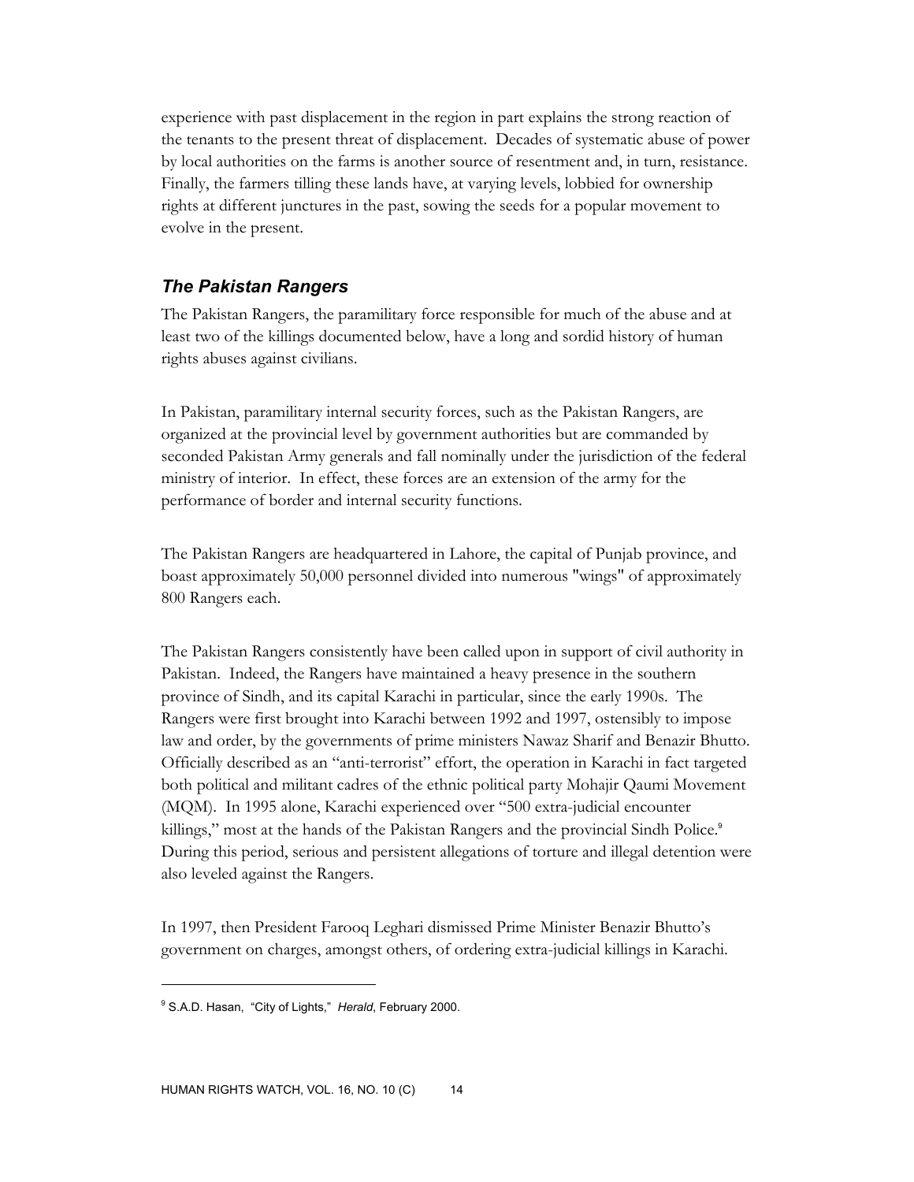experience with past displacement in the region in part explains the strong reaction of the tenants to the present threat of displacement. Decades of systematic abuse of power by local authorities on the farms is another source of resentment and, in turn, resistance. Finally, the farmers tilling these lands have, at varying levels, lobbied for ownership rights at different junctures in the past, sowing the seeds for a popular movement to evolve in the present.

### *The Pakistan Rangers*

The Pakistan Rangers, the paramilitary force responsible for much of the abuse and at least two of the killings documented below, have a long and sordid history of human rights abuses against civilians.

In Pakistan, paramilitary internal security forces, such as the Pakistan Rangers, are organized at the provincial level by government authorities but are commanded by seconded Pakistan Army generals and fall nominally under the jurisdiction of the federal ministry of interior. In effect, these forces are an extension of the army for the performance of border and internal security functions.

The Pakistan Rangers are headquartered in Lahore, the capital of Punjab province, and boast approximately 50,000 personnel divided into numerous "wings" of approximately 800 Rangers each.

The Pakistan Rangers consistently have been called upon in support of civil authority in Pakistan. Indeed, the Rangers have maintained a heavy presence in the southern province of Sindh, and its capital Karachi in particular, since the early 1990s. The Rangers were first brought into Karachi between 1992 and 1997, ostensibly to impose law and order, by the governments of prime ministers Nawaz Sharif and Benazir Bhutto. Officially described as an "anti-terrorist" effort, the operation in Karachi in fact targeted both political and militant cadres of the ethnic political party Mohajir Qaumi Movement (MQM). In 1995 alone, Karachi experienced over "500 extra-judicial encounter killings," most at the hands of the Pakistan Rangers and the provincial Sindh Police.[9] During this period, serious and persistent allegations of torture and illegal detention were also leveled against the Rangers.

In 1997, then President Farooq Leghari dismissed Prime Minister Benazir Bhutto's government on charges, amongst others, of ordering extra-judicial killings in Karachi.

---

[9] S.A.D. Hasan, "City of Lights," *Herald*, February 2000.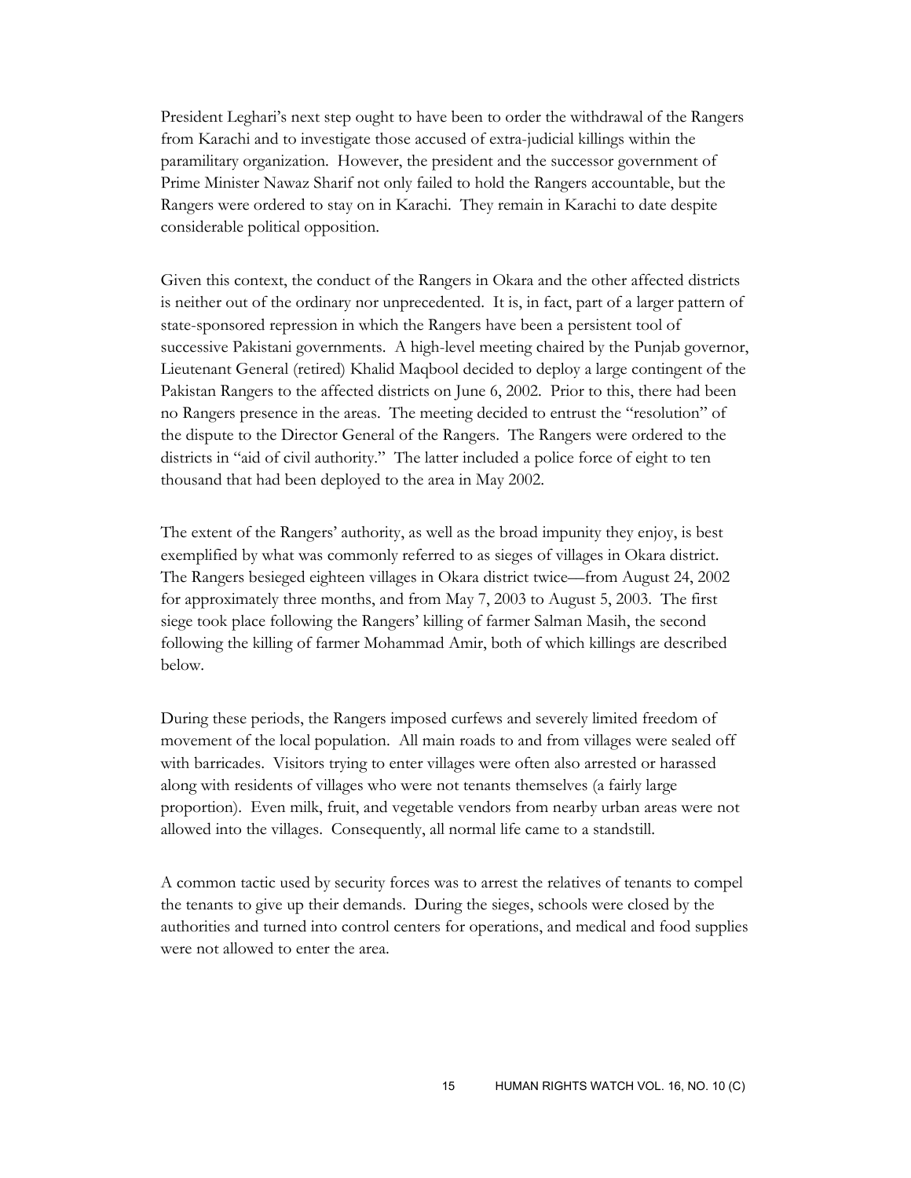President Leghari's next step ought to have been to order the withdrawal of the Rangers from Karachi and to investigate those accused of extra-judicial killings within the paramilitary organization. However, the president and the successor government of Prime Minister Nawaz Sharif not only failed to hold the Rangers accountable, but the Rangers were ordered to stay on in Karachi. They remain in Karachi to date despite considerable political opposition.

Given this context, the conduct of the Rangers in Okara and the other affected districts is neither out of the ordinary nor unprecedented. It is, in fact, part of a larger pattern of state-sponsored repression in which the Rangers have been a persistent tool of successive Pakistani governments. A high-level meeting chaired by the Punjab governor, Lieutenant General (retired) Khalid Maqbool decided to deploy a large contingent of the Pakistan Rangers to the affected districts on June 6, 2002. Prior to this, there had been no Rangers presence in the areas. The meeting decided to entrust the "resolution" of the dispute to the Director General of the Rangers. The Rangers were ordered to the districts in "aid of civil authority." The latter included a police force of eight to ten thousand that had been deployed to the area in May 2002.

The extent of the Rangers' authority, as well as the broad impunity they enjoy, is best exemplified by what was commonly referred to as sieges of villages in Okara district. The Rangers besieged eighteen villages in Okara district twice—from August 24, 2002 for approximately three months, and from May 7, 2003 to August 5, 2003. The first siege took place following the Rangers' killing of farmer Salman Masih, the second following the killing of farmer Mohammad Amir, both of which killings are described below.

During these periods, the Rangers imposed curfews and severely limited freedom of movement of the local population. All main roads to and from villages were sealed off with barricades. Visitors trying to enter villages were often also arrested or harassed along with residents of villages who were not tenants themselves (a fairly large proportion). Even milk, fruit, and vegetable vendors from nearby urban areas were not allowed into the villages. Consequently, all normal life came to a standstill.

A common tactic used by security forces was to arrest the relatives of tenants to compel the tenants to give up their demands. During the sieges, schools were closed by the authorities and turned into control centers for operations, and medical and food supplies were not allowed to enter the area.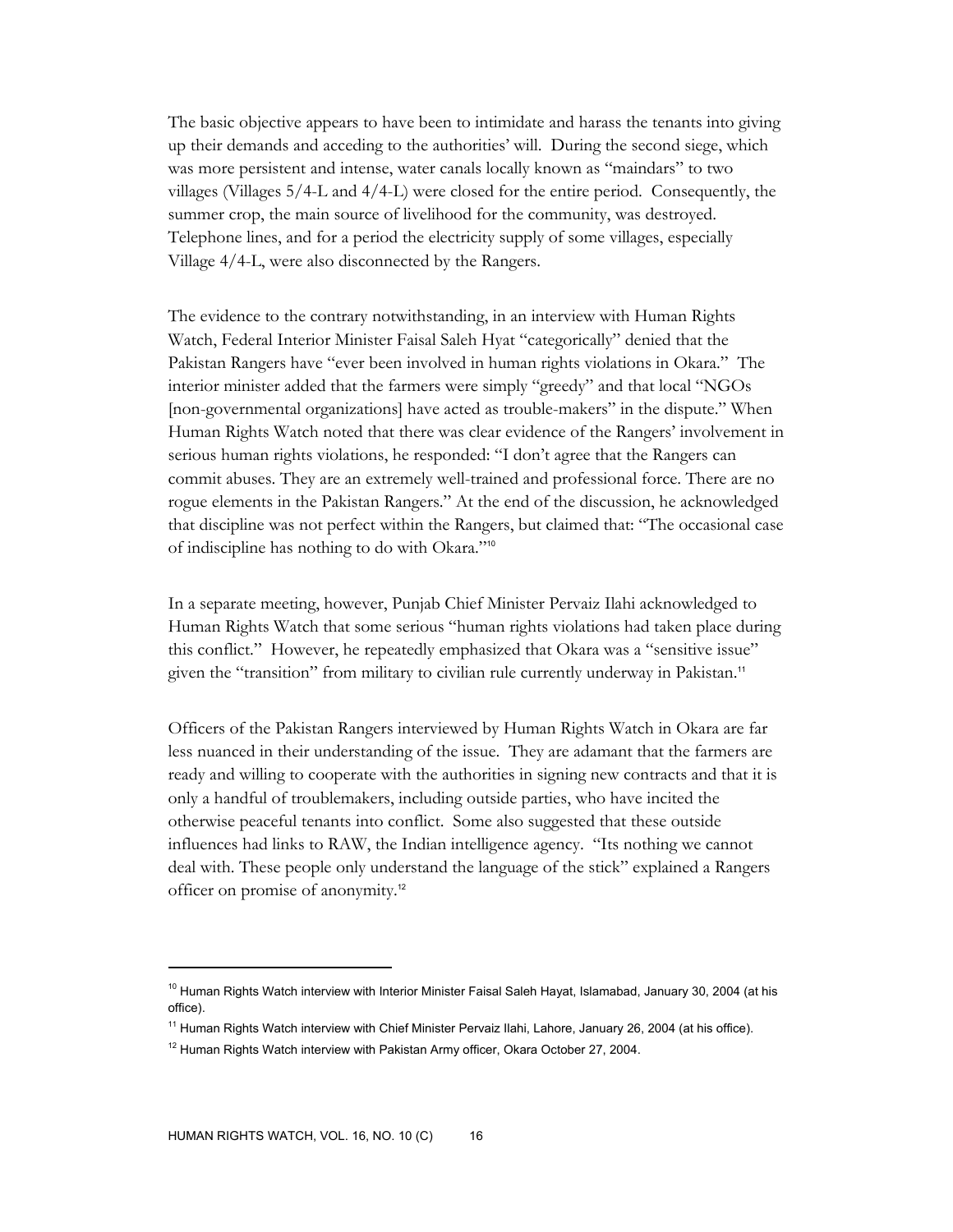The basic objective appears to have been to intimidate and harass the tenants into giving up their demands and acceding to the authorities' will. During the second siege, which was more persistent and intense, water canals locally known as "maindars" to two villages (Villages 5/4-L and 4/4-L) were closed for the entire period. Consequently, the summer crop, the main source of livelihood for the community, was destroyed. Telephone lines, and for a period the electricity supply of some villages, especially Village 4/4-L, were also disconnected by the Rangers.

The evidence to the contrary notwithstanding, in an interview with Human Rights Watch, Federal Interior Minister Faisal Saleh Hyat "categorically" denied that the Pakistan Rangers have "ever been involved in human rights violations in Okara." The interior minister added that the farmers were simply "greedy" and that local "NGOs [non-governmental organizations] have acted as trouble-makers" in the dispute." When Human Rights Watch noted that there was clear evidence of the Rangers' involvement in serious human rights violations, he responded: "I don't agree that the Rangers can commit abuses. They are an extremely well-trained and professional force. There are no rogue elements in the Pakistan Rangers." At the end of the discussion, he acknowledged that discipline was not perfect within the Rangers, but claimed that: "The occasional case of indiscipline has nothing to do with Okara."[10]

In a separate meeting, however, Punjab Chief Minister Pervaiz Ilahi acknowledged to Human Rights Watch that some serious "human rights violations had taken place during this conflict." However, he repeatedly emphasized that Okara was a "sensitive issue" given the "transition" from military to civilian rule currently underway in Pakistan.[11]

Officers of the Pakistan Rangers interviewed by Human Rights Watch in Okara are far less nuanced in their understanding of the issue. They are adamant that the farmers are ready and willing to cooperate with the authorities in signing new contracts and that it is only a handful of troublemakers, including outside parties, who have incited the otherwise peaceful tenants into conflict. Some also suggested that these outside influences had links to RAW, the Indian intelligence agency. "Its nothing we cannot deal with. These people only understand the language of the stick" explained a Rangers officer on promise of anonymity.[12]

---

[10] Human Rights Watch interview with Interior Minister Faisal Saleh Hayat, Islamabad, January 30, 2004 (at his office).

[11] Human Rights Watch interview with Chief Minister Pervaiz Ilahi, Lahore, January 26, 2004 (at his office).

[12] Human Rights Watch interview with Pakistan Army officer, Okara October 27, 2004.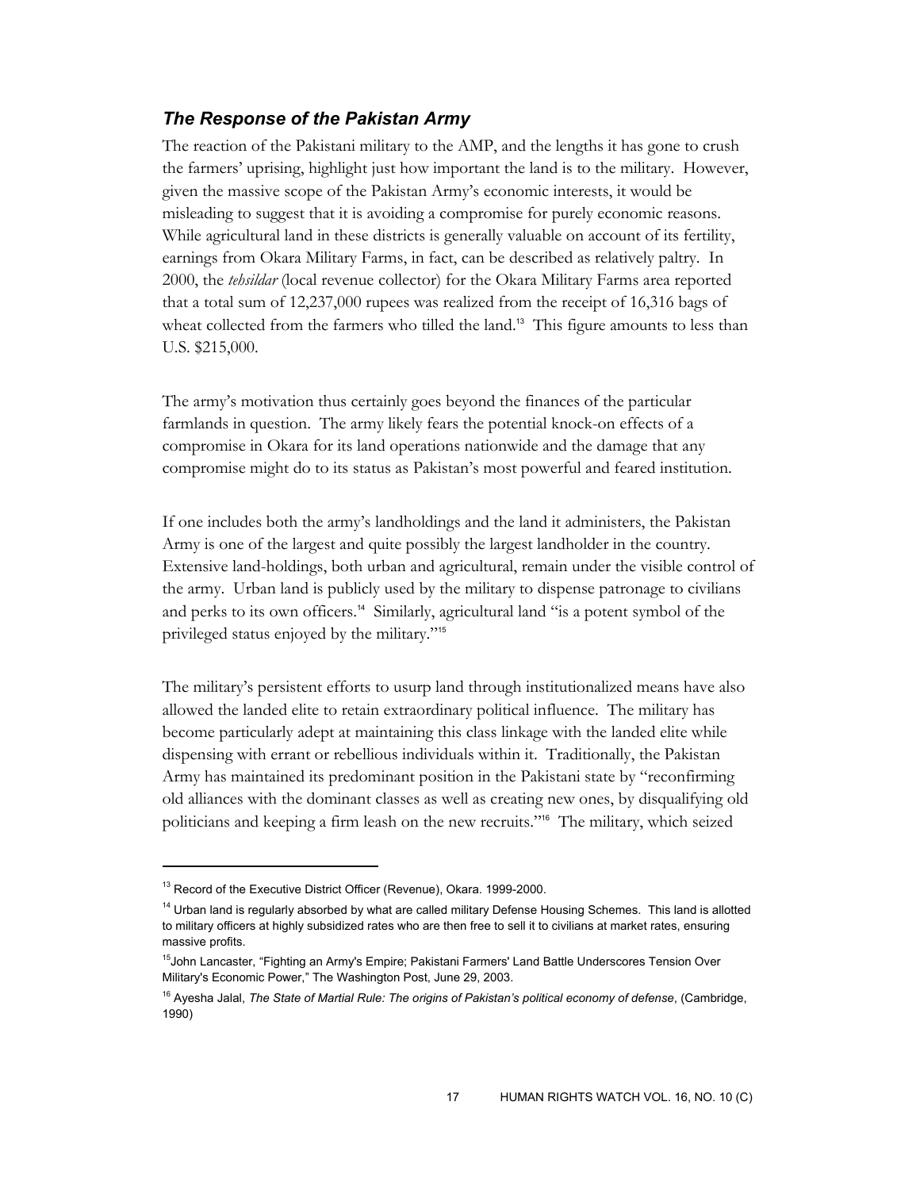### *The Response of the Pakistan Army*

The reaction of the Pakistani military to the AMP, and the lengths it has gone to crush the farmers' uprising, highlight just how important the land is to the military. However, given the massive scope of the Pakistan Army's economic interests, it would be misleading to suggest that it is avoiding a compromise for purely economic reasons. While agricultural land in these districts is generally valuable on account of its fertility, earnings from Okara Military Farms, in fact, can be described as relatively paltry. In 2000, the *tehsildar* (local revenue collector) for the Okara Military Farms area reported that a total sum of 12,237,000 rupees was realized from the receipt of 16,316 bags of wheat collected from the farmers who tilled the land.[13] This figure amounts to less than U.S. $215,000.

The army's motivation thus certainly goes beyond the finances of the particular farmlands in question. The army likely fears the potential knock-on effects of a compromise in Okara for its land operations nationwide and the damage that any compromise might do to its status as Pakistan's most powerful and feared institution.

If one includes both the army's landholdings and the land it administers, the Pakistan Army is one of the largest and quite possibly the largest landholder in the country. Extensive land-holdings, both urban and agricultural, remain under the visible control of the army. Urban land is publicly used by the military to dispense patronage to civilians and perks to its own officers.[14] Similarly, agricultural land "is a potent symbol of the privileged status enjoyed by the military."[15]

The military's persistent efforts to usurp land through institutionalized means have also allowed the landed elite to retain extraordinary political influence. The military has become particularly adept at maintaining this class linkage with the landed elite while dispensing with errant or rebellious individuals within it. Traditionally, the Pakistan Army has maintained its predominant position in the Pakistani state by "reconfirming old alliances with the dominant classes as well as creating new ones, by disqualifying old politicians and keeping a firm leash on the new recruits."[16] The military, which seized

---

[13] Record of the Executive District Officer (Revenue), Okara. 1999-2000.

[14] Urban land is regularly absorbed by what are called military Defense Housing Schemes. This land is allotted to military officers at highly subsidized rates who are then free to sell it to civilians at market rates, ensuring massive profits.

[15] John Lancaster, "Fighting an Army's Empire; Pakistani Farmers' Land Battle Underscores Tension Over Military's Economic Power," The Washington Post, June 29, 2003.

[16] Ayesha Jalal, *The State of Martial Rule: The origins of Pakistan's political economy of defense*, (Cambridge, 1990)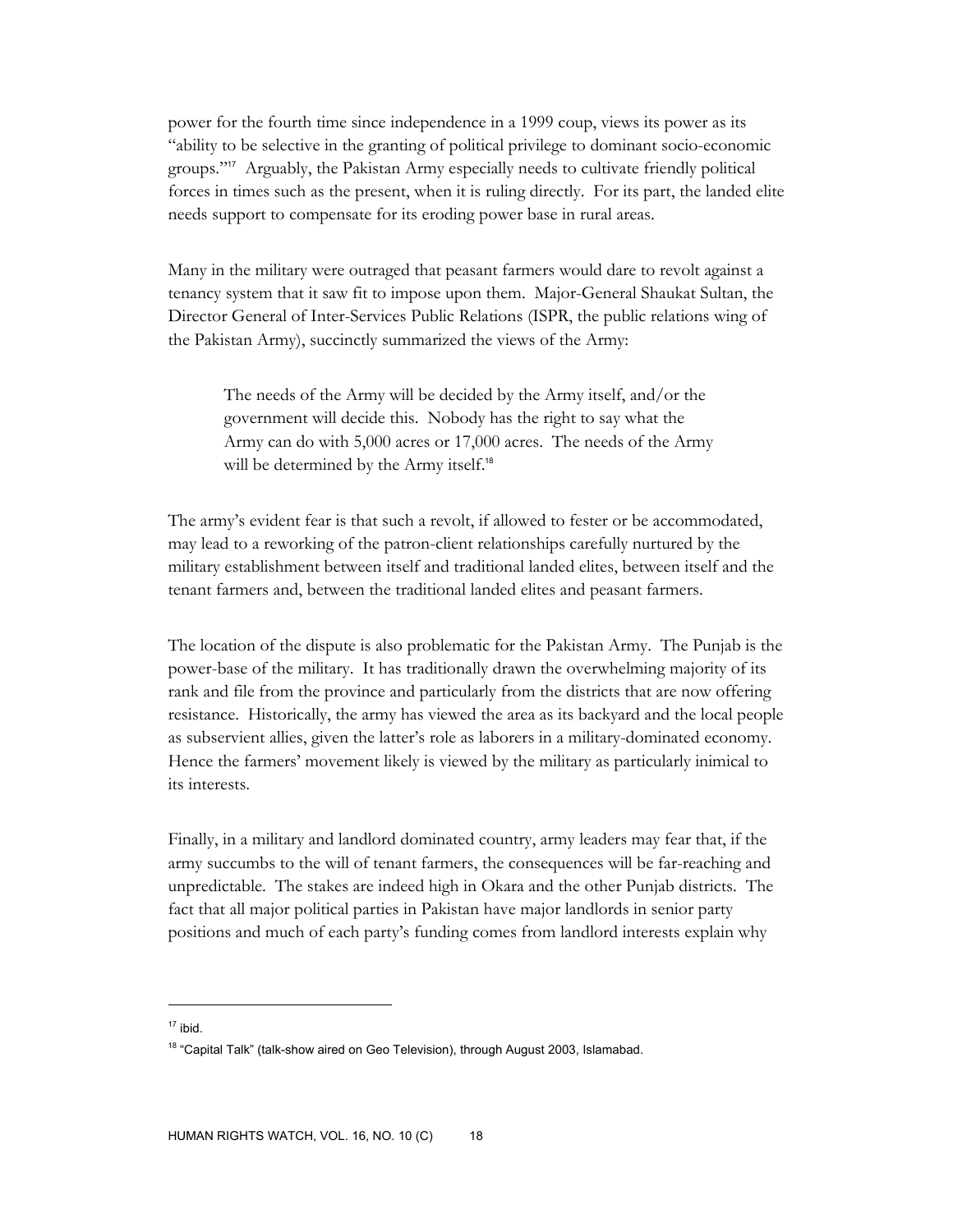power for the fourth time since independence in a 1999 coup, views its power as its "ability to be selective in the granting of political privilege to dominant socio-economic groups."[17] Arguably, the Pakistan Army especially needs to cultivate friendly political forces in times such as the present, when it is ruling directly. For its part, the landed elite needs support to compensate for its eroding power base in rural areas.

Many in the military were outraged that peasant farmers would dare to revolt against a tenancy system that it saw fit to impose upon them. Major-General Shaukat Sultan, the Director General of Inter-Services Public Relations (ISPR, the public relations wing of the Pakistan Army), succinctly summarized the views of the Army:

> The needs of the Army will be decided by the Army itself, and/or the government will decide this. Nobody has the right to say what the Army can do with 5,000 acres or 17,000 acres. The needs of the Army will be determined by the Army itself.[18]

The army's evident fear is that such a revolt, if allowed to fester or be accommodated, may lead to a reworking of the patron-client relationships carefully nurtured by the military establishment between itself and traditional landed elites, between itself and the tenant farmers and, between the traditional landed elites and peasant farmers.

The location of the dispute is also problematic for the Pakistan Army. The Punjab is the power-base of the military. It has traditionally drawn the overwhelming majority of its rank and file from the province and particularly from the districts that are now offering resistance. Historically, the army has viewed the area as its backyard and the local people as subservient allies, given the latter's role as laborers in a military-dominated economy. Hence the farmers' movement likely is viewed by the military as particularly inimical to its interests.

Finally, in a military and landlord dominated country, army leaders may fear that, if the army succumbs to the will of tenant farmers, the consequences will be far-reaching and unpredictable. The stakes are indeed high in Okara and the other Punjab districts. The fact that all major political parties in Pakistan have major landlords in senior party positions and much of each party's funding comes from landlord interests explain why

---

[17] ibid.

[18] "Capital Talk" (talk-show aired on Geo Television), through August 2003, Islamabad.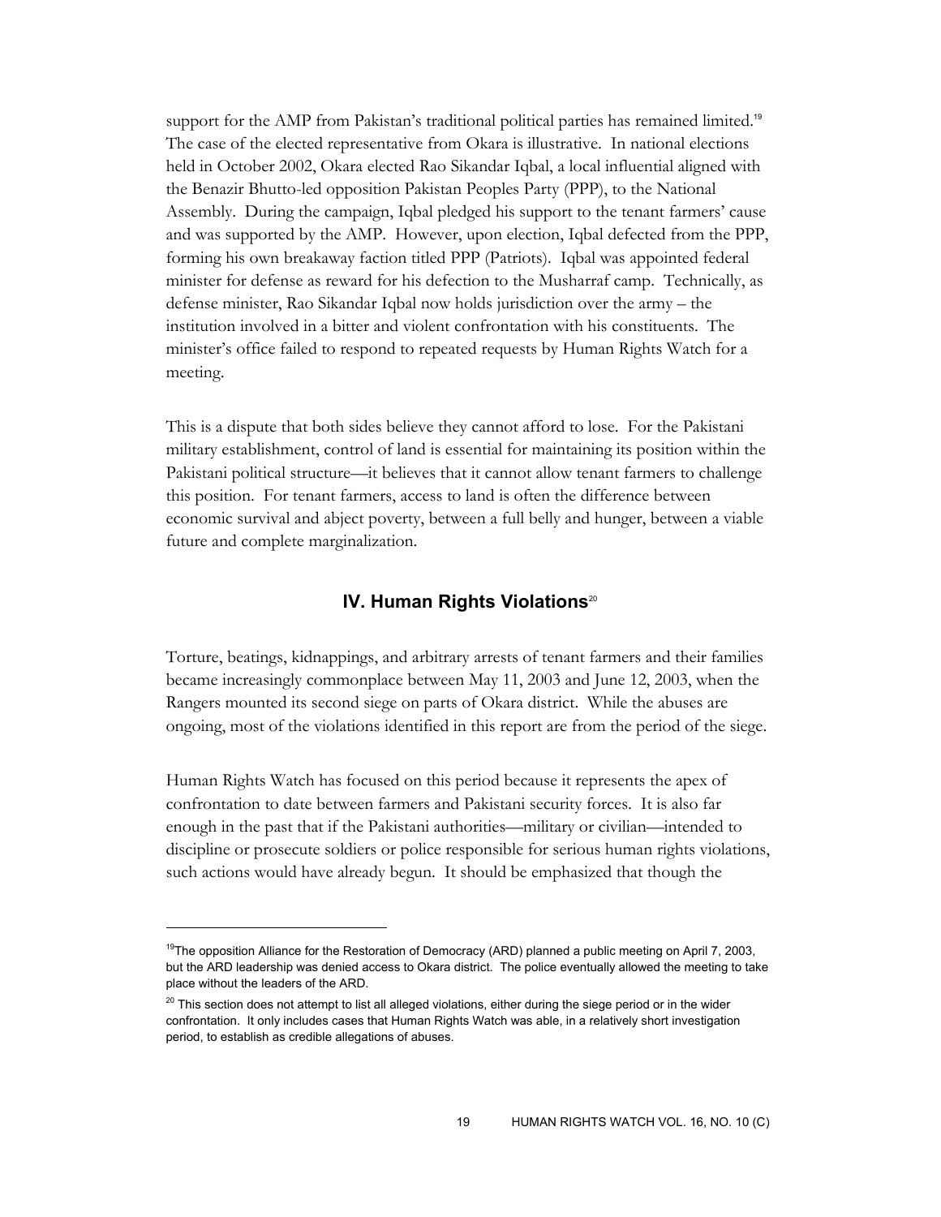support for the AMP from Pakistan's traditional political parties has remained limited.[19] The case of the elected representative from Okara is illustrative. In national elections held in October 2002, Okara elected Rao Sikandar Iqbal, a local influential aligned with the Benazir Bhutto-led opposition Pakistan Peoples Party (PPP), to the National Assembly. During the campaign, Iqbal pledged his support to the tenant farmers' cause and was supported by the AMP. However, upon election, Iqbal defected from the PPP, forming his own breakaway faction titled PPP (Patriots). Iqbal was appointed federal minister for defense as reward for his defection to the Musharraf camp. Technically, as defense minister, Rao Sikandar Iqbal now holds jurisdiction over the army – the institution involved in a bitter and violent confrontation with his constituents. The minister's office failed to respond to repeated requests by Human Rights Watch for a meeting.

This is a dispute that both sides believe they cannot afford to lose. For the Pakistani military establishment, control of land is essential for maintaining its position within the Pakistani political structure—it believes that it cannot allow tenant farmers to challenge this position. For tenant farmers, access to land is often the difference between economic survival and abject poverty, between a full belly and hunger, between a viable future and complete marginalization.

## IV. Human Rights Violations[20]

Torture, beatings, kidnappings, and arbitrary arrests of tenant farmers and their families became increasingly commonplace between May 11, 2003 and June 12, 2003, when the Rangers mounted its second siege on parts of Okara district. While the abuses are ongoing, most of the violations identified in this report are from the period of the siege.

Human Rights Watch has focused on this period because it represents the apex of confrontation to date between farmers and Pakistani security forces. It is also far enough in the past that if the Pakistani authorities—military or civilian—intended to discipline or prosecute soldiers or police responsible for serious human rights violations, such actions would have already begun. It should be emphasized that though the

---

[19] The opposition Alliance for the Restoration of Democracy (ARD) planned a public meeting on April 7, 2003, but the ARD leadership was denied access to Okara district. The police eventually allowed the meeting to take place without the leaders of the ARD.

[20] This section does not attempt to list all alleged violations, either during the siege period or in the wider confrontation. It only includes cases that Human Rights Watch was able, in a relatively short investigation period, to establish as credible allegations of abuses.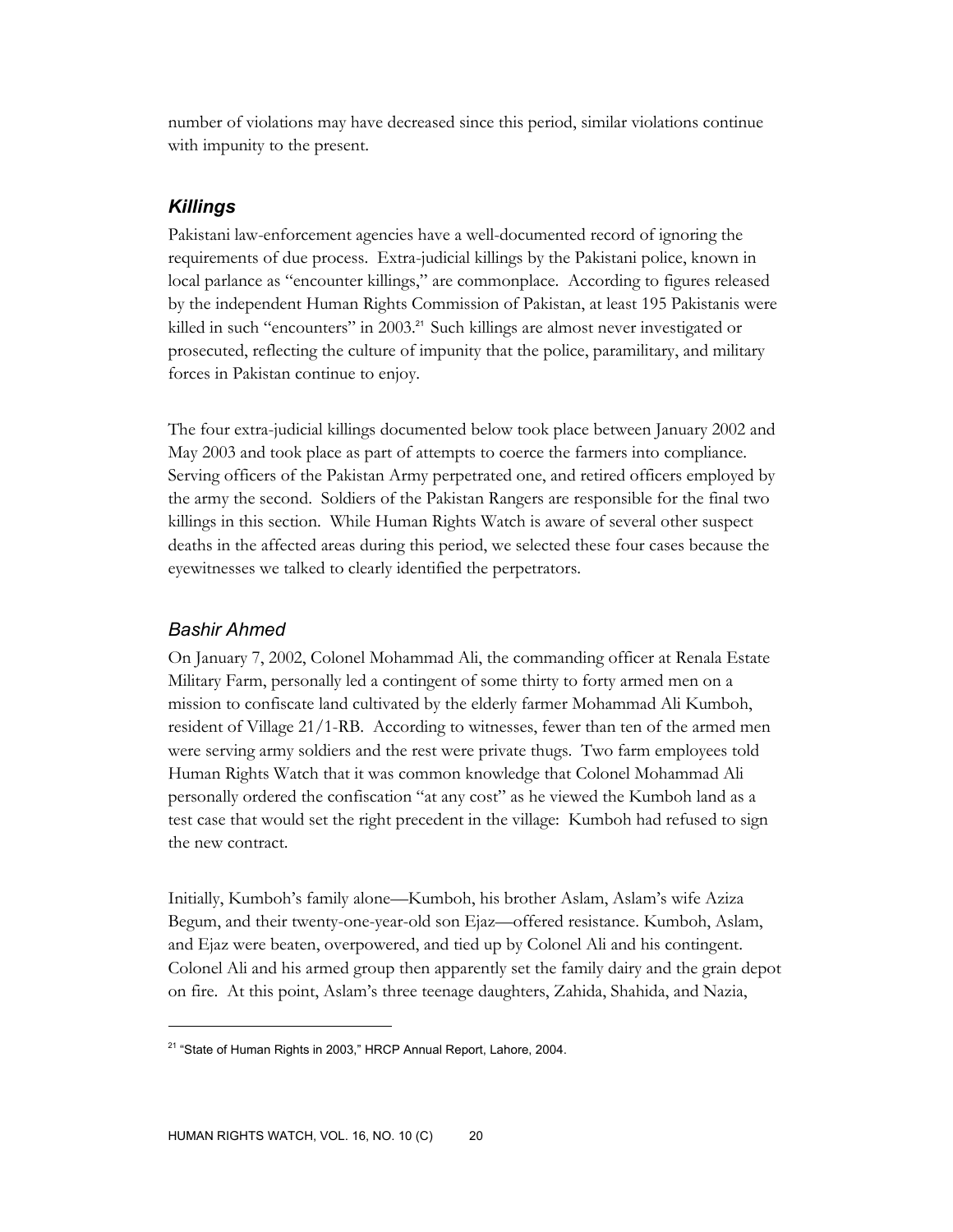number of violations may have decreased since this period, similar violations continue with impunity to the present.

## *Killings*

Pakistani law-enforcement agencies have a well-documented record of ignoring the requirements of due process. Extra-judicial killings by the Pakistani police, known in local parlance as "encounter killings," are commonplace. According to figures released by the independent Human Rights Commission of Pakistan, at least 195 Pakistanis were killed in such "encounters" in 2003.[21] Such killings are almost never investigated or prosecuted, reflecting the culture of impunity that the police, paramilitary, and military forces in Pakistan continue to enjoy.

The four extra-judicial killings documented below took place between January 2002 and May 2003 and took place as part of attempts to coerce the farmers into compliance. Serving officers of the Pakistan Army perpetrated one, and retired officers employed by the army the second. Soldiers of the Pakistan Rangers are responsible for the final two killings in this section. While Human Rights Watch is aware of several other suspect deaths in the affected areas during this period, we selected these four cases because the eyewitnesses we talked to clearly identified the perpetrators.

### *Bashir Ahmed*

On January 7, 2002, Colonel Mohammad Ali, the commanding officer at Renala Estate Military Farm, personally led a contingent of some thirty to forty armed men on a mission to confiscate land cultivated by the elderly farmer Mohammad Ali Kumboh, resident of Village 21/1-RB. According to witnesses, fewer than ten of the armed men were serving army soldiers and the rest were private thugs. Two farm employees told Human Rights Watch that it was common knowledge that Colonel Mohammad Ali personally ordered the confiscation "at any cost" as he viewed the Kumboh land as a test case that would set the right precedent in the village: Kumboh had refused to sign the new contract.

Initially, Kumboh's family alone—Kumboh, his brother Aslam, Aslam's wife Aziza Begum, and their twenty-one-year-old son Ejaz—offered resistance. Kumboh, Aslam, and Ejaz were beaten, overpowered, and tied up by Colonel Ali and his contingent. Colonel Ali and his armed group then apparently set the family dairy and the grain depot on fire. At this point, Aslam's three teenage daughters, Zahida, Shahida, and Nazia,

---

[21] "State of Human Rights in 2003," HRCP Annual Report, Lahore, 2004.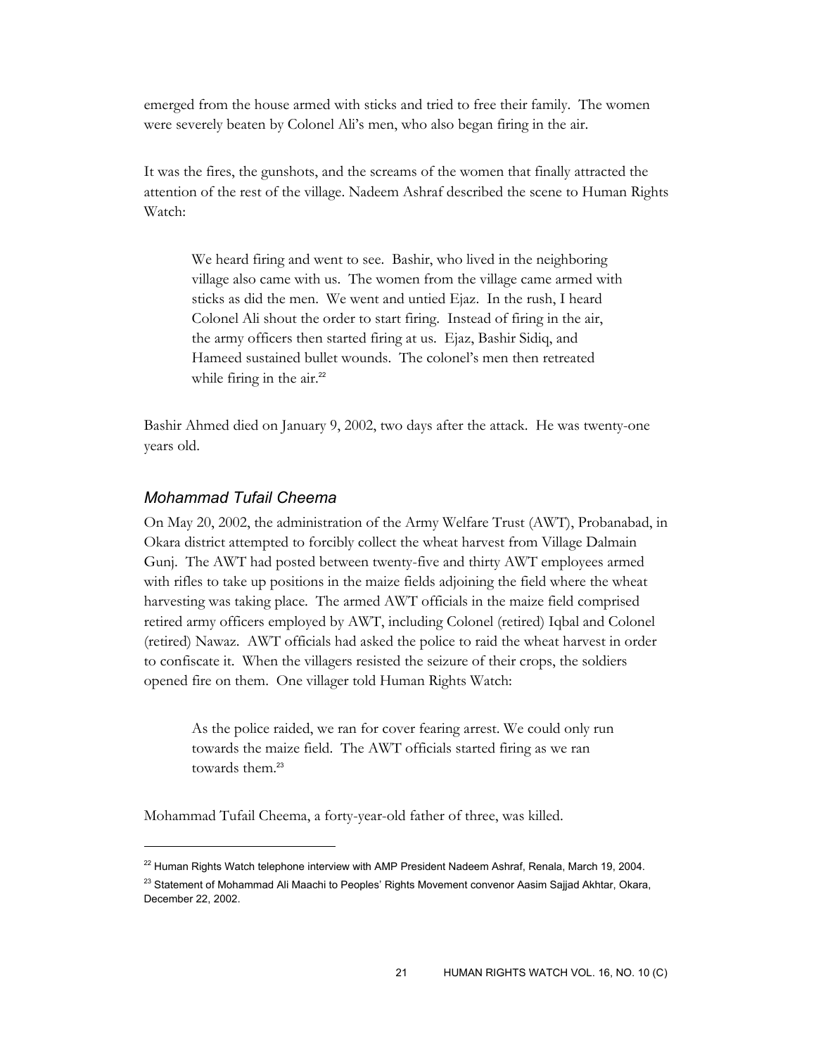emerged from the house armed with sticks and tried to free their family. The women were severely beaten by Colonel Ali's men, who also began firing in the air.

It was the fires, the gunshots, and the screams of the women that finally attracted the attention of the rest of the village. Nadeem Ashraf described the scene to Human Rights Watch:

> We heard firing and went to see. Bashir, who lived in the neighboring village also came with us. The women from the village came armed with sticks as did the men. We went and untied Ejaz. In the rush, I heard Colonel Ali shout the order to start firing. Instead of firing in the air, the army officers then started firing at us. Ejaz, Bashir Sidiq, and Hameed sustained bullet wounds. The colonel's men then retreated while firing in the air.[22]

Bashir Ahmed died on January 9, 2002, two days after the attack. He was twenty-one years old.

### *Mohammad Tufail Cheema*

On May 20, 2002, the administration of the Army Welfare Trust (AWT), Probanabad, in Okara district attempted to forcibly collect the wheat harvest from Village Dalmain Gunj. The AWT had posted between twenty-five and thirty AWT employees armed with rifles to take up positions in the maize fields adjoining the field where the wheat harvesting was taking place. The armed AWT officials in the maize field comprised retired army officers employed by AWT, including Colonel (retired) Iqbal and Colonel (retired) Nawaz. AWT officials had asked the police to raid the wheat harvest in order to confiscate it. When the villagers resisted the seizure of their crops, the soldiers opened fire on them. One villager told Human Rights Watch:

> As the police raided, we ran for cover fearing arrest. We could only run towards the maize field. The AWT officials started firing as we ran towards them.[23]

Mohammad Tufail Cheema, a forty-year-old father of three, was killed.

---

[22] Human Rights Watch telephone interview with AMP President Nadeem Ashraf, Renala, March 19, 2004.

[23] Statement of Mohammad Ali Maachi to Peoples' Rights Movement convenor Aasim Sajjad Akhtar, Okara, December 22, 2002.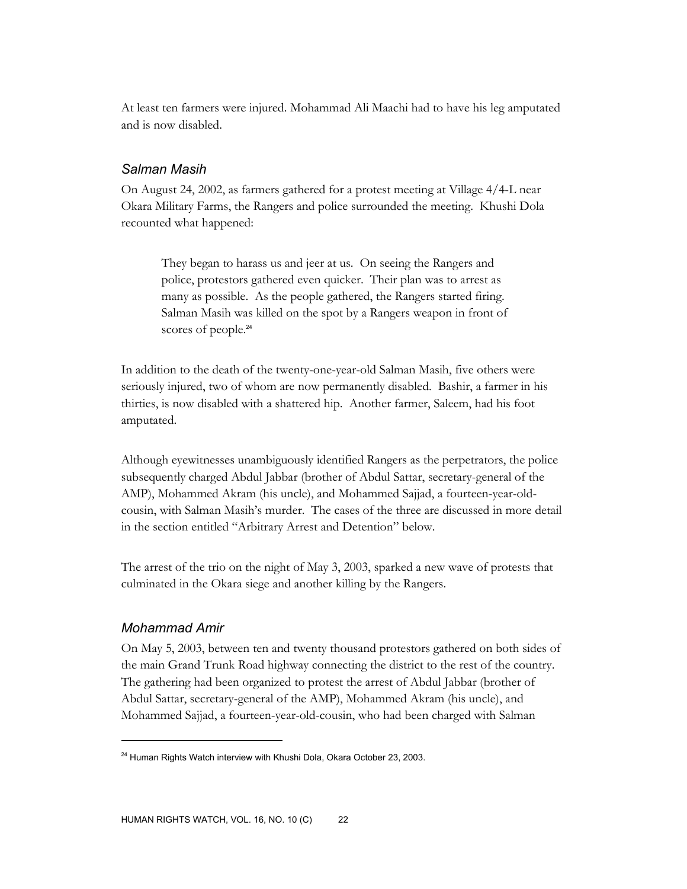At least ten farmers were injured. Mohammad Ali Maachi had to have his leg amputated and is now disabled.

### *Salman Masih*

On August 24, 2002, as farmers gathered for a protest meeting at Village 4/4-L near Okara Military Farms, the Rangers and police surrounded the meeting. Khushi Dola recounted what happened:

> They began to harass us and jeer at us. On seeing the Rangers and police, protestors gathered even quicker. Their plan was to arrest as many as possible. As the people gathered, the Rangers started firing. Salman Masih was killed on the spot by a Rangers weapon in front of scores of people.[24]

In addition to the death of the twenty-one-year-old Salman Masih, five others were seriously injured, two of whom are now permanently disabled. Bashir, a farmer in his thirties, is now disabled with a shattered hip. Another farmer, Saleem, had his foot amputated.

Although eyewitnesses unambiguously identified Rangers as the perpetrators, the police subsequently charged Abdul Jabbar (brother of Abdul Sattar, secretary-general of the AMP), Mohammed Akram (his uncle), and Mohammed Sajjad, a fourteen-year-old-cousin, with Salman Masih's murder. The cases of the three are discussed in more detail in the section entitled "Arbitrary Arrest and Detention" below.

The arrest of the trio on the night of May 3, 2003, sparked a new wave of protests that culminated in the Okara siege and another killing by the Rangers.

### *Mohammad Amir*

On May 5, 2003, between ten and twenty thousand protestors gathered on both sides of the main Grand Trunk Road highway connecting the district to the rest of the country. The gathering had been organized to protest the arrest of Abdul Jabbar (brother of Abdul Sattar, secretary-general of the AMP), Mohammed Akram (his uncle), and Mohammed Sajjad, a fourteen-year-old-cousin, who had been charged with Salman

---

[24] Human Rights Watch interview with Khushi Dola, Okara October 23, 2003.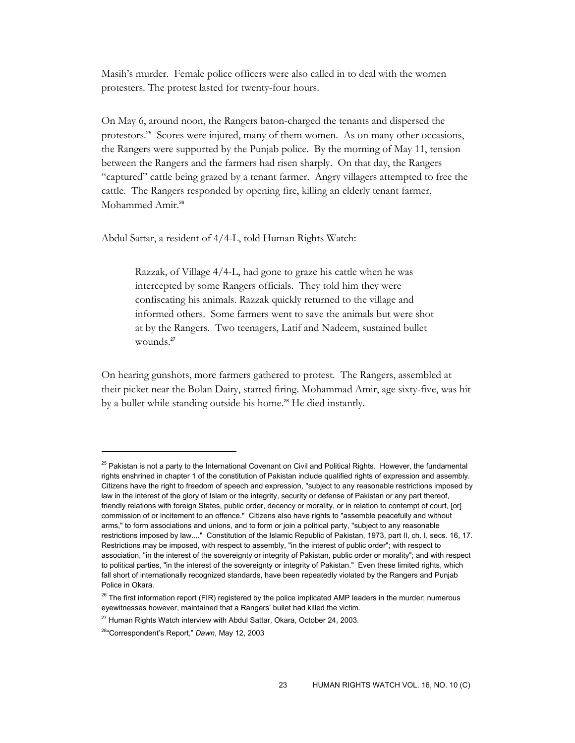Masih's murder. Female police officers were also called in to deal with the women protesters. The protest lasted for twenty-four hours.

On May 6, around noon, the Rangers baton-charged the tenants and dispersed the protestors.[25] Scores were injured, many of them women. As on many other occasions, the Rangers were supported by the Punjab police. By the morning of May 11, tension between the Rangers and the farmers had risen sharply. On that day, the Rangers "captured" cattle being grazed by a tenant farmer. Angry villagers attempted to free the cattle. The Rangers responded by opening fire, killing an elderly tenant farmer, Mohammed Amir.[26]

Abdul Sattar, a resident of 4/4-L, told Human Rights Watch:

> Razzak, of Village 4/4-L, had gone to graze his cattle when he was intercepted by some Rangers officials. They told him they were confiscating his animals. Razzak quickly returned to the village and informed others. Some farmers went to save the animals but were shot at by the Rangers. Two teenagers, Latif and Nadeem, sustained bullet wounds.[27]

On hearing gunshots, more farmers gathered to protest. The Rangers, assembled at their picket near the Bolan Dairy, started firing. Mohammad Amir, age sixty-five, was hit by a bullet while standing outside his home.[28] He died instantly.

---

[25] Pakistan is not a party to the International Covenant on Civil and Political Rights. However, the fundamental rights enshrined in chapter 1 of the constitution of Pakistan include qualified rights of expression and assembly. Citizens have the right to freedom of speech and expression, "subject to any reasonable restrictions imposed by law in the interest of the glory of Islam or the integrity, security or defense of Pakistan or any part thereof, friendly relations with foreign States, public order, decency or morality, or in relation to contempt of court, [or] commission of or incitement to an offence." Citizens also have rights to "assemble peacefully and without arms," to form associations and unions, and to form or join a political party, "subject to any reasonable restrictions imposed by law...." Constitution of the Islamic Republic of Pakistan, 1973, part II, ch. I, secs. 16, 17. Restrictions may be imposed, with respect to assembly, "in the interest of public order"; with respect to association, "in the interest of the sovereignty or integrity of Pakistan, public order or morality"; and with respect to political parties, "in the interest of the sovereignty or integrity of Pakistan." Even these limited rights, which fall short of internationally recognized standards, have been repeatedly violated by the Rangers and Punjab Police in Okara.

[26] The first information report (FIR) registered by the police implicated AMP leaders in the murder; numerous eyewitnesses however, maintained that a Rangers' bullet had killed the victim.

[27] Human Rights Watch interview with Abdul Sattar, Okara, October 24, 2003.

[28] "Correspondent's Report," *Dawn*, May 12, 2003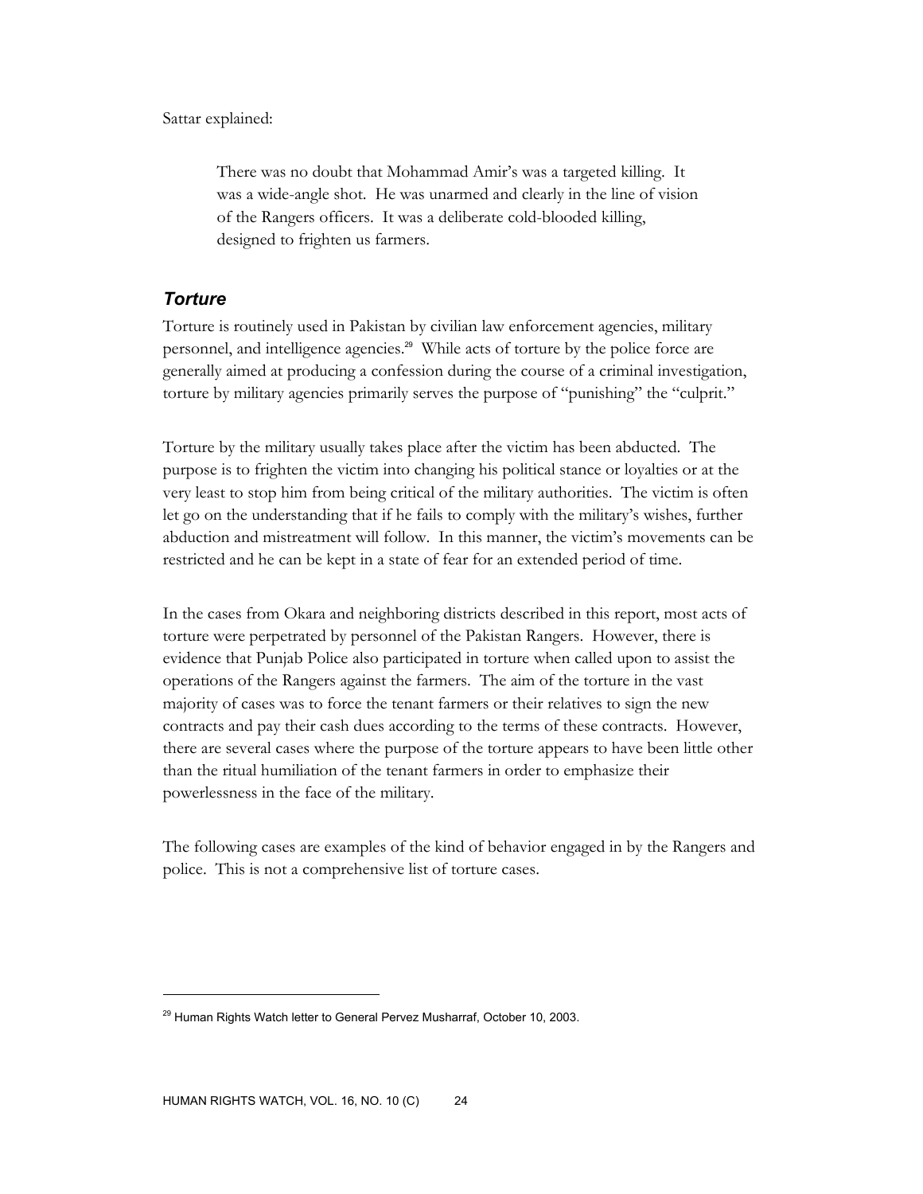Sattar explained:

> There was no doubt that Mohammad Amir's was a targeted killing. It was a wide-angle shot. He was unarmed and clearly in the line of vision of the Rangers officers. It was a deliberate cold-blooded killing, designed to frighten us farmers.

### *Torture*

Torture is routinely used in Pakistan by civilian law enforcement agencies, military personnel, and intelligence agencies.[29] While acts of torture by the police force are generally aimed at producing a confession during the course of a criminal investigation, torture by military agencies primarily serves the purpose of "punishing" the "culprit."

Torture by the military usually takes place after the victim has been abducted. The purpose is to frighten the victim into changing his political stance or loyalties or at the very least to stop him from being critical of the military authorities. The victim is often let go on the understanding that if he fails to comply with the military's wishes, further abduction and mistreatment will follow. In this manner, the victim's movements can be restricted and he can be kept in a state of fear for an extended period of time.

In the cases from Okara and neighboring districts described in this report, most acts of torture were perpetrated by personnel of the Pakistan Rangers. However, there is evidence that Punjab Police also participated in torture when called upon to assist the operations of the Rangers against the farmers. The aim of the torture in the vast majority of cases was to force the tenant farmers or their relatives to sign the new contracts and pay their cash dues according to the terms of these contracts. However, there are several cases where the purpose of the torture appears to have been little other than the ritual humiliation of the tenant farmers in order to emphasize their powerlessness in the face of the military.

The following cases are examples of the kind of behavior engaged in by the Rangers and police. This is not a comprehensive list of torture cases.

---

[29] Human Rights Watch letter to General Pervez Musharraf, October 10, 2003.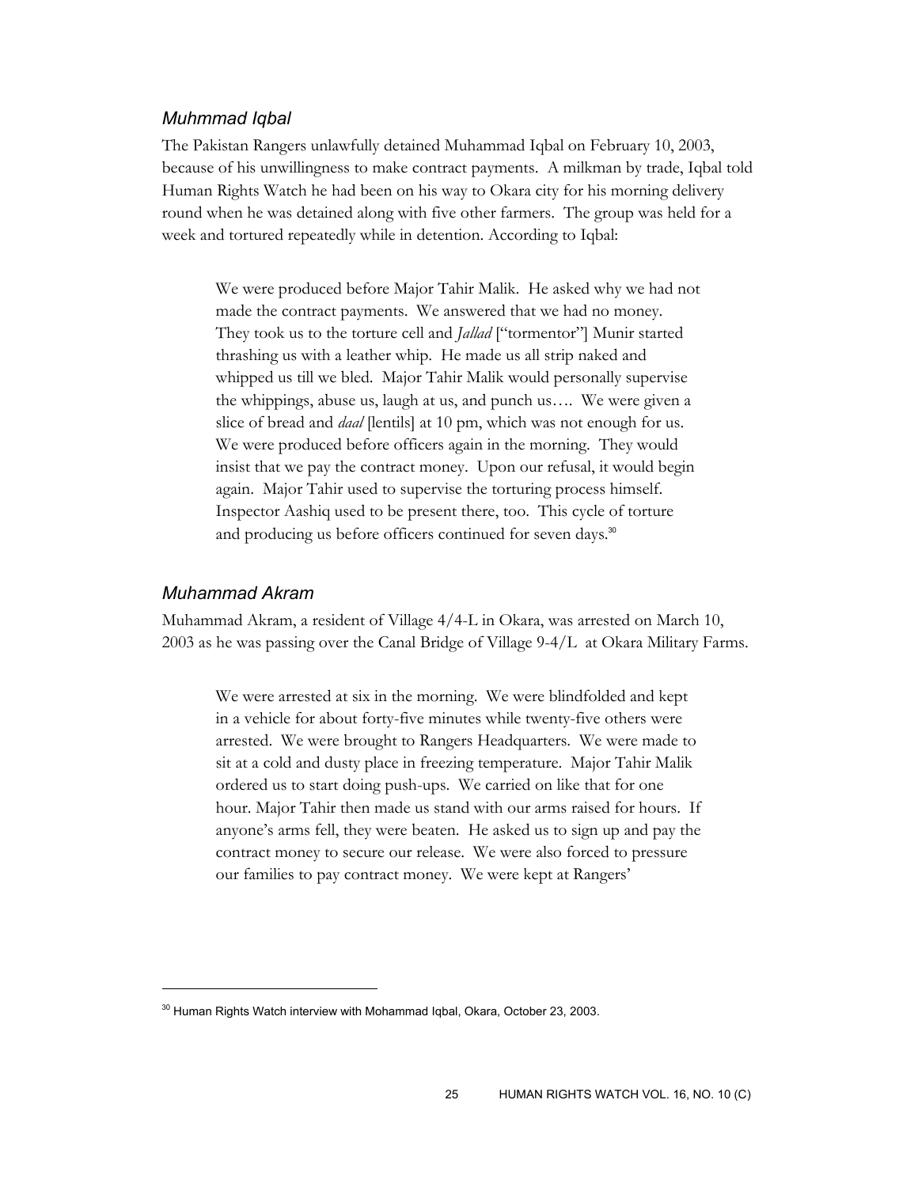### *Muhmmad Iqbal*

The Pakistan Rangers unlawfully detained Muhammad Iqbal on February 10, 2003, because of his unwillingness to make contract payments. A milkman by trade, Iqbal told Human Rights Watch he had been on his way to Okara city for his morning delivery round when he was detained along with five other farmers. The group was held for a week and tortured repeatedly while in detention. According to Iqbal:

> We were produced before Major Tahir Malik. He asked why we had not made the contract payments. We answered that we had no money. They took us to the torture cell and *Jallad* ["tormentor"] Munir started thrashing us with a leather whip. He made us all strip naked and whipped us till we bled. Major Tahir Malik would personally supervise the whippings, abuse us, laugh at us, and punch us…. We were given a slice of bread and *daal* [lentils] at 10 pm, which was not enough for us. We were produced before officers again in the morning. They would insist that we pay the contract money. Upon our refusal, it would begin again. Major Tahir used to supervise the torturing process himself. Inspector Aashiq used to be present there, too. This cycle of torture and producing us before officers continued for seven days.[30]

### *Muhammad Akram*

Muhammad Akram, a resident of Village 4/4-L in Okara, was arrested on March 10, 2003 as he was passing over the Canal Bridge of Village 9-4/L at Okara Military Farms.

> We were arrested at six in the morning. We were blindfolded and kept in a vehicle for about forty-five minutes while twenty-five others were arrested. We were brought to Rangers Headquarters. We were made to sit at a cold and dusty place in freezing temperature. Major Tahir Malik ordered us to start doing push-ups. We carried on like that for one hour. Major Tahir then made us stand with our arms raised for hours. If anyone's arms fell, they were beaten. He asked us to sign up and pay the contract money to secure our release. We were also forced to pressure our families to pay contract money. We were kept at Rangers'

---

[30] Human Rights Watch interview with Mohammad Iqbal, Okara, October 23, 2003.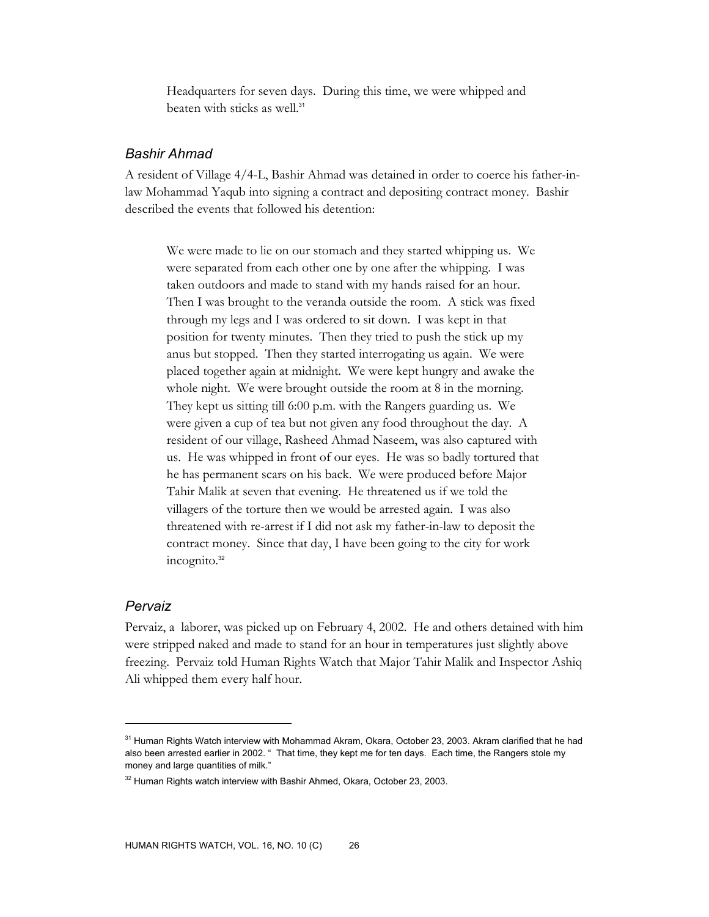> Headquarters for seven days. During this time, we were whipped and beaten with sticks as well.[31]

### *Bashir Ahmad*

A resident of Village 4/4-L, Bashir Ahmad was detained in order to coerce his father-in-law Mohammad Yaqub into signing a contract and depositing contract money. Bashir described the events that followed his detention:

> We were made to lie on our stomach and they started whipping us. We were separated from each other one by one after the whipping. I was taken outdoors and made to stand with my hands raised for an hour. Then I was brought to the veranda outside the room. A stick was fixed through my legs and I was ordered to sit down. I was kept in that position for twenty minutes. Then they tried to push the stick up my anus but stopped. Then they started interrogating us again. We were placed together again at midnight. We were kept hungry and awake the whole night. We were brought outside the room at 8 in the morning. They kept us sitting till 6:00 p.m. with the Rangers guarding us. We were given a cup of tea but not given any food throughout the day. A resident of our village, Rasheed Ahmad Naseem, was also captured with us. He was whipped in front of our eyes. He was so badly tortured that he has permanent scars on his back. We were produced before Major Tahir Malik at seven that evening. He threatened us if we told the villagers of the torture then we would be arrested again. I was also threatened with re-arrest if I did not ask my father-in-law to deposit the contract money. Since that day, I have been going to the city for work incognito.[32]

### *Pervaiz*

Pervaiz, a laborer, was picked up on February 4, 2002. He and others detained with him were stripped naked and made to stand for an hour in temperatures just slightly above freezing. Pervaiz told Human Rights Watch that Major Tahir Malik and Inspector Ashiq Ali whipped them every half hour.

---

[31] Human Rights Watch interview with Mohammad Akram, Okara, October 23, 2003. Akram clarified that he had also been arrested earlier in 2002. " That time, they kept me for ten days. Each time, the Rangers stole my money and large quantities of milk."

[32] Human Rights watch interview with Bashir Ahmed, Okara, October 23, 2003.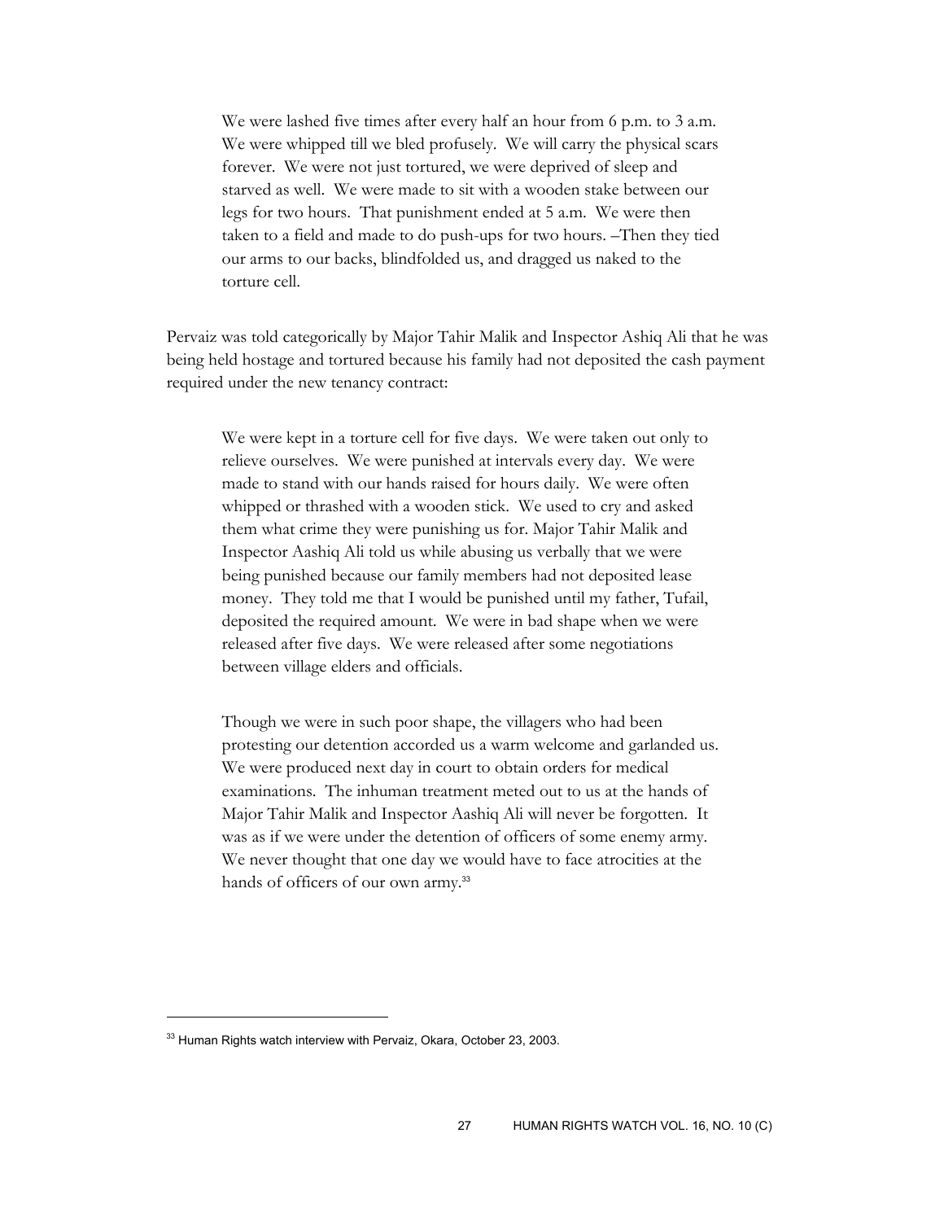> We were lashed five times after every half an hour from 6 p.m. to 3 a.m. We were whipped till we bled profusely. We will carry the physical scars forever. We were not just tortured, we were deprived of sleep and starved as well. We were made to sit with a wooden stake between our legs for two hours. That punishment ended at 5 a.m. We were then taken to a field and made to do push-ups for two hours. –Then they tied our arms to our backs, blindfolded us, and dragged us naked to the torture cell.

Pervaiz was told categorically by Major Tahir Malik and Inspector Ashiq Ali that he was being held hostage and tortured because his family had not deposited the cash payment required under the new tenancy contract:

> We were kept in a torture cell for five days. We were taken out only to relieve ourselves. We were punished at intervals every day. We were made to stand with our hands raised for hours daily. We were often whipped or thrashed with a wooden stick. We used to cry and asked them what crime they were punishing us for. Major Tahir Malik and Inspector Aashiq Ali told us while abusing us verbally that we were being punished because our family members had not deposited lease money. They told me that I would be punished until my father, Tufail, deposited the required amount. We were in bad shape when we were released after five days. We were released after some negotiations between village elders and officials.
>
> Though we were in such poor shape, the villagers who had been protesting our detention accorded us a warm welcome and garlanded us. We were produced next day in court to obtain orders for medical examinations. The inhuman treatment meted out to us at the hands of Major Tahir Malik and Inspector Aashiq Ali will never be forgotten. It was as if we were under the detention of officers of some enemy army. We never thought that one day we would have to face atrocities at the hands of officers of our own army.[33]

[33] Human Rights watch interview with Pervaiz, Okara, October 23, 2003.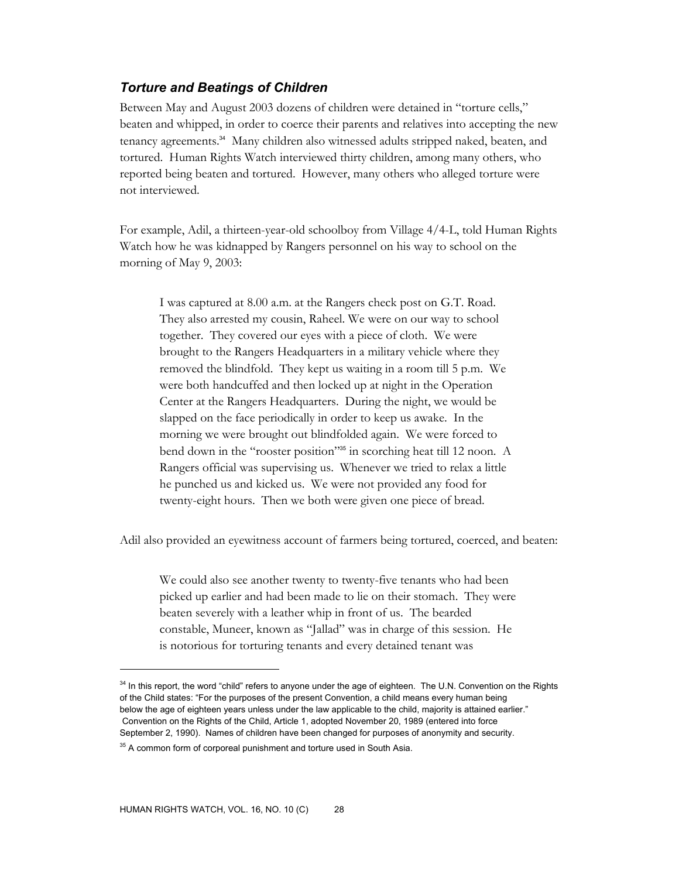### *Torture and Beatings of Children*

Between May and August 2003 dozens of children were detained in "torture cells," beaten and whipped, in order to coerce their parents and relatives into accepting the new tenancy agreements.[34] Many children also witnessed adults stripped naked, beaten, and tortured. Human Rights Watch interviewed thirty children, among many others, who reported being beaten and tortured. However, many others who alleged torture were not interviewed.

For example, Adil, a thirteen-year-old schoolboy from Village 4/4-L, told Human Rights Watch how he was kidnapped by Rangers personnel on his way to school on the morning of May 9, 2003:

> I was captured at 8.00 a.m. at the Rangers check post on G.T. Road. They also arrested my cousin, Raheel. We were on our way to school together. They covered our eyes with a piece of cloth. We were brought to the Rangers Headquarters in a military vehicle where they removed the blindfold. They kept us waiting in a room till 5 p.m. We were both handcuffed and then locked up at night in the Operation Center at the Rangers Headquarters. During the night, we would be slapped on the face periodically in order to keep us awake. In the morning we were brought out blindfolded again. We were forced to bend down in the "rooster position"[35] in scorching heat till 12 noon. A Rangers official was supervising us. Whenever we tried to relax a little he punched us and kicked us. We were not provided any food for twenty-eight hours. Then we both were given one piece of bread.

Adil also provided an eyewitness account of farmers being tortured, coerced, and beaten:

> We could also see another twenty to twenty-five tenants who had been picked up earlier and had been made to lie on their stomach. They were beaten severely with a leather whip in front of us. The bearded constable, Muneer, known as "Jallad" was in charge of this session. He is notorious for torturing tenants and every detained tenant was

---

[34] In this report, the word "child" refers to anyone under the age of eighteen. The U.N. Convention on the Rights of the Child states: "For the purposes of the present Convention, a child means every human being below the age of eighteen years unless under the law applicable to the child, majority is attained earlier." Convention on the Rights of the Child, Article 1, adopted November 20, 1989 (entered into force September 2, 1990). Names of children have been changed for purposes of anonymity and security.

[35] A common form of corporeal punishment and torture used in South Asia.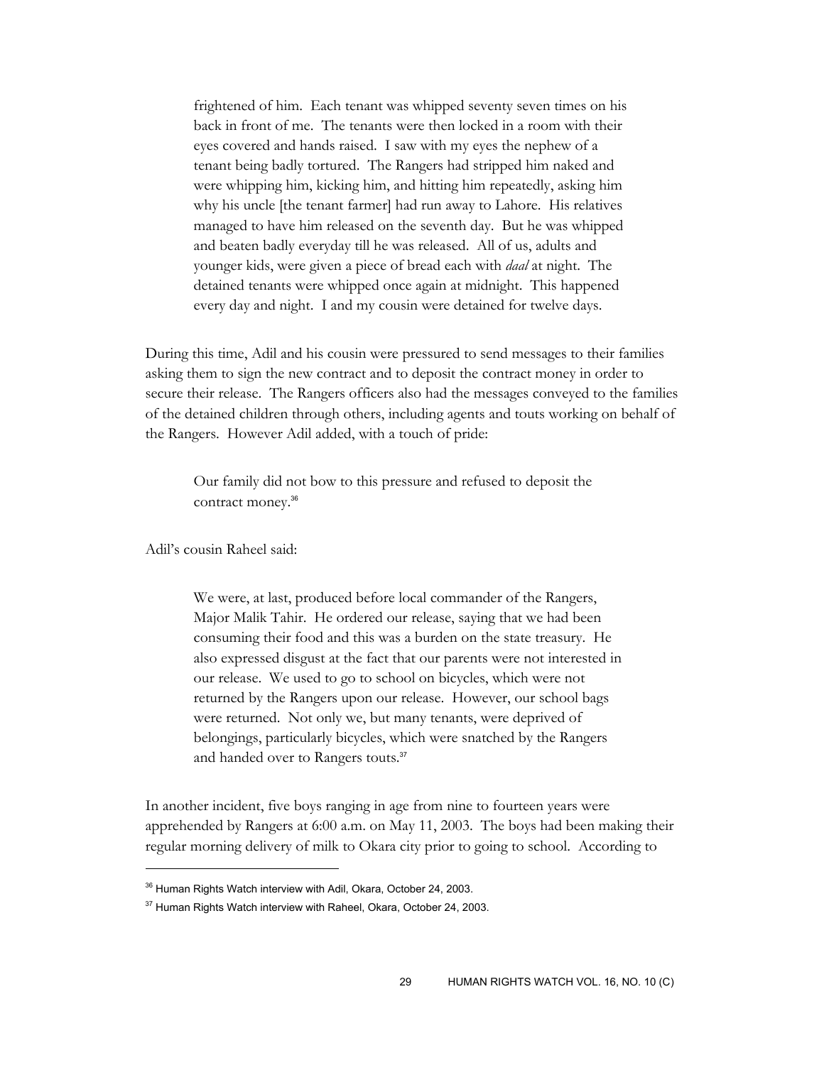> frightened of him. Each tenant was whipped seventy seven times on his back in front of me. The tenants were then locked in a room with their eyes covered and hands raised. I saw with my eyes the nephew of a tenant being badly tortured. The Rangers had stripped him naked and were whipping him, kicking him, and hitting him repeatedly, asking him why his uncle [the tenant farmer] had run away to Lahore. His relatives managed to have him released on the seventh day. But he was whipped and beaten badly everyday till he was released. All of us, adults and younger kids, were given a piece of bread each with *daal* at night. The detained tenants were whipped once again at midnight. This happened every day and night. I and my cousin were detained for twelve days.

During this time, Adil and his cousin were pressured to send messages to their families asking them to sign the new contract and to deposit the contract money in order to secure their release. The Rangers officers also had the messages conveyed to the families of the detained children through others, including agents and touts working on behalf of the Rangers. However Adil added, with a touch of pride:

> Our family did not bow to this pressure and refused to deposit the contract money.[36]

Adil's cousin Raheel said:

> We were, at last, produced before local commander of the Rangers, Major Malik Tahir. He ordered our release, saying that we had been consuming their food and this was a burden on the state treasury. He also expressed disgust at the fact that our parents were not interested in our release. We used to go to school on bicycles, which were not returned by the Rangers upon our release. However, our school bags were returned. Not only we, but many tenants, were deprived of belongings, particularly bicycles, which were snatched by the Rangers and handed over to Rangers touts.[37]

In another incident, five boys ranging in age from nine to fourteen years were apprehended by Rangers at 6:00 a.m. on May 11, 2003. The boys had been making their regular morning delivery of milk to Okara city prior to going to school. According to

---

[36] Human Rights Watch interview with Adil, Okara, October 24, 2003.

[37] Human Rights Watch interview with Raheel, Okara, October 24, 2003.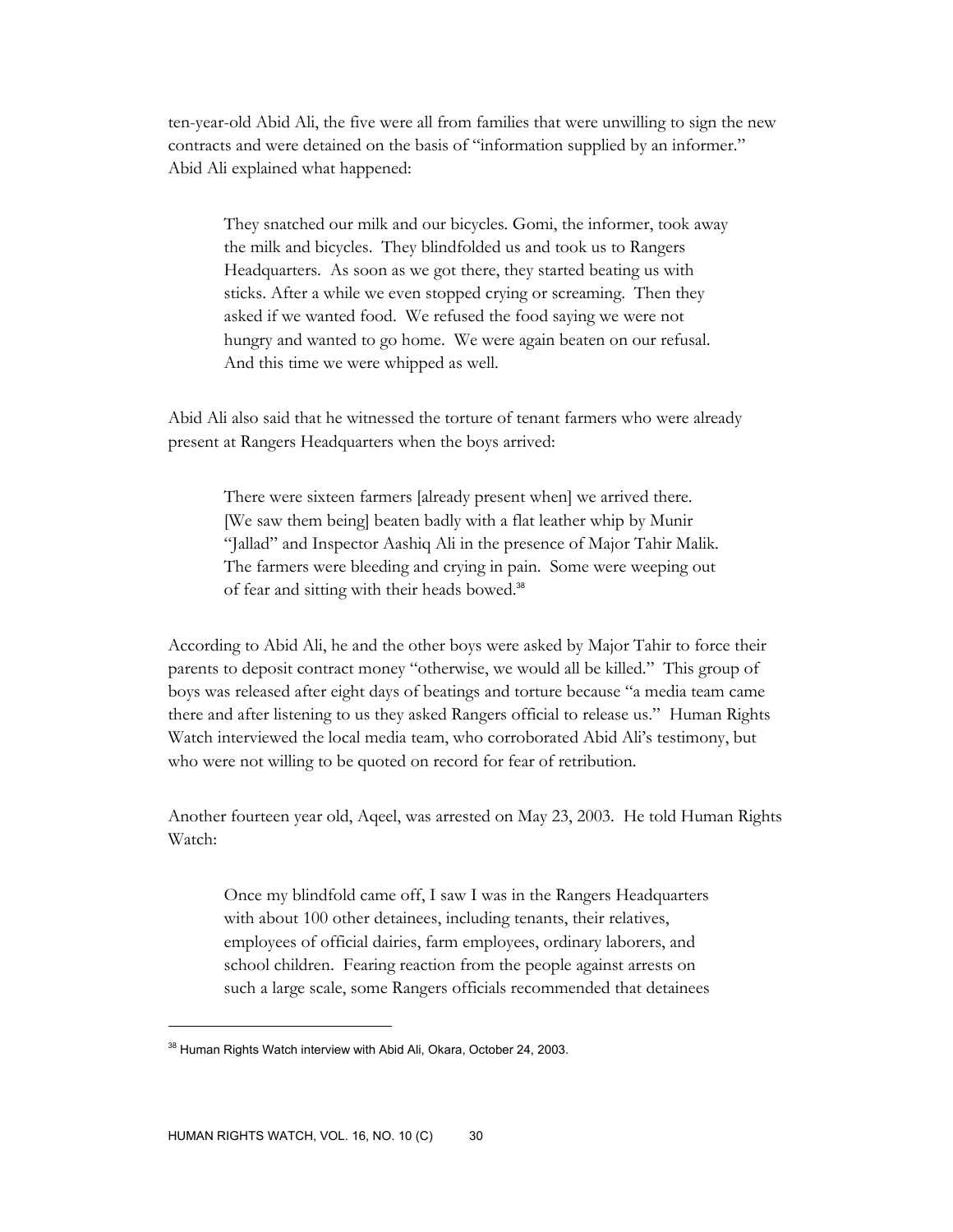ten-year-old Abid Ali, the five were all from families that were unwilling to sign the new contracts and were detained on the basis of "information supplied by an informer." Abid Ali explained what happened:

> They snatched our milk and our bicycles. Gomi, the informer, took away the milk and bicycles. They blindfolded us and took us to Rangers Headquarters. As soon as we got there, they started beating us with sticks. After a while we even stopped crying or screaming. Then they asked if we wanted food. We refused the food saying we were not hungry and wanted to go home. We were again beaten on our refusal. And this time we were whipped as well.

Abid Ali also said that he witnessed the torture of tenant farmers who were already present at Rangers Headquarters when the boys arrived:

> There were sixteen farmers [already present when] we arrived there. [We saw them being] beaten badly with a flat leather whip by Munir "Jallad" and Inspector Aashiq Ali in the presence of Major Tahir Malik. The farmers were bleeding and crying in pain. Some were weeping out of fear and sitting with their heads bowed.[38]

According to Abid Ali, he and the other boys were asked by Major Tahir to force their parents to deposit contract money "otherwise, we would all be killed." This group of boys was released after eight days of beatings and torture because "a media team came there and after listening to us they asked Rangers official to release us." Human Rights Watch interviewed the local media team, who corroborated Abid Ali's testimony, but who were not willing to be quoted on record for fear of retribution.

Another fourteen year old, Aqeel, was arrested on May 23, 2003. He told Human Rights Watch:

> Once my blindfold came off, I saw I was in the Rangers Headquarters with about 100 other detainees, including tenants, their relatives, employees of official dairies, farm employees, ordinary laborers, and school children. Fearing reaction from the people against arrests on such a large scale, some Rangers officials recommended that detainees

---

[38] Human Rights Watch interview with Abid Ali, Okara, October 24, 2003.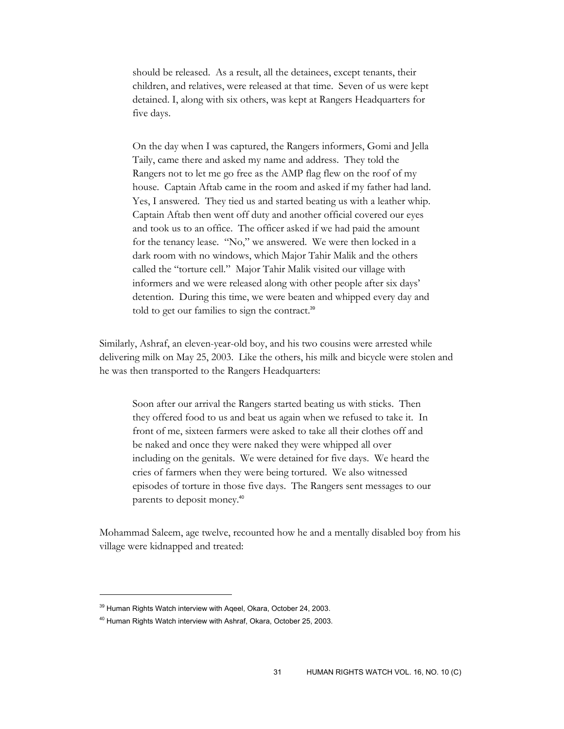> should be released. As a result, all the detainees, except tenants, their children, and relatives, were released at that time. Seven of us were kept detained. I, along with six others, was kept at Rangers Headquarters for five days.
>
> On the day when I was captured, the Rangers informers, Gomi and Jella Taily, came there and asked my name and address. They told the Rangers not to let me go free as the AMP flag flew on the roof of my house. Captain Aftab came in the room and asked if my father had land. Yes, I answered. They tied us and started beating us with a leather whip. Captain Aftab then went off duty and another official covered our eyes and took us to an office. The officer asked if we had paid the amount for the tenancy lease. "No," we answered. We were then locked in a dark room with no windows, which Major Tahir Malik and the others called the "torture cell." Major Tahir Malik visited our village with informers and we were released along with other people after six days' detention. During this time, we were beaten and whipped every day and told to get our families to sign the contract.[39]

Similarly, Ashraf, an eleven-year-old boy, and his two cousins were arrested while delivering milk on May 25, 2003. Like the others, his milk and bicycle were stolen and he was then transported to the Rangers Headquarters:

> Soon after our arrival the Rangers started beating us with sticks. Then they offered food to us and beat us again when we refused to take it. In front of me, sixteen farmers were asked to take all their clothes off and be naked and once they were naked they were whipped all over including on the genitals. We were detained for five days. We heard the cries of farmers when they were being tortured. We also witnessed episodes of torture in those five days. The Rangers sent messages to our parents to deposit money.[40]

Mohammad Saleem, age twelve, recounted how he and a mentally disabled boy from his village were kidnapped and treated:

---

[39] Human Rights Watch interview with Aqeel, Okara, October 24, 2003.

[40] Human Rights Watch interview with Ashraf, Okara, October 25, 2003.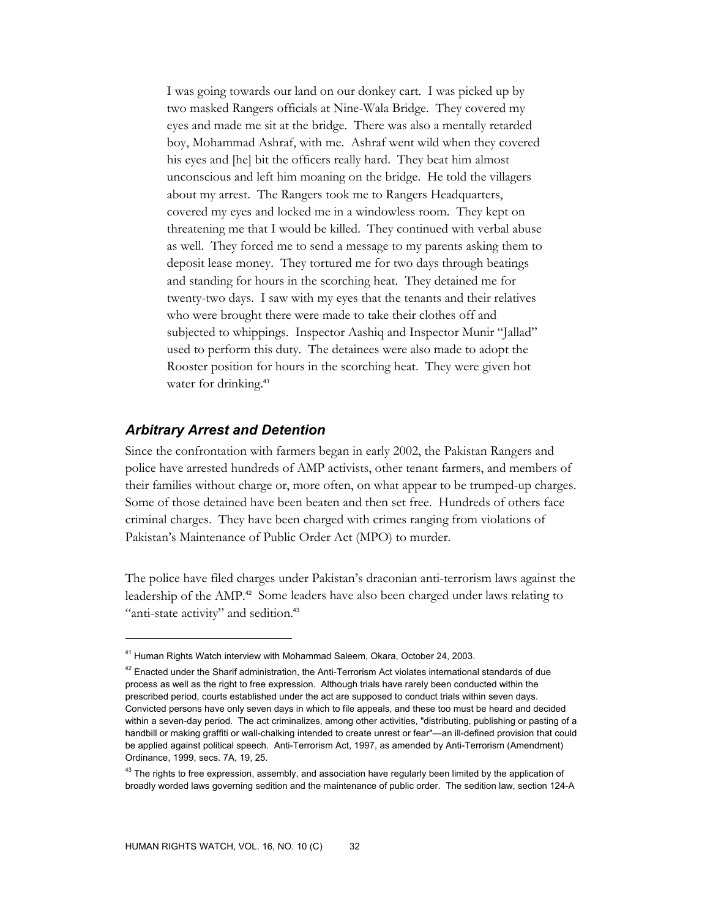> I was going towards our land on our donkey cart. I was picked up by two masked Rangers officials at Nine-Wala Bridge. They covered my eyes and made me sit at the bridge. There was also a mentally retarded boy, Mohammad Ashraf, with me. Ashraf went wild when they covered his eyes and [he] bit the officers really hard. They beat him almost unconscious and left him moaning on the bridge. He told the villagers about my arrest. The Rangers took me to Rangers Headquarters, covered my eyes and locked me in a windowless room. They kept on threatening me that I would be killed. They continued with verbal abuse as well. They forced me to send a message to my parents asking them to deposit lease money. They tortured me for two days through beatings and standing for hours in the scorching heat. They detained me for twenty-two days. I saw with my eyes that the tenants and their relatives who were brought there were made to take their clothes off and subjected to whippings. Inspector Aashiq and Inspector Munir "Jallad" used to perform this duty. The detainees were also made to adopt the Rooster position for hours in the scorching heat. They were given hot water for drinking.[41]

### *Arbitrary Arrest and Detention*

Since the confrontation with farmers began in early 2002, the Pakistan Rangers and police have arrested hundreds of AMP activists, other tenant farmers, and members of their families without charge or, more often, on what appear to be trumped-up charges. Some of those detained have been beaten and then set free. Hundreds of others face criminal charges. They have been charged with crimes ranging from violations of Pakistan's Maintenance of Public Order Act (MPO) to murder.

The police have filed charges under Pakistan's draconian anti-terrorism laws against the leadership of the AMP.[42] Some leaders have also been charged under laws relating to "anti-state activity" and sedition.[43]

---

[41] Human Rights Watch interview with Mohammad Saleem, Okara, October 24, 2003.

[42] Enacted under the Sharif administration, the Anti-Terrorism Act violates international standards of due process as well as the right to free expression. Although trials have rarely been conducted within the prescribed period, courts established under the act are supposed to conduct trials within seven days. Convicted persons have only seven days in which to file appeals, and these too must be heard and decided within a seven-day period. The act criminalizes, among other activities, "distributing, publishing or pasting of a handbill or making graffiti or wall-chalking intended to create unrest or fear"—an ill-defined provision that could be applied against political speech. Anti-Terrorism Act, 1997, as amended by Anti-Terrorism (Amendment) Ordinance, 1999, secs. 7A, 19, 25.

[43] The rights to free expression, assembly, and association have regularly been limited by the application of broadly worded laws governing sedition and the maintenance of public order. The sedition law, section 124-A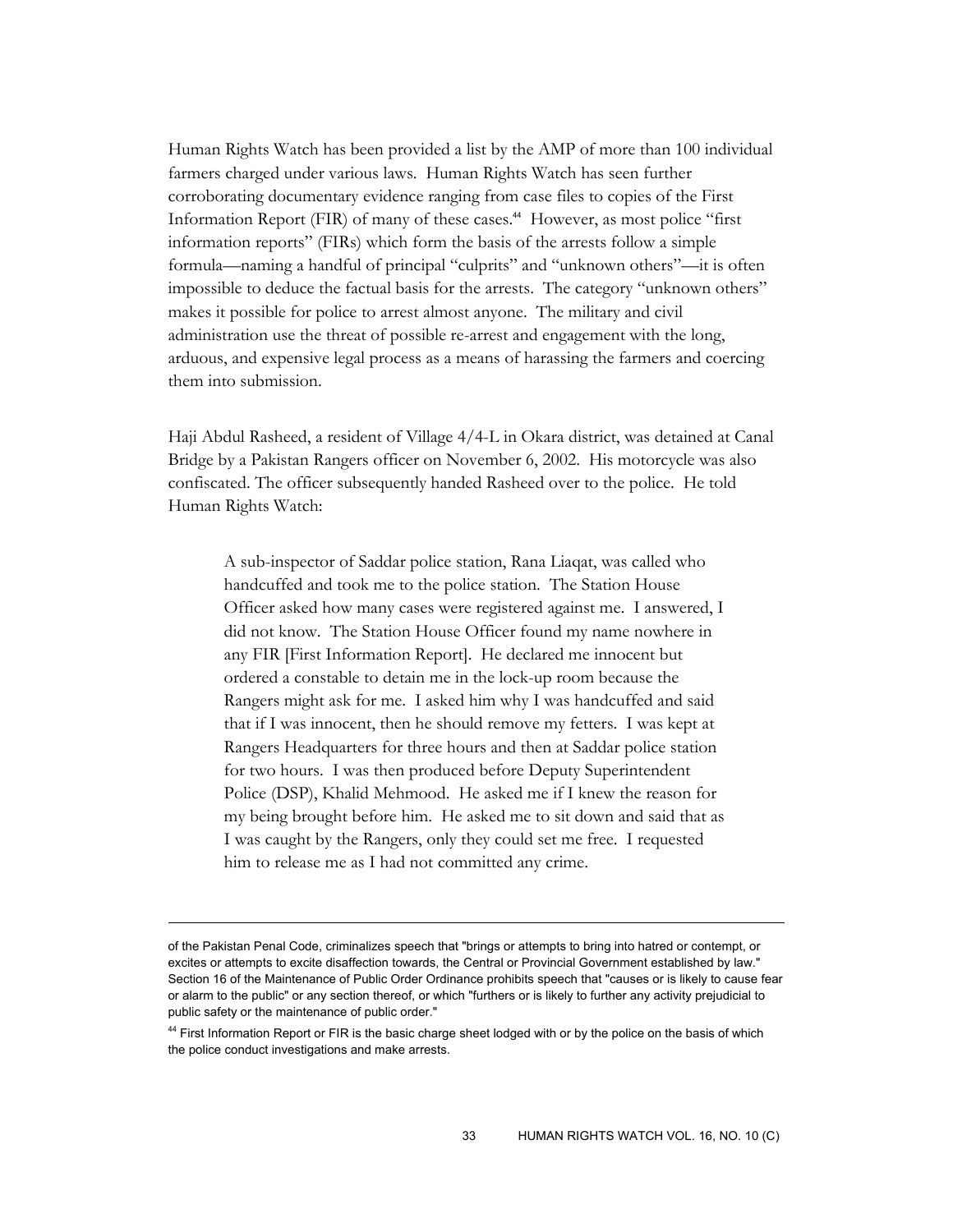Human Rights Watch has been provided a list by the AMP of more than 100 individual farmers charged under various laws. Human Rights Watch has seen further corroborating documentary evidence ranging from case files to copies of the First Information Report (FIR) of many of these cases.[44] However, as most police "first information reports" (FIRs) which form the basis of the arrests follow a simple formula—naming a handful of principal "culprits" and "unknown others"—it is often impossible to deduce the factual basis for the arrests. The category "unknown others" makes it possible for police to arrest almost anyone. The military and civil administration use the threat of possible re-arrest and engagement with the long, arduous, and expensive legal process as a means of harassing the farmers and coercing them into submission.

Haji Abdul Rasheed, a resident of Village 4/4-L in Okara district, was detained at Canal Bridge by a Pakistan Rangers officer on November 6, 2002. His motorcycle was also confiscated. The officer subsequently handed Rasheed over to the police. He told Human Rights Watch:

> A sub-inspector of Saddar police station, Rana Liaqat, was called who handcuffed and took me to the police station. The Station House Officer asked how many cases were registered against me. I answered, I did not know. The Station House Officer found my name nowhere in any FIR [First Information Report]. He declared me innocent but ordered a constable to detain me in the lock-up room because the Rangers might ask for me. I asked him why I was handcuffed and said that if I was innocent, then he should remove my fetters. I was kept at Rangers Headquarters for three hours and then at Saddar police station for two hours. I was then produced before Deputy Superintendent Police (DSP), Khalid Mehmood. He asked me if I knew the reason for my being brought before him. He asked me to sit down and said that as I was caught by the Rangers, only they could set me free. I requested him to release me as I had not committed any crime.

---

of the Pakistan Penal Code, criminalizes speech that "brings or attempts to bring into hatred or contempt, or excites or attempts to excite disaffection towards, the Central or Provincial Government established by law." Section 16 of the Maintenance of Public Order Ordinance prohibits speech that "causes or is likely to cause fear or alarm to the public" or any section thereof, or which "furthers or is likely to further any activity prejudicial to public safety or the maintenance of public order."

[44] First Information Report or FIR is the basic charge sheet lodged with or by the police on the basis of which the police conduct investigations and make arrests.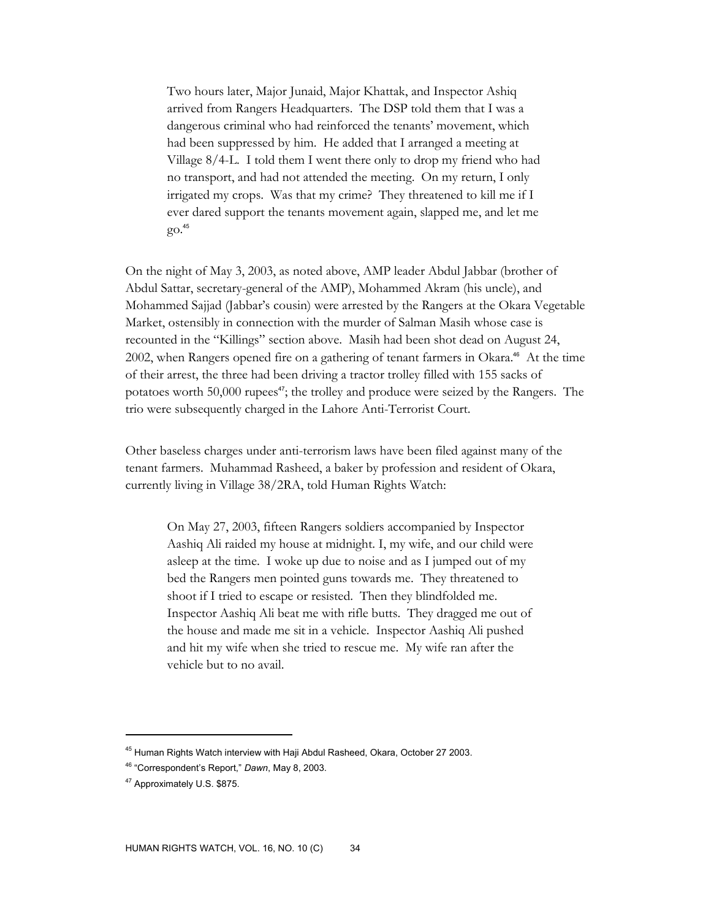> Two hours later, Major Junaid, Major Khattak, and Inspector Ashiq arrived from Rangers Headquarters. The DSP told them that I was a dangerous criminal who had reinforced the tenants' movement, which had been suppressed by him. He added that I arranged a meeting at Village 8/4-L. I told them I went there only to drop my friend who had no transport, and had not attended the meeting. On my return, I only irrigated my crops. Was that my crime? They threatened to kill me if I ever dared support the tenants movement again, slapped me, and let me go.[45]

On the night of May 3, 2003, as noted above, AMP leader Abdul Jabbar (brother of Abdul Sattar, secretary-general of the AMP), Mohammed Akram (his uncle), and Mohammed Sajjad (Jabbar's cousin) were arrested by the Rangers at the Okara Vegetable Market, ostensibly in connection with the murder of Salman Masih whose case is recounted in the "Killings" section above. Masih had been shot dead on August 24, 2002, when Rangers opened fire on a gathering of tenant farmers in Okara.[46] At the time of their arrest, the three had been driving a tractor trolley filled with 155 sacks of potatoes worth 50,000 rupees[47]; the trolley and produce were seized by the Rangers. The trio were subsequently charged in the Lahore Anti-Terrorist Court.

Other baseless charges under anti-terrorism laws have been filed against many of the tenant farmers. Muhammad Rasheed, a baker by profession and resident of Okara, currently living in Village 38/2RA, told Human Rights Watch:

> On May 27, 2003, fifteen Rangers soldiers accompanied by Inspector Aashiq Ali raided my house at midnight. I, my wife, and our child were asleep at the time. I woke up due to noise and as I jumped out of my bed the Rangers men pointed guns towards me. They threatened to shoot if I tried to escape or resisted. Then they blindfolded me. Inspector Aashiq Ali beat me with rifle butts. They dragged me out of the house and made me sit in a vehicle. Inspector Aashiq Ali pushed and hit my wife when she tried to rescue me. My wife ran after the vehicle but to no avail.

---

[45] Human Rights Watch interview with Haji Abdul Rasheed, Okara, October 27 2003.

[46] "Correspondent's Report," *Dawn*, May 8, 2003.

[47] Approximately U.S. $875.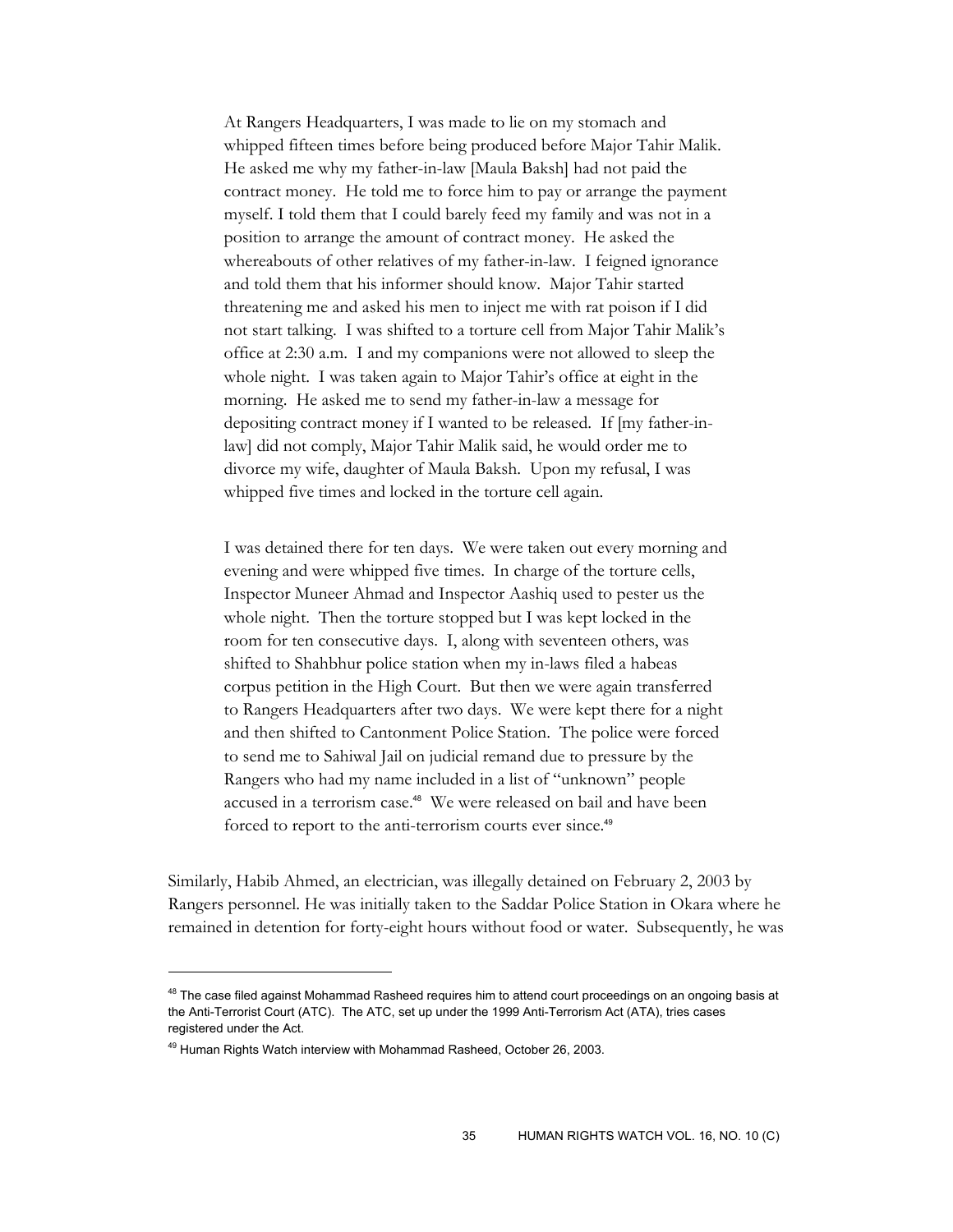> At Rangers Headquarters, I was made to lie on my stomach and whipped fifteen times before being produced before Major Tahir Malik. He asked me why my father-in-law [Maula Baksh] had not paid the contract money. He told me to force him to pay or arrange the payment myself. I told them that I could barely feed my family and was not in a position to arrange the amount of contract money. He asked the whereabouts of other relatives of my father-in-law. I feigned ignorance and told them that his informer should know. Major Tahir started threatening me and asked his men to inject me with rat poison if I did not start talking. I was shifted to a torture cell from Major Tahir Malik's office at 2:30 a.m. I and my companions were not allowed to sleep the whole night. I was taken again to Major Tahir's office at eight in the morning. He asked me to send my father-in-law a message for depositing contract money if I wanted to be released. If [my father-in-law] did not comply, Major Tahir Malik said, he would order me to divorce my wife, daughter of Maula Baksh. Upon my refusal, I was whipped five times and locked in the torture cell again.
>
> I was detained there for ten days. We were taken out every morning and evening and were whipped five times. In charge of the torture cells, Inspector Muneer Ahmad and Inspector Aashiq used to pester us the whole night. Then the torture stopped but I was kept locked in the room for ten consecutive days. I, along with seventeen others, was shifted to Shahbhur police station when my in-laws filed a habeas corpus petition in the High Court. But then we were again transferred to Rangers Headquarters after two days. We were kept there for a night and then shifted to Cantonment Police Station. The police were forced to send me to Sahiwal Jail on judicial remand due to pressure by the Rangers who had my name included in a list of "unknown" people accused in a terrorism case.[48] We were released on bail and have been forced to report to the anti-terrorism courts ever since.[49]

Similarly, Habib Ahmed, an electrician, was illegally detained on February 2, 2003 by Rangers personnel. He was initially taken to the Saddar Police Station in Okara where he remained in detention for forty-eight hours without food or water. Subsequently, he was

---

[48] The case filed against Mohammad Rasheed requires him to attend court proceedings on an ongoing basis at the Anti-Terrorist Court (ATC). The ATC, set up under the 1999 Anti-Terrorism Act (ATA), tries cases registered under the Act.

[49] Human Rights Watch interview with Mohammad Rasheed, October 26, 2003.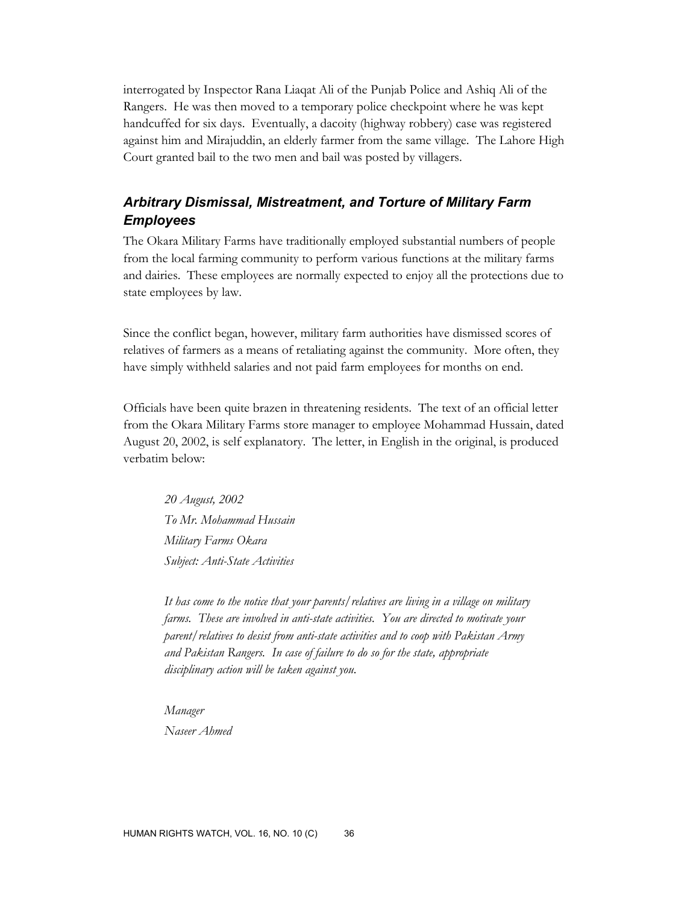interrogated by Inspector Rana Liaqat Ali of the Punjab Police and Ashiq Ali of the Rangers. He was then moved to a temporary police checkpoint where he was kept handcuffed for six days. Eventually, a dacoity (highway robbery) case was registered against him and Mirajuddin, an elderly farmer from the same village. The Lahore High Court granted bail to the two men and bail was posted by villagers.

### *Arbitrary Dismissal, Mistreatment, and Torture of Military Farm Employees*

The Okara Military Farms have traditionally employed substantial numbers of people from the local farming community to perform various functions at the military farms and dairies. These employees are normally expected to enjoy all the protections due to state employees by law.

Since the conflict began, however, military farm authorities have dismissed scores of relatives of farmers as a means of retaliating against the community. More often, they have simply withheld salaries and not paid farm employees for months on end.

Officials have been quite brazen in threatening residents. The text of an official letter from the Okara Military Farms store manager to employee Mohammad Hussain, dated August 20, 2002, is self explanatory. The letter, in English in the original, is produced verbatim below:

> *20 August, 2002*
> *To Mr. Mohammad Hussain*
> *Military Farms Okara*
> *Subject: Anti-State Activities*
>
> *It has come to the notice that your parents/relatives are living in a village on military farms. These are involved in anti-state activities. You are directed to motivate your parent/relatives to desist from anti-state activities and to coop with Pakistan Army and Pakistan Rangers. In case of failure to do so for the state, appropriate disciplinary action will be taken against you.*
>
> *Manager*
> *Naseer Ahmed*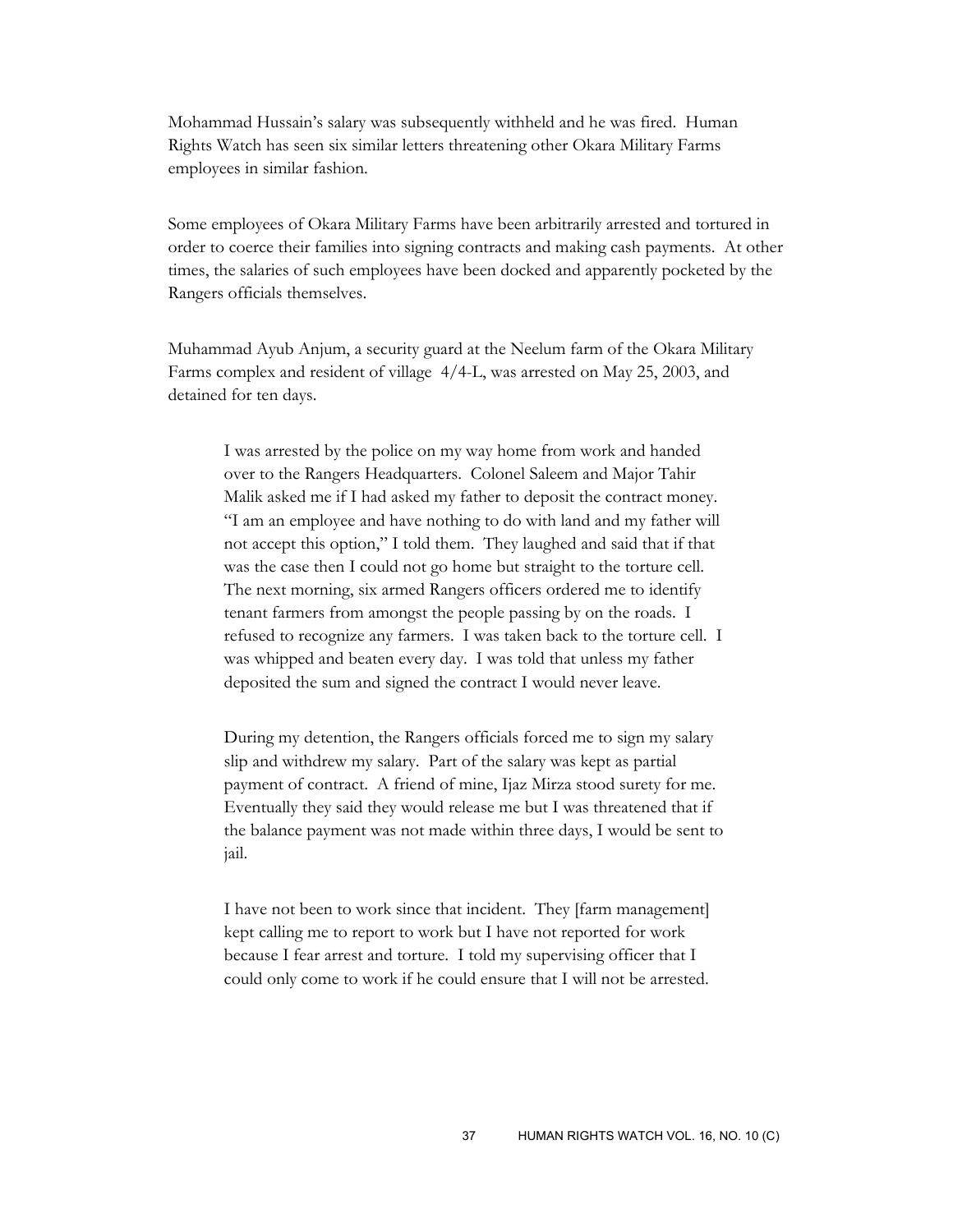Mohammad Hussain's salary was subsequently withheld and he was fired. Human Rights Watch has seen six similar letters threatening other Okara Military Farms employees in similar fashion.

Some employees of Okara Military Farms have been arbitrarily arrested and tortured in order to coerce their families into signing contracts and making cash payments. At other times, the salaries of such employees have been docked and apparently pocketed by the Rangers officials themselves.

Muhammad Ayub Anjum, a security guard at the Neelum farm of the Okara Military Farms complex and resident of village 4/4-L, was arrested on May 25, 2003, and detained for ten days.

> I was arrested by the police on my way home from work and handed over to the Rangers Headquarters. Colonel Saleem and Major Tahir Malik asked me if I had asked my father to deposit the contract money. "I am an employee and have nothing to do with land and my father will not accept this option," I told them. They laughed and said that if that was the case then I could not go home but straight to the torture cell. The next morning, six armed Rangers officers ordered me to identify tenant farmers from amongst the people passing by on the roads. I refused to recognize any farmers. I was taken back to the torture cell. I was whipped and beaten every day. I was told that unless my father deposited the sum and signed the contract I would never leave.
>
> During my detention, the Rangers officials forced me to sign my salary slip and withdrew my salary. Part of the salary was kept as partial payment of contract. A friend of mine, Ijaz Mirza stood surety for me. Eventually they said they would release me but I was threatened that if the balance payment was not made within three days, I would be sent to jail.
>
> I have not been to work since that incident. They [farm management] kept calling me to report to work but I have not reported for work because I fear arrest and torture. I told my supervising officer that I could only come to work if he could ensure that I will not be arrested.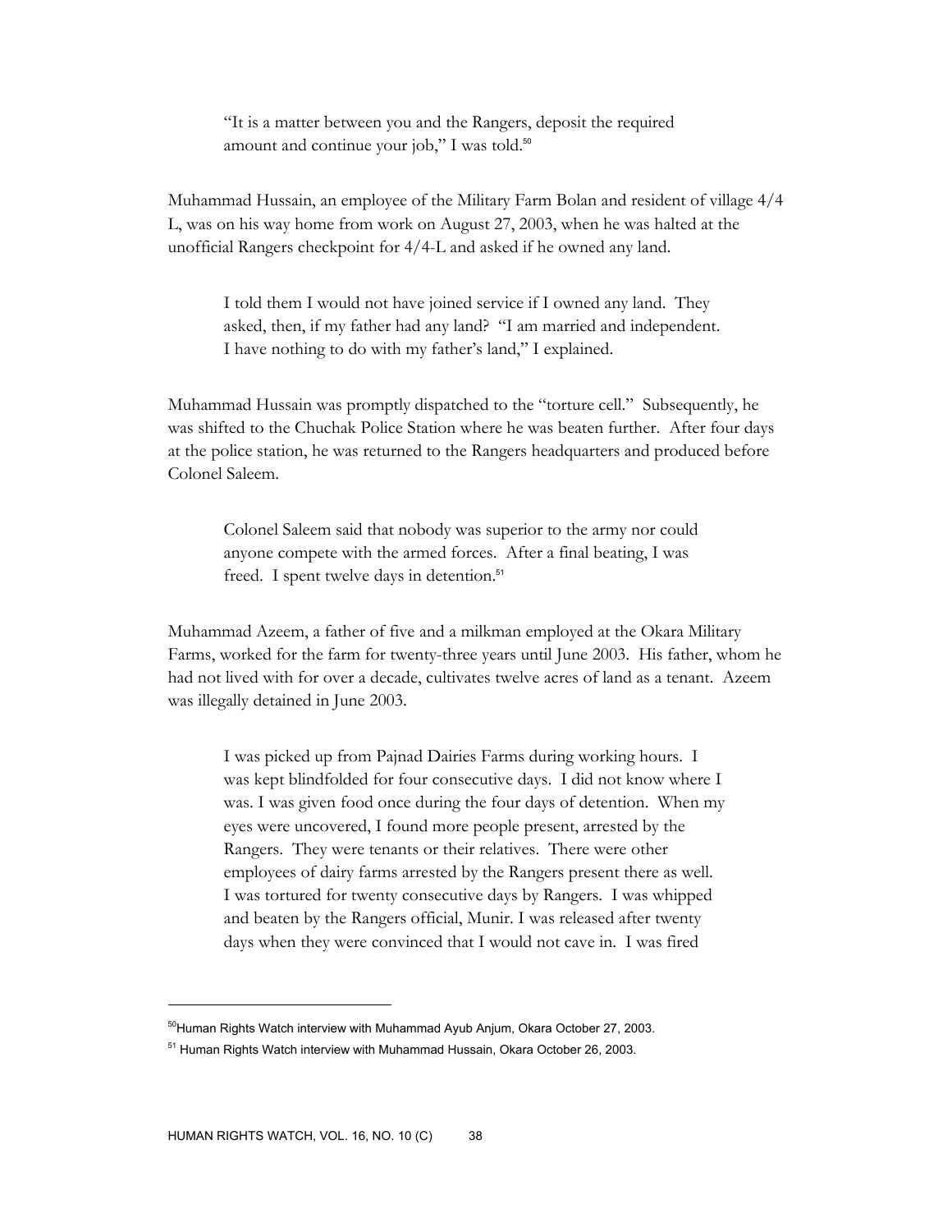> "It is a matter between you and the Rangers, deposit the required amount and continue your job," I was told.[50]

Muhammad Hussain, an employee of the Military Farm Bolan and resident of village 4/4 L, was on his way home from work on August 27, 2003, when he was halted at the unofficial Rangers checkpoint for 4/4-L and asked if he owned any land.

> I told them I would not have joined service if I owned any land. They asked, then, if my father had any land? "I am married and independent. I have nothing to do with my father's land," I explained.

Muhammad Hussain was promptly dispatched to the "torture cell." Subsequently, he was shifted to the Chuchak Police Station where he was beaten further. After four days at the police station, he was returned to the Rangers headquarters and produced before Colonel Saleem.

> Colonel Saleem said that nobody was superior to the army nor could anyone compete with the armed forces. After a final beating, I was freed. I spent twelve days in detention.[51]

Muhammad Azeem, a father of five and a milkman employed at the Okara Military Farms, worked for the farm for twenty-three years until June 2003. His father, whom he had not lived with for over a decade, cultivates twelve acres of land as a tenant. Azeem was illegally detained in June 2003.

> I was picked up from Pajnad Dairies Farms during working hours. I was kept blindfolded for four consecutive days. I did not know where I was. I was given food once during the four days of detention. When my eyes were uncovered, I found more people present, arrested by the Rangers. They were tenants or their relatives. There were other employees of dairy farms arrested by the Rangers present there as well. I was tortured for twenty consecutive days by Rangers. I was whipped and beaten by the Rangers official, Munir. I was released after twenty days when they were convinced that I would not cave in. I was fired

---

[50] Human Rights Watch interview with Muhammad Ayub Anjum, Okara October 27, 2003.

[51] Human Rights Watch interview with Muhammad Hussain, Okara October 26, 2003.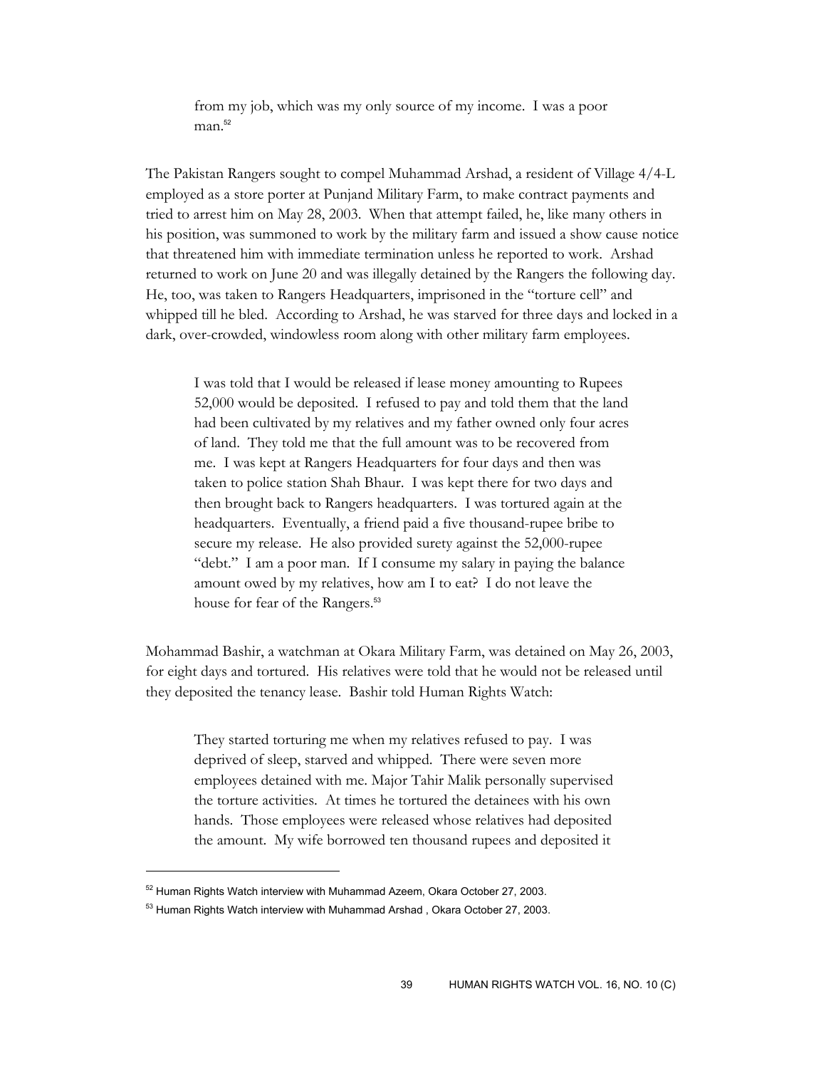> from my job, which was my only source of my income. I was a poor man.[52]

The Pakistan Rangers sought to compel Muhammad Arshad, a resident of Village 4/4-L employed as a store porter at Punjand Military Farm, to make contract payments and tried to arrest him on May 28, 2003. When that attempt failed, he, like many others in his position, was summoned to work by the military farm and issued a show cause notice that threatened him with immediate termination unless he reported to work. Arshad returned to work on June 20 and was illegally detained by the Rangers the following day. He, too, was taken to Rangers Headquarters, imprisoned in the "torture cell" and whipped till he bled. According to Arshad, he was starved for three days and locked in a dark, over-crowded, windowless room along with other military farm employees.

> I was told that I would be released if lease money amounting to Rupees 52,000 would be deposited. I refused to pay and told them that the land had been cultivated by my relatives and my father owned only four acres of land. They told me that the full amount was to be recovered from me. I was kept at Rangers Headquarters for four days and then was taken to police station Shah Bhaur. I was kept there for two days and then brought back to Rangers headquarters. I was tortured again at the headquarters. Eventually, a friend paid a five thousand-rupee bribe to secure my release. He also provided surety against the 52,000-rupee "debt." I am a poor man. If I consume my salary in paying the balance amount owed by my relatives, how am I to eat? I do not leave the house for fear of the Rangers.[53]

Mohammad Bashir, a watchman at Okara Military Farm, was detained on May 26, 2003, for eight days and tortured. His relatives were told that he would not be released until they deposited the tenancy lease. Bashir told Human Rights Watch:

> They started torturing me when my relatives refused to pay. I was deprived of sleep, starved and whipped. There were seven more employees detained with me. Major Tahir Malik personally supervised the torture activities. At times he tortured the detainees with his own hands. Those employees were released whose relatives had deposited the amount. My wife borrowed ten thousand rupees and deposited it

---

[52] Human Rights Watch interview with Muhammad Azeem, Okara October 27, 2003.

[53] Human Rights Watch interview with Muhammad Arshad , Okara October 27, 2003.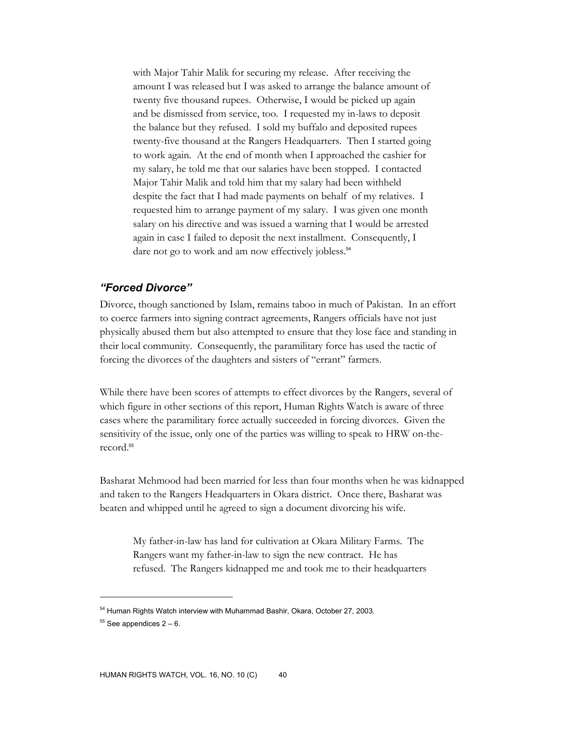> with Major Tahir Malik for securing my release. After receiving the amount I was released but I was asked to arrange the balance amount of twenty five thousand rupees. Otherwise, I would be picked up again and be dismissed from service, too. I requested my in-laws to deposit the balance but they refused. I sold my buffalo and deposited rupees twenty-five thousand at the Rangers Headquarters. Then I started going to work again. At the end of month when I approached the cashier for my salary, he told me that our salaries have been stopped. I contacted Major Tahir Malik and told him that my salary had been withheld despite the fact that I had made payments on behalf of my relatives. I requested him to arrange payment of my salary. I was given one month salary on his directive and was issued a warning that I would be arrested again in case I failed to deposit the next installment. Consequently, I dare not go to work and am now effectively jobless.[54]

### *"Forced Divorce"*

Divorce, though sanctioned by Islam, remains taboo in much of Pakistan. In an effort to coerce farmers into signing contract agreements, Rangers officials have not just physically abused them but also attempted to ensure that they lose face and standing in their local community. Consequently, the paramilitary force has used the tactic of forcing the divorces of the daughters and sisters of "errant" farmers.

While there have been scores of attempts to effect divorces by the Rangers, several of which figure in other sections of this report, Human Rights Watch is aware of three cases where the paramilitary force actually succeeded in forcing divorces. Given the sensitivity of the issue, only one of the parties was willing to speak to HRW on-the-record.[55]

Basharat Mehmood had been married for less than four months when he was kidnapped and taken to the Rangers Headquarters in Okara district. Once there, Basharat was beaten and whipped until he agreed to sign a document divorcing his wife.

> My father-in-law has land for cultivation at Okara Military Farms. The Rangers want my father-in-law to sign the new contract. He has refused. The Rangers kidnapped me and took me to their headquarters

---

[54] Human Rights Watch interview with Muhammad Bashir, Okara, October 27, 2003.

[55] See appendices 2 – 6.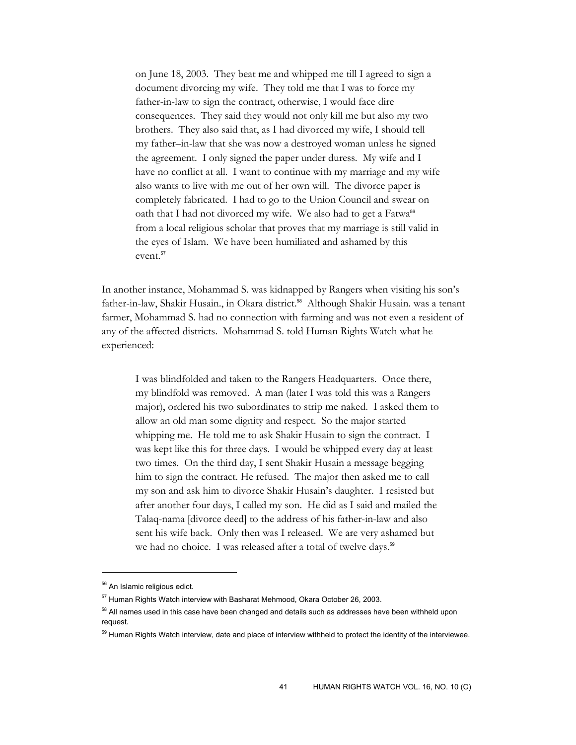> on June 18, 2003. They beat me and whipped me till I agreed to sign a document divorcing my wife. They told me that I was to force my father-in-law to sign the contract, otherwise, I would face dire consequences. They said they would not only kill me but also my two brothers. They also said that, as I had divorced my wife, I should tell my father–in-law that she was now a destroyed woman unless he signed the agreement. I only signed the paper under duress. My wife and I have no conflict at all. I want to continue with my marriage and my wife also wants to live with me out of her own will. The divorce paper is completely fabricated. I had to go to the Union Council and swear on oath that I had not divorced my wife. We also had to get a Fatwa[56] from a local religious scholar that proves that my marriage is still valid in the eyes of Islam. We have been humiliated and ashamed by this event.[57]

In another instance, Mohammad S. was kidnapped by Rangers when visiting his son's father-in-law, Shakir Husain., in Okara district.[58] Although Shakir Husain. was a tenant farmer, Mohammad S. had no connection with farming and was not even a resident of any of the affected districts. Mohammad S. told Human Rights Watch what he experienced:

> I was blindfolded and taken to the Rangers Headquarters. Once there, my blindfold was removed. A man (later I was told this was a Rangers major), ordered his two subordinates to strip me naked. I asked them to allow an old man some dignity and respect. So the major started whipping me. He told me to ask Shakir Husain to sign the contract. I was kept like this for three days. I would be whipped every day at least two times. On the third day, I sent Shakir Husain a message begging him to sign the contract. He refused. The major then asked me to call my son and ask him to divorce Shakir Husain's daughter. I resisted but after another four days, I called my son. He did as I said and mailed the Talaq-nama [divorce deed] to the address of his father-in-law and also sent his wife back. Only then was I released. We are very ashamed but we had no choice. I was released after a total of twelve days.[59]

---

[56] An Islamic religious edict.

[57] Human Rights Watch interview with Basharat Mehmood, Okara October 26, 2003.

[58] All names used in this case have been changed and details such as addresses have been withheld upon request.

[59] Human Rights Watch interview, date and place of interview withheld to protect the identity of the interviewee.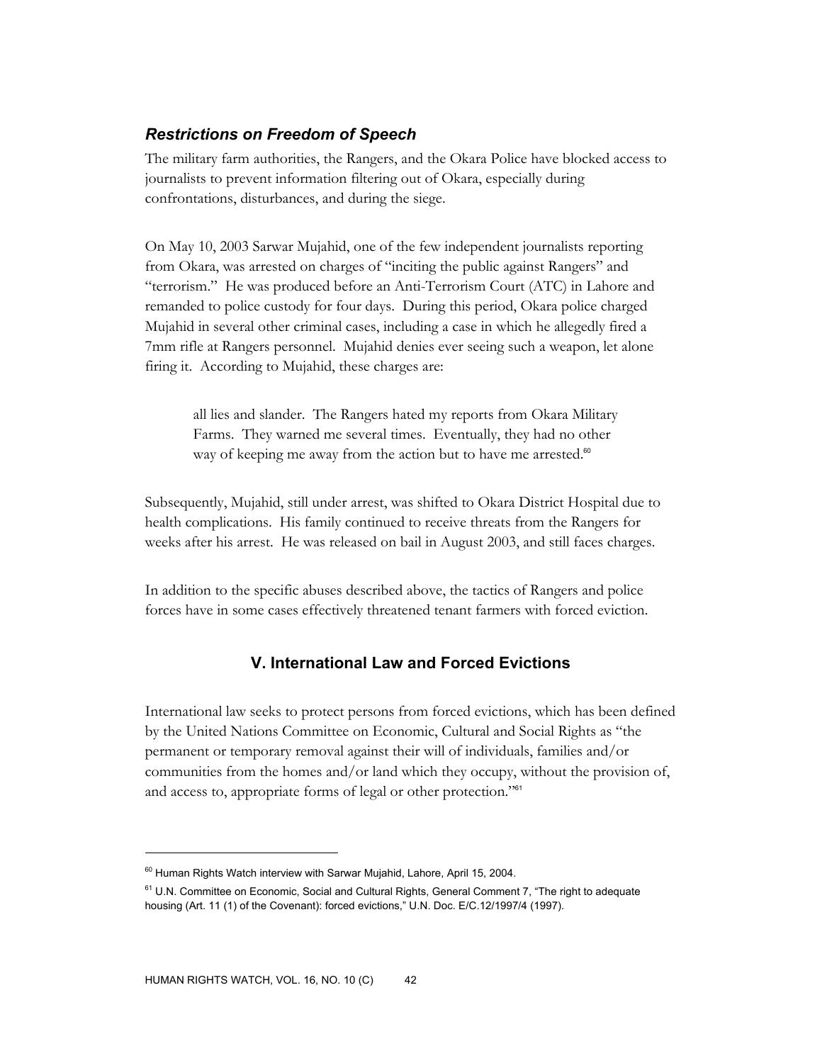### *Restrictions on Freedom of Speech*

The military farm authorities, the Rangers, and the Okara Police have blocked access to journalists to prevent information filtering out of Okara, especially during confrontations, disturbances, and during the siege.

On May 10, 2003 Sarwar Mujahid, one of the few independent journalists reporting from Okara, was arrested on charges of "inciting the public against Rangers" and "terrorism." He was produced before an Anti-Terrorism Court (ATC) in Lahore and remanded to police custody for four days. During this period, Okara police charged Mujahid in several other criminal cases, including a case in which he allegedly fired a 7mm rifle at Rangers personnel. Mujahid denies ever seeing such a weapon, let alone firing it. According to Mujahid, these charges are:

> all lies and slander. The Rangers hated my reports from Okara Military Farms. They warned me several times. Eventually, they had no other way of keeping me away from the action but to have me arrested.[60]

Subsequently, Mujahid, still under arrest, was shifted to Okara District Hospital due to health complications. His family continued to receive threats from the Rangers for weeks after his arrest. He was released on bail in August 2003, and still faces charges.

In addition to the specific abuses described above, the tactics of Rangers and police forces have in some cases effectively threatened tenant farmers with forced eviction.

## V. International Law and Forced Evictions

International law seeks to protect persons from forced evictions, which has been defined by the United Nations Committee on Economic, Cultural and Social Rights as "the permanent or temporary removal against their will of individuals, families and/or communities from the homes and/or land which they occupy, without the provision of, and access to, appropriate forms of legal or other protection."[61]

---

[60] Human Rights Watch interview with Sarwar Mujahid, Lahore, April 15, 2004.

[61] U.N. Committee on Economic, Social and Cultural Rights, General Comment 7, "The right to adequate housing (Art. 11 (1) of the Covenant): forced evictions," U.N. Doc. E/C.12/1997/4 (1997).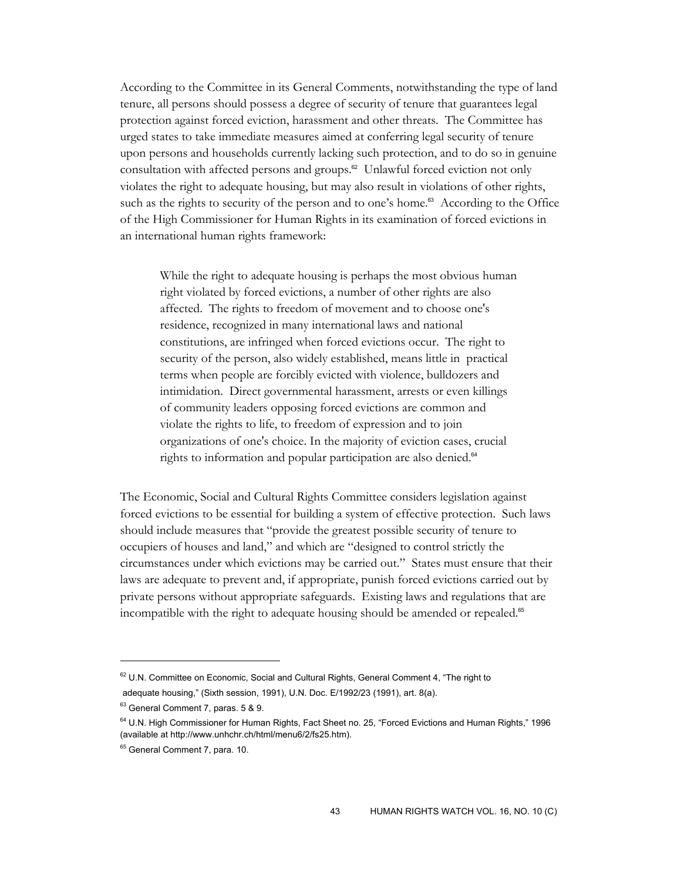According to the Committee in its General Comments, notwithstanding the type of land tenure, all persons should possess a degree of security of tenure that guarantees legal protection against forced eviction, harassment and other threats. The Committee has urged states to take immediate measures aimed at conferring legal security of tenure upon persons and households currently lacking such protection, and to do so in genuine consultation with affected persons and groups.[62] Unlawful forced eviction not only violates the right to adequate housing, but may also result in violations of other rights, such as the rights to security of the person and to one's home.[63] According to the Office of the High Commissioner for Human Rights in its examination of forced evictions in an international human rights framework:

> While the right to adequate housing is perhaps the most obvious human right violated by forced evictions, a number of other rights are also affected. The rights to freedom of movement and to choose one's residence, recognized in many international laws and national constitutions, are infringed when forced evictions occur. The right to security of the person, also widely established, means little in practical terms when people are forcibly evicted with violence, bulldozers and intimidation. Direct governmental harassment, arrests or even killings of community leaders opposing forced evictions are common and violate the rights to life, to freedom of expression and to join organizations of one's choice. In the majority of eviction cases, crucial rights to information and popular participation are also denied.[64]

The Economic, Social and Cultural Rights Committee considers legislation against forced evictions to be essential for building a system of effective protection. Such laws should include measures that "provide the greatest possible security of tenure to occupiers of houses and land," and which are "designed to control strictly the circumstances under which evictions may be carried out." States must ensure that their laws are adequate to prevent and, if appropriate, punish forced evictions carried out by private persons without appropriate safeguards. Existing laws and regulations that are incompatible with the right to adequate housing should be amended or repealed.[65]

---

[62] U.N. Committee on Economic, Social and Cultural Rights, General Comment 4, "The right to adequate housing," (Sixth session, 1991), U.N. Doc. E/1992/23 (1991), art. 8(a).

[63] General Comment 7, paras. 5 & 9.

[64] U.N. High Commissioner for Human Rights, Fact Sheet no. 25, "Forced Evictions and Human Rights," 1996 (available at http://www.unhchr.ch/html/menu6/2/fs25.htm).

[65] General Comment 7, para. 10.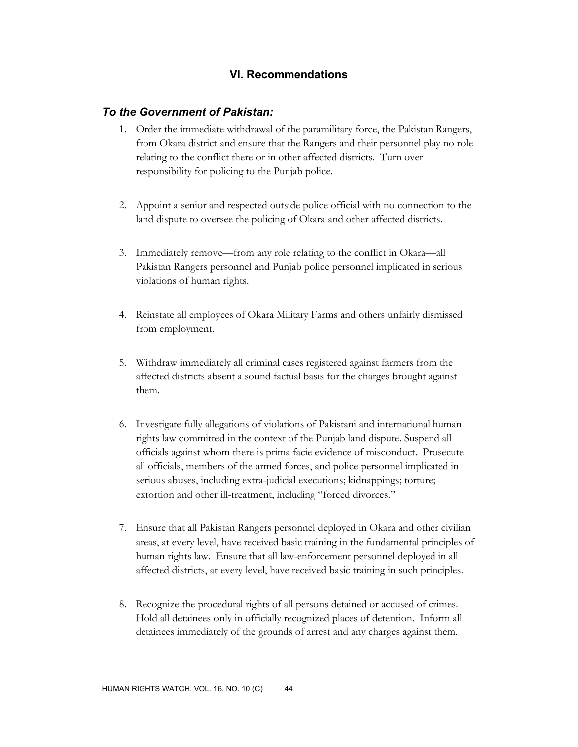## VI. Recommendations

### *To the Government of Pakistan:*

1. Order the immediate withdrawal of the paramilitary force, the Pakistan Rangers, from Okara district and ensure that the Rangers and their personnel play no role relating to the conflict there or in other affected districts. Turn over responsibility for policing to the Punjab police.

2. Appoint a senior and respected outside police official with no connection to the land dispute to oversee the policing of Okara and other affected districts.

3. Immediately remove—from any role relating to the conflict in Okara—all Pakistan Rangers personnel and Punjab police personnel implicated in serious violations of human rights.

4. Reinstate all employees of Okara Military Farms and others unfairly dismissed from employment.

5. Withdraw immediately all criminal cases registered against farmers from the affected districts absent a sound factual basis for the charges brought against them.

6. Investigate fully allegations of violations of Pakistani and international human rights law committed in the context of the Punjab land dispute. Suspend all officials against whom there is prima facie evidence of misconduct. Prosecute all officials, members of the armed forces, and police personnel implicated in serious abuses, including extra-judicial executions; kidnappings; torture; extortion and other ill-treatment, including "forced divorces."

7. Ensure that all Pakistan Rangers personnel deployed in Okara and other civilian areas, at every level, have received basic training in the fundamental principles of human rights law. Ensure that all law-enforcement personnel deployed in all affected districts, at every level, have received basic training in such principles.

8. Recognize the procedural rights of all persons detained or accused of crimes. Hold all detainees only in officially recognized places of detention. Inform all detainees immediately of the grounds of arrest and any charges against them.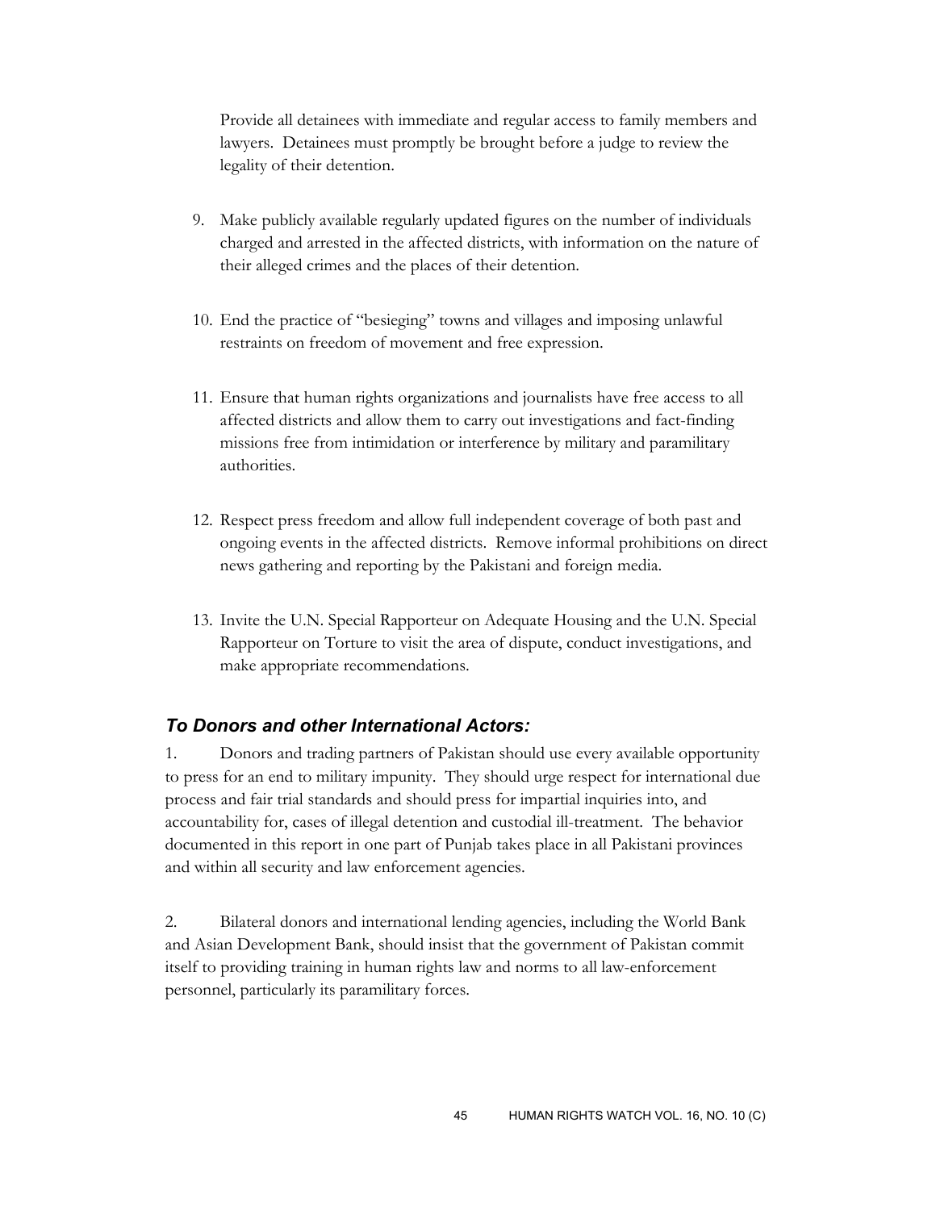Provide all detainees with immediate and regular access to family members and lawyers. Detainees must promptly be brought before a judge to review the legality of their detention.

9. Make publicly available regularly updated figures on the number of individuals charged and arrested in the affected districts, with information on the nature of their alleged crimes and the places of their detention.

10. End the practice of "besieging" towns and villages and imposing unlawful restraints on freedom of movement and free expression.

11. Ensure that human rights organizations and journalists have free access to all affected districts and allow them to carry out investigations and fact-finding missions free from intimidation or interference by military and paramilitary authorities.

12. Respect press freedom and allow full independent coverage of both past and ongoing events in the affected districts. Remove informal prohibitions on direct news gathering and reporting by the Pakistani and foreign media.

13. Invite the U.N. Special Rapporteur on Adequate Housing and the U.N. Special Rapporteur on Torture to visit the area of dispute, conduct investigations, and make appropriate recommendations.

### *To Donors and other International Actors:*

1. Donors and trading partners of Pakistan should use every available opportunity to press for an end to military impunity. They should urge respect for international due process and fair trial standards and should press for impartial inquiries into, and accountability for, cases of illegal detention and custodial ill-treatment. The behavior documented in this report in one part of Punjab takes place in all Pakistani provinces and within all security and law enforcement agencies.

2. Bilateral donors and international lending agencies, including the World Bank and Asian Development Bank, should insist that the government of Pakistan commit itself to providing training in human rights law and norms to all law-enforcement personnel, particularly its paramilitary forces.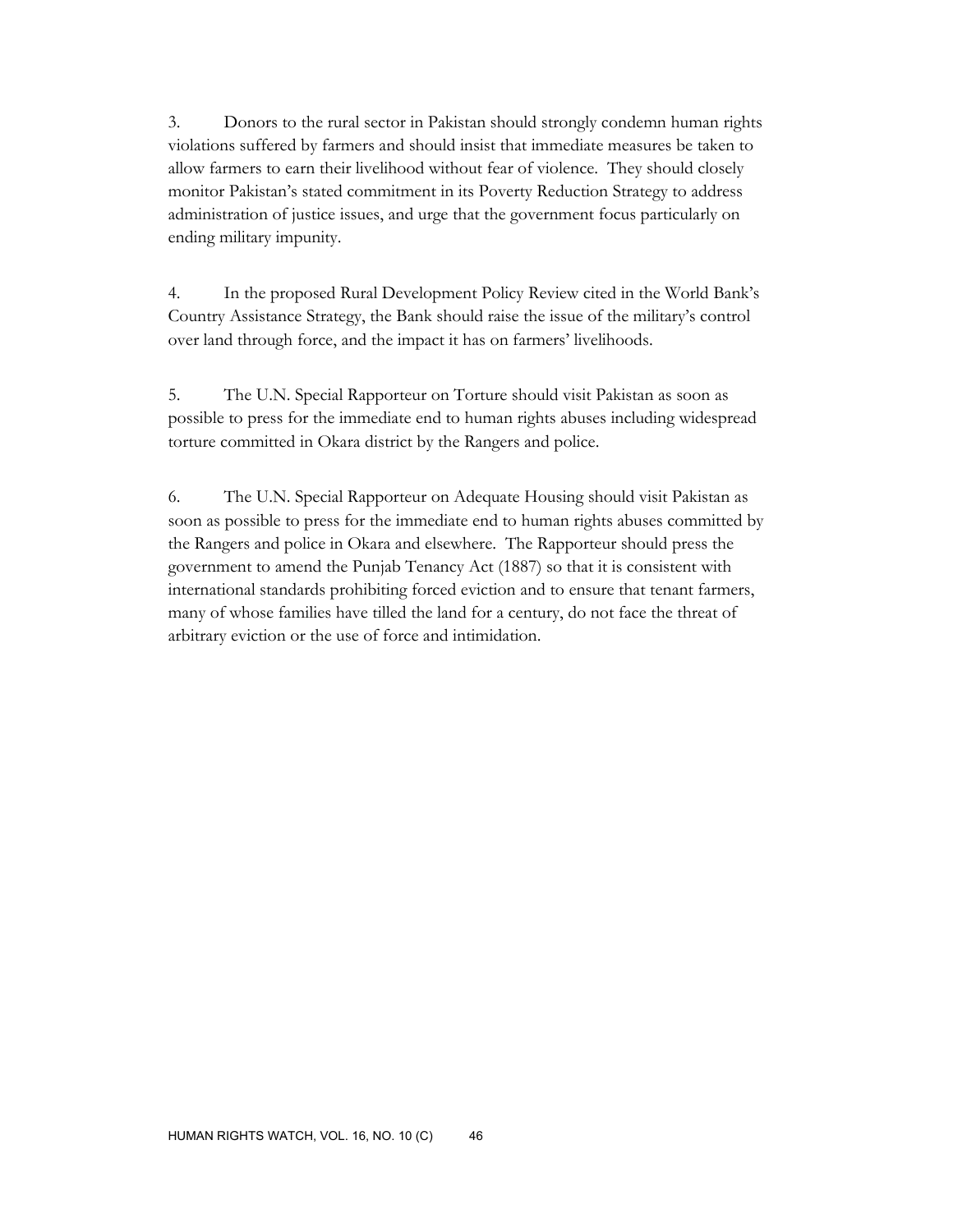3. Donors to the rural sector in Pakistan should strongly condemn human rights violations suffered by farmers and should insist that immediate measures be taken to allow farmers to earn their livelihood without fear of violence. They should closely monitor Pakistan's stated commitment in its Poverty Reduction Strategy to address administration of justice issues, and urge that the government focus particularly on ending military impunity.

4. In the proposed Rural Development Policy Review cited in the World Bank's Country Assistance Strategy, the Bank should raise the issue of the military's control over land through force, and the impact it has on farmers' livelihoods.

5. The U.N. Special Rapporteur on Torture should visit Pakistan as soon as possible to press for the immediate end to human rights abuses including widespread torture committed in Okara district by the Rangers and police.

6. The U.N. Special Rapporteur on Adequate Housing should visit Pakistan as soon as possible to press for the immediate end to human rights abuses committed by the Rangers and police in Okara and elsewhere. The Rapporteur should press the government to amend the Punjab Tenancy Act (1887) so that it is consistent with international standards prohibiting forced eviction and to ensure that tenant farmers, many of whose families have tilled the land for a century, do not face the threat of arbitrary eviction or the use of force and intimidation.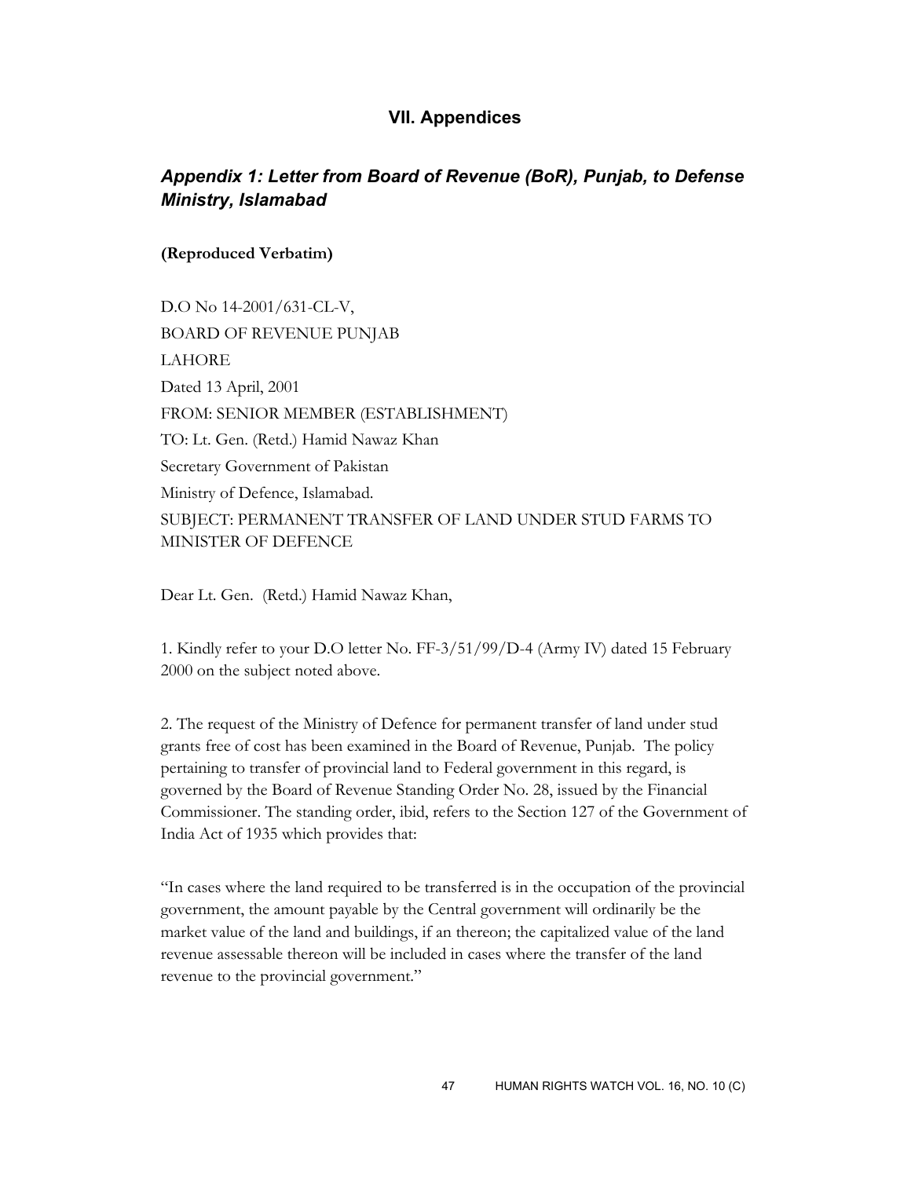## VII. Appendices

### *Appendix 1: Letter from Board of Revenue (BoR), Punjab, to Defense Ministry, Islamabad*

**(Reproduced Verbatim)**

D.O No 14-2001/631-CL-V,

BOARD OF REVENUE PUNJAB

LAHORE

Dated 13 April, 2001

FROM: SENIOR MEMBER (ESTABLISHMENT)

TO: Lt. Gen. (Retd.) Hamid Nawaz Khan

Secretary Government of Pakistan

Ministry of Defence, Islamabad.

SUBJECT: PERMANENT TRANSFER OF LAND UNDER STUD FARMS TO MINISTER OF DEFENCE

Dear Lt. Gen. (Retd.) Hamid Nawaz Khan,

1. Kindly refer to your D.O letter No. FF-3/51/99/D-4 (Army IV) dated 15 February 2000 on the subject noted above.

2. The request of the Ministry of Defence for permanent transfer of land under stud grants free of cost has been examined in the Board of Revenue, Punjab. The policy pertaining to transfer of provincial land to Federal government in this regard, is governed by the Board of Revenue Standing Order No. 28, issued by the Financial Commissioner. The standing order, ibid, refers to the Section 127 of the Government of India Act of 1935 which provides that:

"In cases where the land required to be transferred is in the occupation of the provincial government, the amount payable by the Central government will ordinarily be the market value of the land and buildings, if an thereon; the capitalized value of the land revenue assessable thereon will be included in cases where the transfer of the land revenue to the provincial government."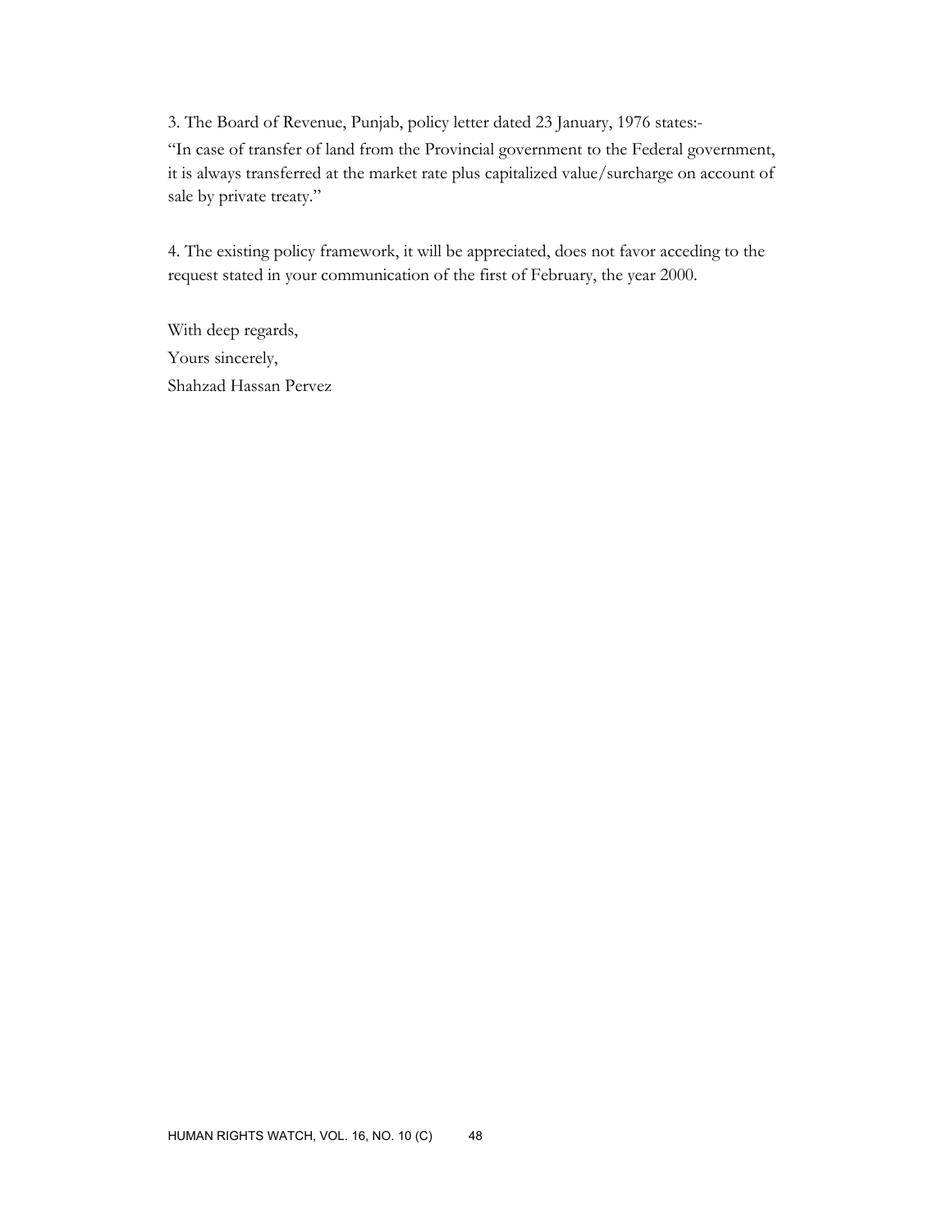3. The Board of Revenue, Punjab, policy letter dated 23 January, 1976 states:-

"In case of transfer of land from the Provincial government to the Federal government, it is always transferred at the market rate plus capitalized value/surcharge on account of sale by private treaty."

4. The existing policy framework, it will be appreciated, does not favor acceding to the request stated in your communication of the first of February, the year 2000.

With deep regards,  
Yours sincerely,  
Shahzad Hassan Pervez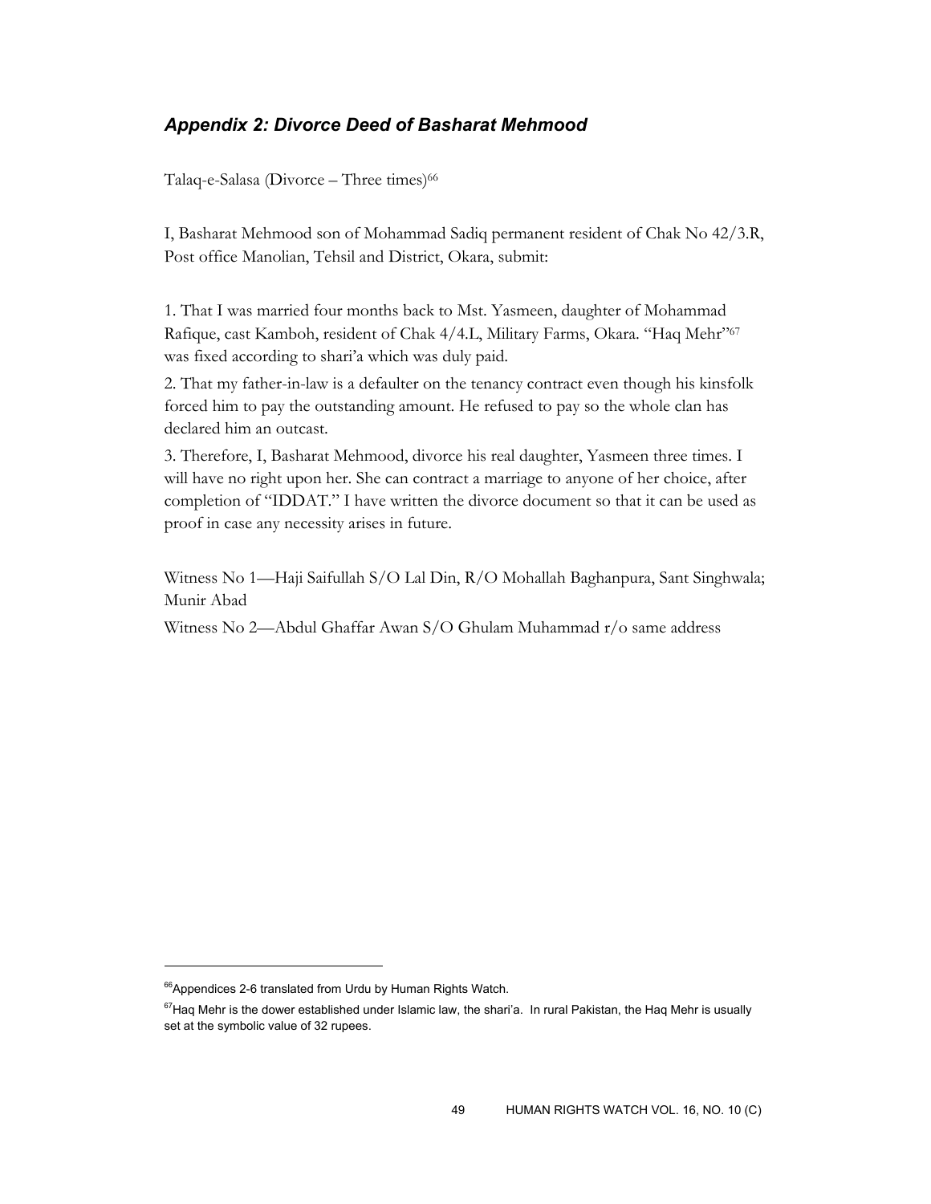## *Appendix 2: Divorce Deed of Basharat Mehmood*

Talaq-e-Salasa (Divorce – Three times)[66]

I, Basharat Mehmood son of Mohammad Sadiq permanent resident of Chak No 42/3.R, Post office Manolian, Tehsil and District, Okara, submit:

1. That I was married four months back to Mst. Yasmeen, daughter of Mohammad Rafique, cast Kamboh, resident of Chak 4/4.L, Military Farms, Okara. "Haq Mehr"[67] was fixed according to shari'a which was duly paid.
2. That my father-in-law is a defaulter on the tenancy contract even though his kinsfolk forced him to pay the outstanding amount. He refused to pay so the whole clan has declared him an outcast.
3. Therefore, I, Basharat Mehmood, divorce his real daughter, Yasmeen three times. I will have no right upon her. She can contract a marriage to anyone of her choice, after completion of "IDDAT." I have written the divorce document so that it can be used as proof in case any necessity arises in future.

Witness No 1—Haji Saifullah S/O Lal Din, R/O Mohallah Baghanpura, Sant Singhwala; Munir Abad

Witness No 2—Abdul Ghaffar Awan S/O Ghulam Muhammad r/o same address

---

[66] Appendices 2-6 translated from Urdu by Human Rights Watch.

[67] Haq Mehr is the dower established under Islamic law, the shari'a. In rural Pakistan, the Haq Mehr is usually set at the symbolic value of 32 rupees.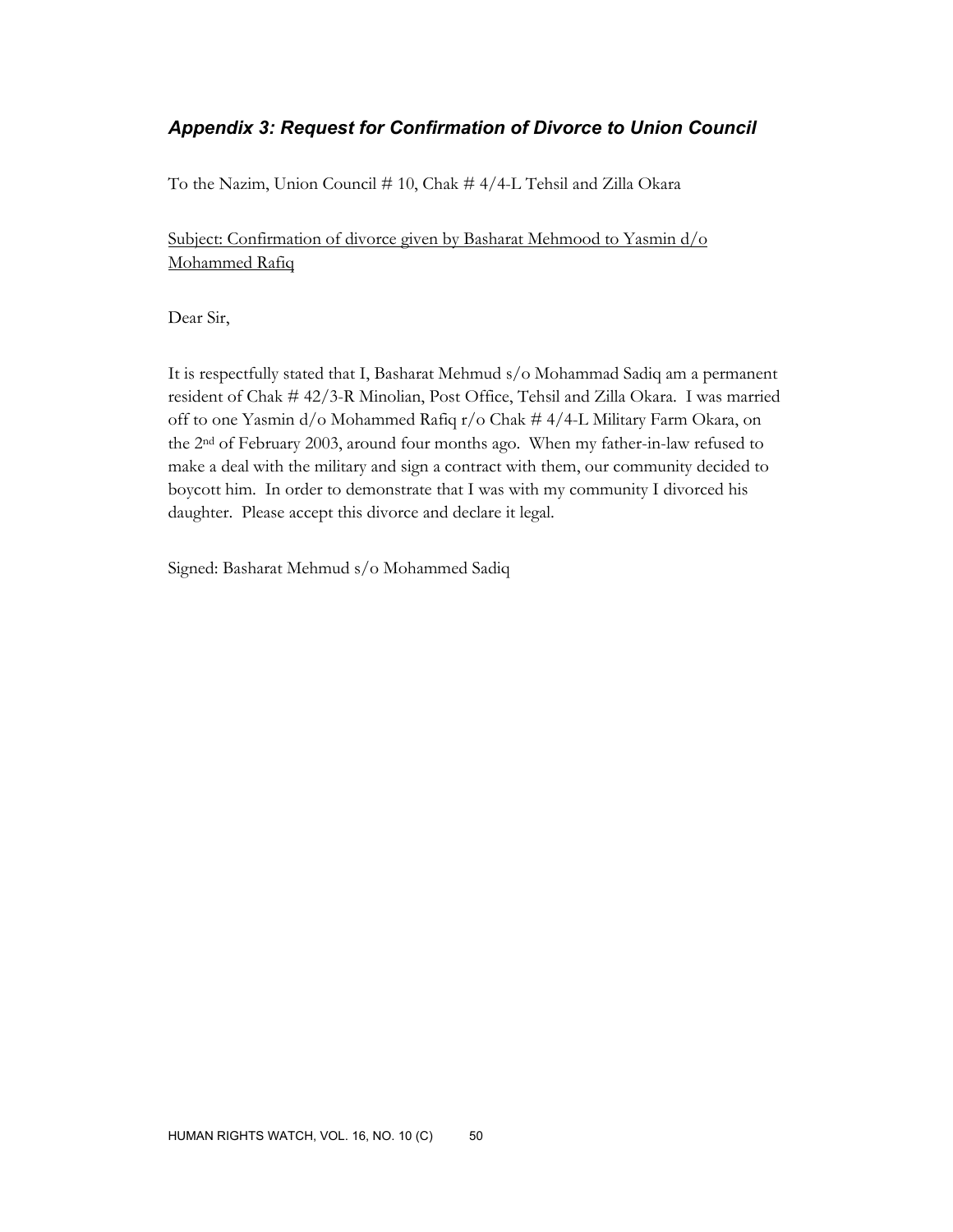## *Appendix 3: Request for Confirmation of Divorce to Union Council*

To the Nazim, Union Council # 10, Chak # 4/4-L Tehsil and Zilla Okara

<u>Subject: Confirmation of divorce given by Basharat Mehmood to Yasmin d/o Mohammed Rafiq</u>

Dear Sir,

It is respectfully stated that I, Basharat Mehmud s/o Mohammad Sadiq am a permanent resident of Chak # 42/3-R Minolian, Post Office, Tehsil and Zilla Okara. I was married off to one Yasmin d/o Mohammed Rafiq r/o Chak # 4/4-L Military Farm Okara, on the 2nd of February 2003, around four months ago. When my father-in-law refused to make a deal with the military and sign a contract with them, our community decided to boycott him. In order to demonstrate that I was with my community I divorced his daughter. Please accept this divorce and declare it legal.

Signed: Basharat Mehmud s/o Mohammed Sadiq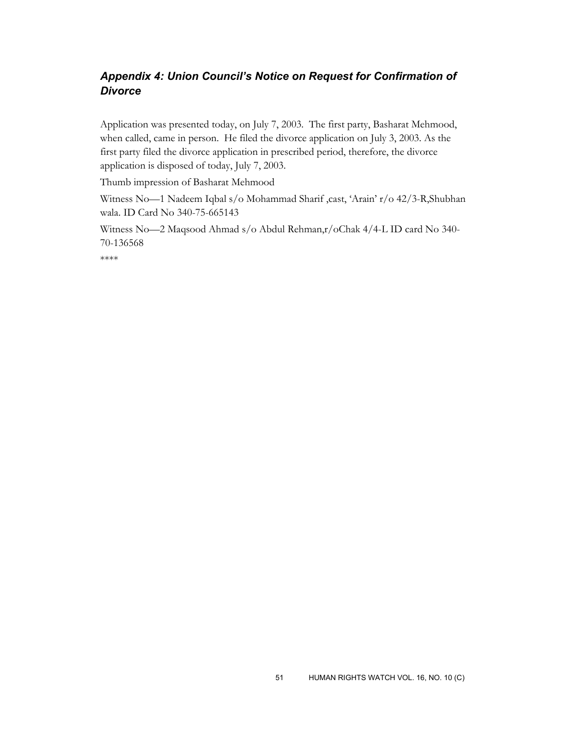## *Appendix 4: Union Council's Notice on Request for Confirmation of Divorce*

Application was presented today, on July 7, 2003. The first party, Basharat Mehmood, when called, came in person. He filed the divorce application on July 3, 2003. As the first party filed the divorce application in prescribed period, therefore, the divorce application is disposed of today, July 7, 2003.

Thumb impression of Basharat Mehmood

Witness No—1 Nadeem Iqbal s/o Mohammad Sharif ,cast, 'Arain' r/o 42/3-R,Shubhan wala. ID Card No 340-75-665143

Witness No—2 Maqsood Ahmad s/o Abdul Rehman,r/oChak 4/4-L ID card No 340-70-136568

****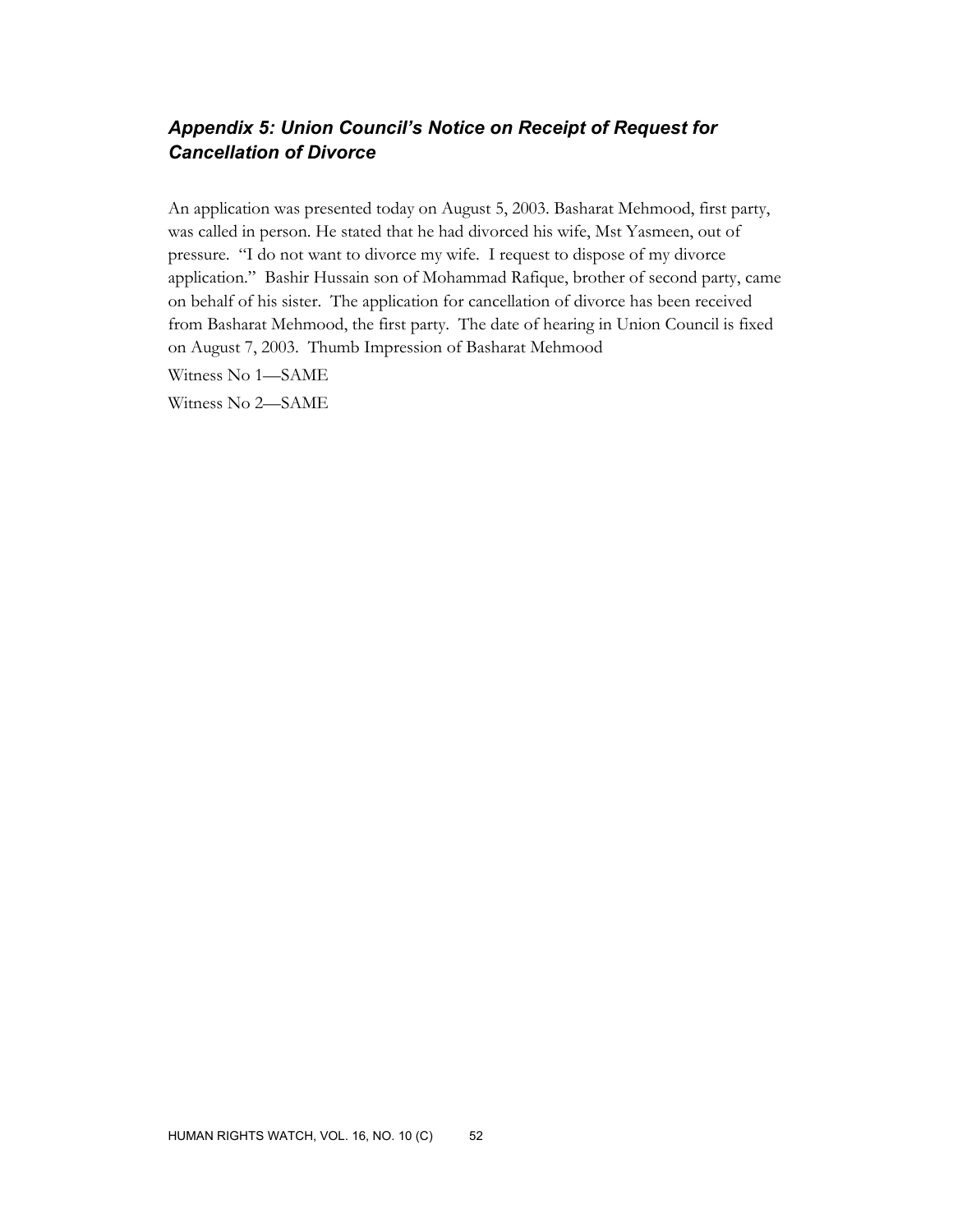## *Appendix 5: Union Council's Notice on Receipt of Request for Cancellation of Divorce*

An application was presented today on August 5, 2003. Basharat Mehmood, first party, was called in person. He stated that he had divorced his wife, Mst Yasmeen, out of pressure. "I do not want to divorce my wife. I request to dispose of my divorce application." Bashir Hussain son of Mohammad Rafique, brother of second party, came on behalf of his sister. The application for cancellation of divorce has been received from Basharat Mehmood, the first party. The date of hearing in Union Council is fixed on August 7, 2003. Thumb Impression of Basharat Mehmood

Witness No 1—SAME

Witness No 2—SAME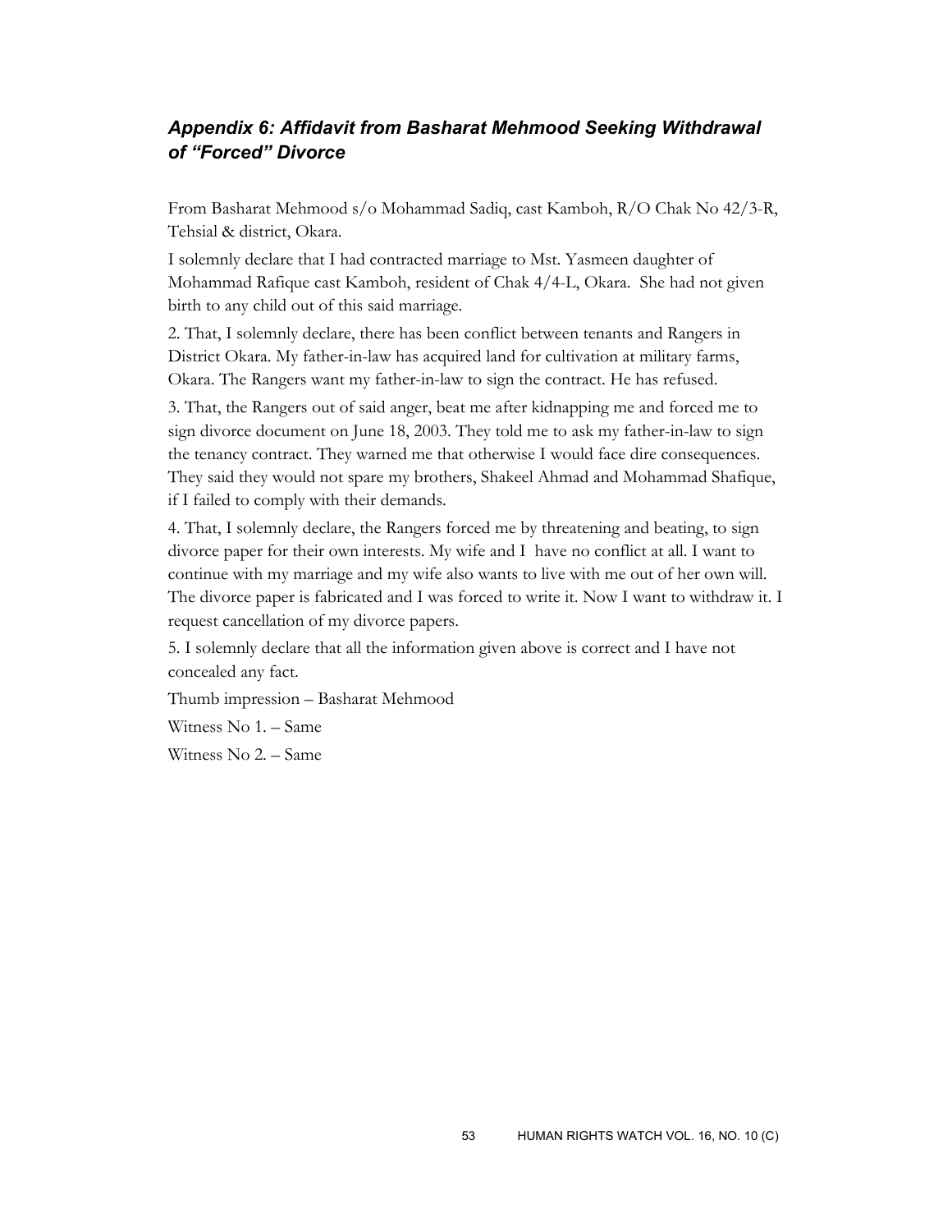## *Appendix 6: Affidavit from Basharat Mehmood Seeking Withdrawal of "Forced" Divorce*

From Basharat Mehmood s/o Mohammad Sadiq, cast Kamboh, R/O Chak No 42/3-R, Tehsial & district, Okara.

I solemnly declare that I had contracted marriage to Mst. Yasmeen daughter of Mohammad Rafique cast Kamboh, resident of Chak 4/4-L, Okara. She had not given birth to any child out of this said marriage.

2. That, I solemnly declare, there has been conflict between tenants and Rangers in District Okara. My father-in-law has acquired land for cultivation at military farms, Okara. The Rangers want my father-in-law to sign the contract. He has refused.

3. That, the Rangers out of said anger, beat me after kidnapping me and forced me to sign divorce document on June 18, 2003. They told me to ask my father-in-law to sign the tenancy contract. They warned me that otherwise I would face dire consequences. They said they would not spare my brothers, Shakeel Ahmad and Mohammad Shafique, if I failed to comply with their demands.

4. That, I solemnly declare, the Rangers forced me by threatening and beating, to sign divorce paper for their own interests. My wife and I have no conflict at all. I want to continue with my marriage and my wife also wants to live with me out of her own will. The divorce paper is fabricated and I was forced to write it. Now I want to withdraw it. I request cancellation of my divorce papers.

5. I solemnly declare that all the information given above is correct and I have not concealed any fact.

Thumb impression – Basharat Mehmood

Witness No 1. – Same

Witness No 2. – Same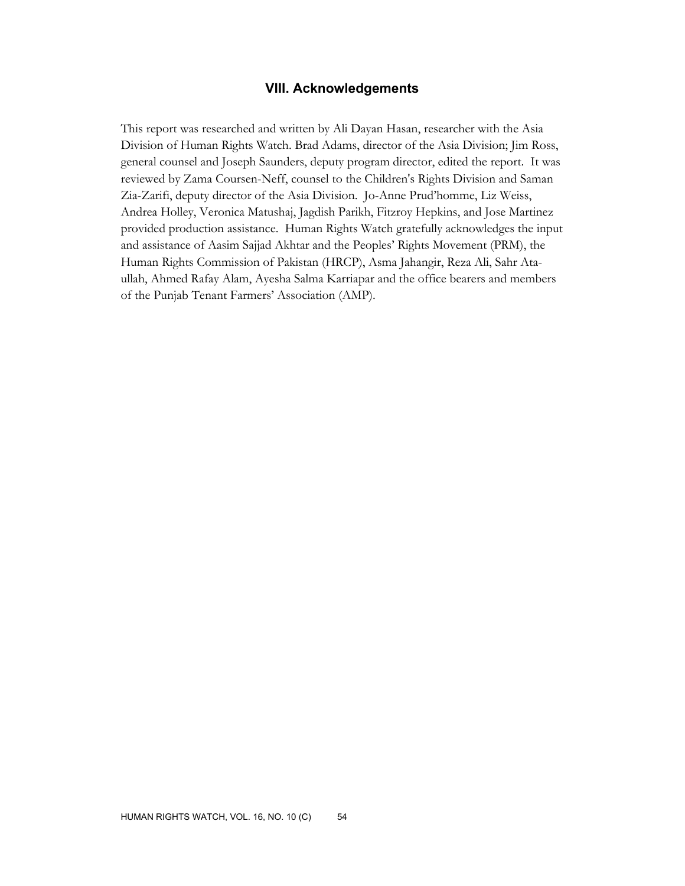## VIII. Acknowledgements

This report was researched and written by Ali Dayan Hasan, researcher with the Asia Division of Human Rights Watch. Brad Adams, director of the Asia Division; Jim Ross, general counsel and Joseph Saunders, deputy program director, edited the report. It was reviewed by Zama Coursen-Neff, counsel to the Children's Rights Division and Saman Zia-Zarifi, deputy director of the Asia Division. Jo-Anne Prud'homme, Liz Weiss, Andrea Holley, Veronica Matushaj, Jagdish Parikh, Fitzroy Hepkins, and Jose Martinez provided production assistance. Human Rights Watch gratefully acknowledges the input and assistance of Aasim Sajjad Akhtar and the Peoples' Rights Movement (PRM), the Human Rights Commission of Pakistan (HRCP), Asma Jahangir, Reza Ali, Sahr Ata-ullah, Ahmed Rafay Alam, Ayesha Salma Karriapar and the office bearers and members of the Punjab Tenant Farmers' Association (AMP).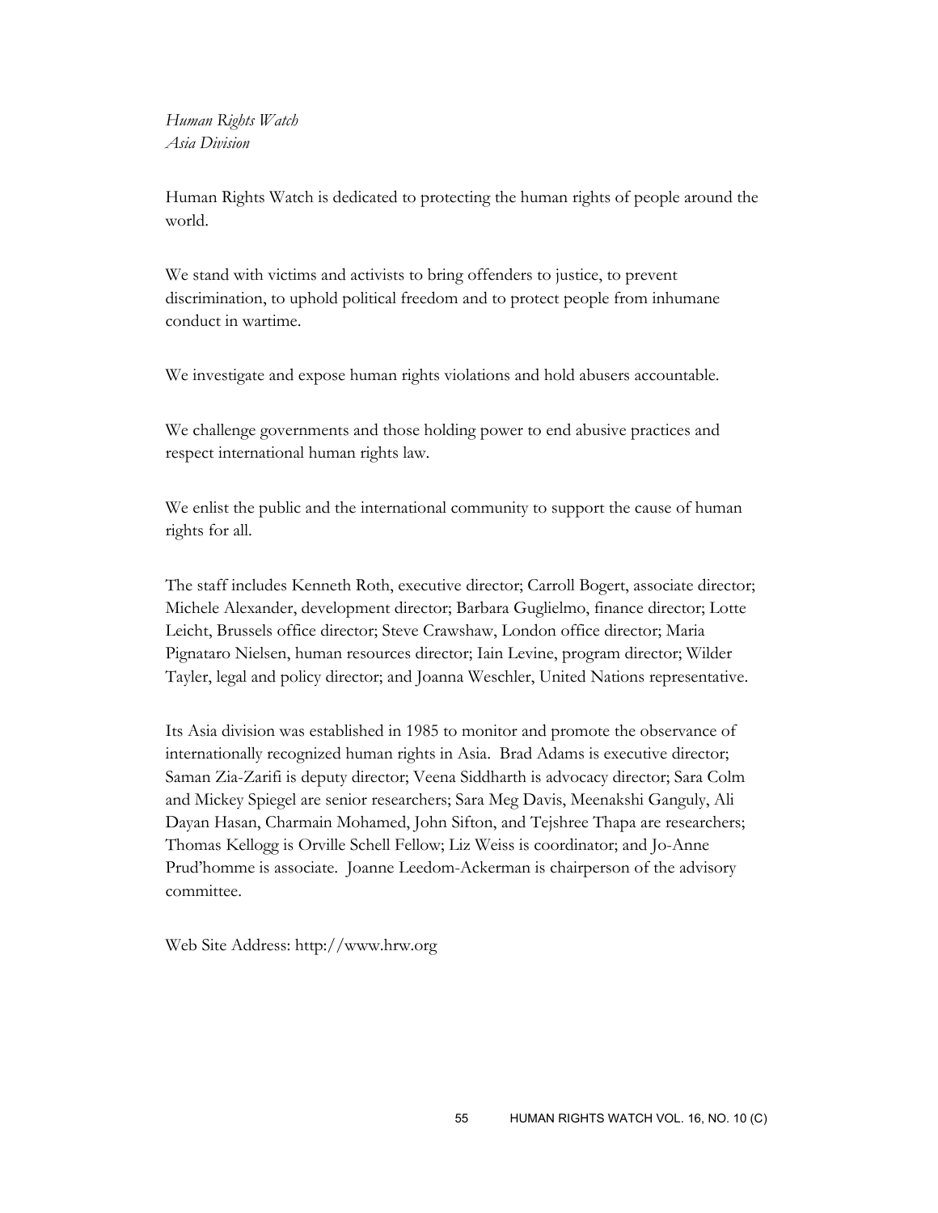*Human Rights Watch*
*Asia Division*

Human Rights Watch is dedicated to protecting the human rights of people around the world.

We stand with victims and activists to bring offenders to justice, to prevent discrimination, to uphold political freedom and to protect people from inhumane conduct in wartime.

We investigate and expose human rights violations and hold abusers accountable.

We challenge governments and those holding power to end abusive practices and respect international human rights law.

We enlist the public and the international community to support the cause of human rights for all.

The staff includes Kenneth Roth, executive director; Carroll Bogert, associate director; Michele Alexander, development director; Barbara Guglielmo, finance director; Lotte Leicht, Brussels office director; Steve Crawshaw, London office director; Maria Pignataro Nielsen, human resources director; Iain Levine, program director; Wilder Tayler, legal and policy director; and Joanna Weschler, United Nations representative.

Its Asia division was established in 1985 to monitor and promote the observance of internationally recognized human rights in Asia. Brad Adams is executive director; Saman Zia-Zarifi is deputy director; Veena Siddharth is advocacy director; Sara Colm and Mickey Spiegel are senior researchers; Sara Meg Davis, Meenakshi Ganguly, Ali Dayan Hasan, Charmain Mohamed, John Sifton, and Tejshree Thapa are researchers; Thomas Kellogg is Orville Schell Fellow; Liz Weiss is coordinator; and Jo-Anne Prud'homme is associate. Joanne Leedom-Ackerman is chairperson of the advisory committee.

Web Site Address: http://www.hrw.org